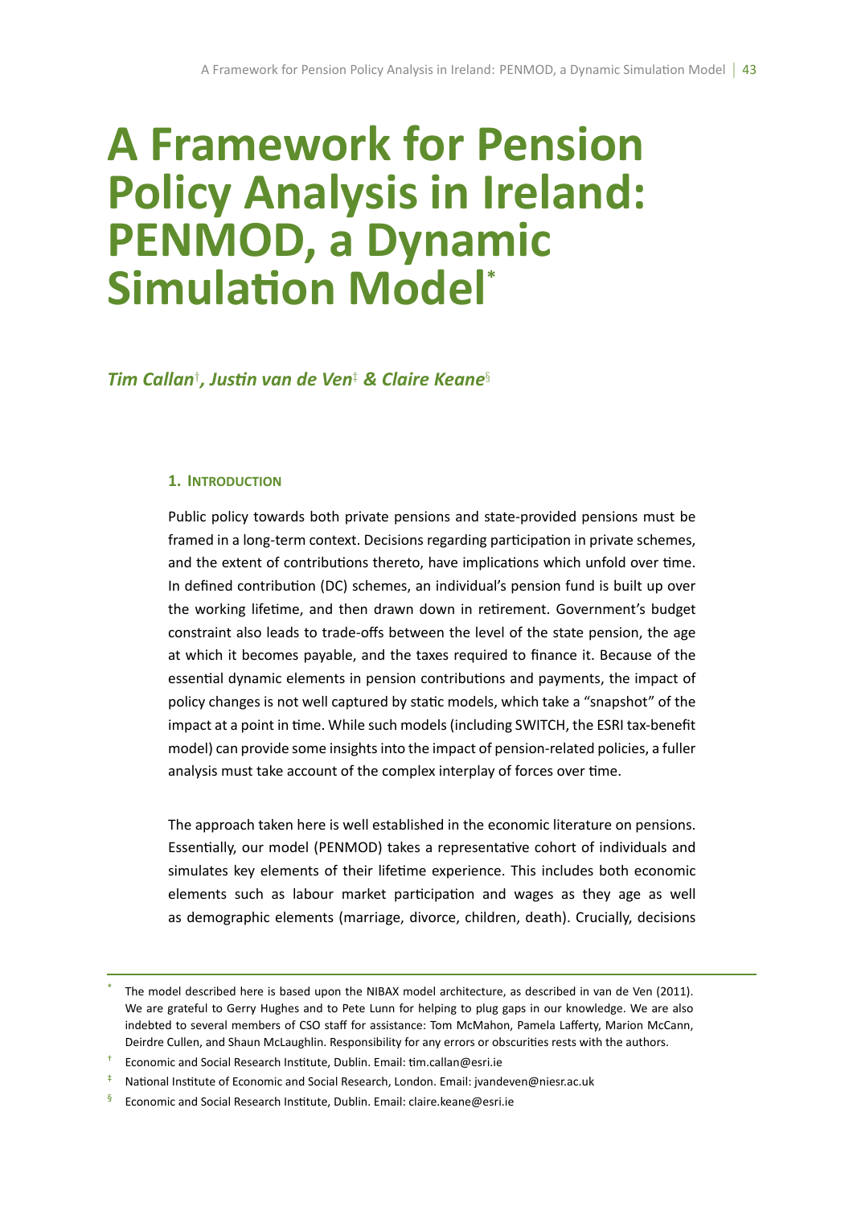# A Framework for Pension Policy Analysis in Ireland: PENMOD, a Dynamic Simulation Model[*]

***Tim Callan[†], Justin van de Ven[‡] & Claire Keane[§]***

## 1. Introduction

Public policy towards both private pensions and state-provided pensions must be framed in a long-term context. Decisions regarding participation in private schemes, and the extent of contributions thereto, have implications which unfold over time. In defined contribution (DC) schemes, an individual's pension fund is built up over the working lifetime, and then drawn down in retirement. Government's budget constraint also leads to trade-offs between the level of the state pension, the age at which it becomes payable, and the taxes required to finance it. Because of the essential dynamic elements in pension contributions and payments, the impact of policy changes is not well captured by static models, which take a "snapshot" of the impact at a point in time. While such models (including SWITCH, the ESRI tax-benefit model) can provide some insights into the impact of pension-related policies, a fuller analysis must take account of the complex interplay of forces over time.

The approach taken here is well established in the economic literature on pensions. Essentially, our model (PENMOD) takes a representative cohort of individuals and simulates key elements of their lifetime experience. This includes both economic elements such as labour market participation and wages as they age as well as demographic elements (marriage, divorce, children, death). Crucially, decisions

---

[*] The model described here is based upon the NIBAX model architecture, as described in van de Ven (2011). We are grateful to Gerry Hughes and to Pete Lunn for helping to plug gaps in our knowledge. We are also indebted to several members of CSO staff for assistance: Tom McMahon, Pamela Lafferty, Marion McCann, Deirdre Cullen, and Shaun McLaughlin. Responsibility for any errors or obscurities rests with the authors.

[†] Economic and Social Research Institute, Dublin. Email: tim.callan@esri.ie

[‡] National Institute of Economic and Social Research, London. Email: jvandeven@niesr.ac.uk

[§] Economic and Social Research Institute, Dublin. Email: claire.keane@esri.ie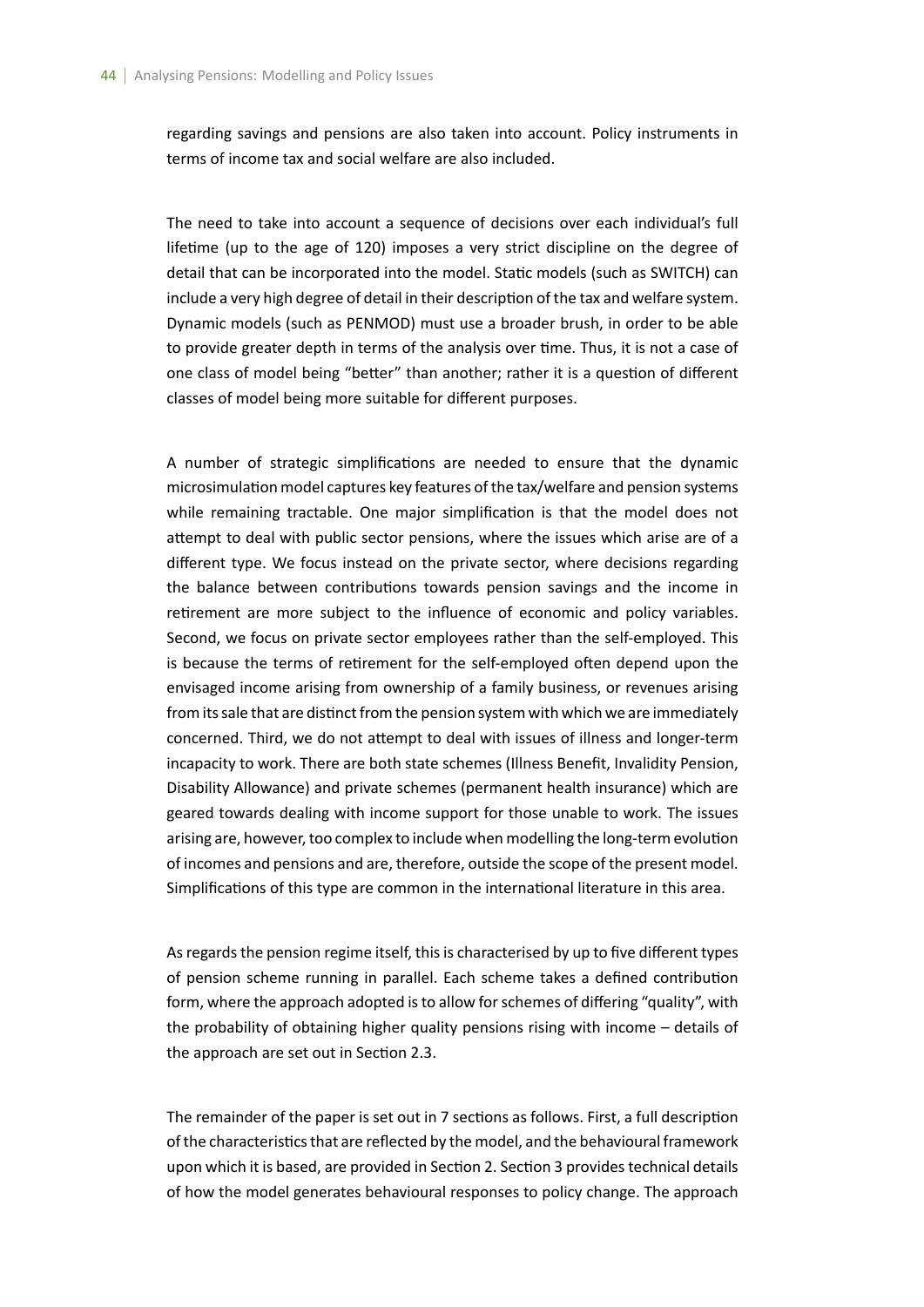regarding savings and pensions are also taken into account. Policy instruments in terms of income tax and social welfare are also included.

The need to take into account a sequence of decisions over each individual's full lifetime (up to the age of 120) imposes a very strict discipline on the degree of detail that can be incorporated into the model. Static models (such as SWITCH) can include a very high degree of detail in their description of the tax and welfare system. Dynamic models (such as PENMOD) must use a broader brush, in order to be able to provide greater depth in terms of the analysis over time. Thus, it is not a case of one class of model being "better" than another; rather it is a question of different classes of model being more suitable for different purposes.

A number of strategic simplifications are needed to ensure that the dynamic microsimulation model captures key features of the tax/welfare and pension systems while remaining tractable. One major simplification is that the model does not attempt to deal with public sector pensions, where the issues which arise are of a different type. We focus instead on the private sector, where decisions regarding the balance between contributions towards pension savings and the income in retirement are more subject to the influence of economic and policy variables. Second, we focus on private sector employees rather than the self-employed. This is because the terms of retirement for the self-employed often depend upon the envisaged income arising from ownership of a family business, or revenues arising from its sale that are distinct from the pension system with which we are immediately concerned. Third, we do not attempt to deal with issues of illness and longer-term incapacity to work. There are both state schemes (Illness Benefit, Invalidity Pension, Disability Allowance) and private schemes (permanent health insurance) which are geared towards dealing with income support for those unable to work. The issues arising are, however, too complex to include when modelling the long-term evolution of incomes and pensions and are, therefore, outside the scope of the present model. Simplifications of this type are common in the international literature in this area.

As regards the pension regime itself, this is characterised by up to five different types of pension scheme running in parallel. Each scheme takes a defined contribution form, where the approach adopted is to allow for schemes of differing "quality", with the probability of obtaining higher quality pensions rising with income – details of the approach are set out in Section 2.3.

The remainder of the paper is set out in 7 sections as follows. First, a full description of the characteristics that are reflected by the model, and the behavioural framework upon which it is based, are provided in Section 2. Section 3 provides technical details of how the model generates behavioural responses to policy change. The approach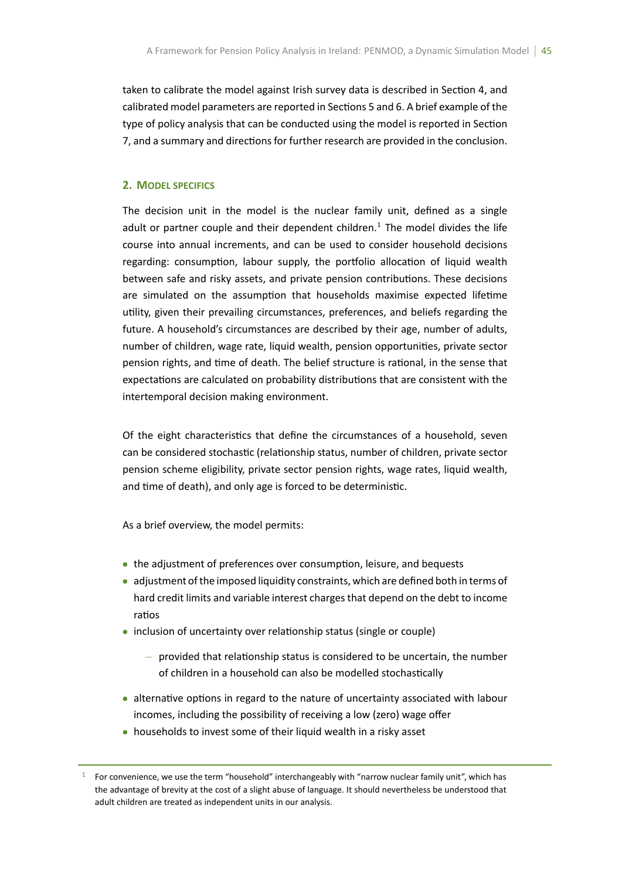taken to calibrate the model against Irish survey data is described in Section 4, and calibrated model parameters are reported in Sections 5 and 6. A brief example of the type of policy analysis that can be conducted using the model is reported in Section 7, and a summary and directions for further research are provided in the conclusion.

## 2. Model Specifics

The decision unit in the model is the nuclear family unit, defined as a single adult or partner couple and their dependent children.[1] The model divides the life course into annual increments, and can be used to consider household decisions regarding: consumption, labour supply, the portfolio allocation of liquid wealth between safe and risky assets, and private pension contributions. These decisions are simulated on the assumption that households maximise expected lifetime utility, given their prevailing circumstances, preferences, and beliefs regarding the future. A household's circumstances are described by their age, number of adults, number of children, wage rate, liquid wealth, pension opportunities, private sector pension rights, and time of death. The belief structure is rational, in the sense that expectations are calculated on probability distributions that are consistent with the intertemporal decision making environment.

Of the eight characteristics that define the circumstances of a household, seven can be considered stochastic (relationship status, number of children, private sector pension scheme eligibility, private sector pension rights, wage rates, liquid wealth, and time of death), and only age is forced to be deterministic.

As a brief overview, the model permits:

- the adjustment of preferences over consumption, leisure, and bequests
- adjustment of the imposed liquidity constraints, which are defined both in terms of hard credit limits and variable interest charges that depend on the debt to income ratios
- inclusion of uncertainty over relationship status (single or couple)
  - provided that relationship status is considered to be uncertain, the number of children in a household can also be modelled stochastically
- alternative options in regard to the nature of uncertainty associated with labour incomes, including the possibility of receiving a low (zero) wage offer
- households to invest some of their liquid wealth in a risky asset

[1] For convenience, we use the term "household" interchangeably with "narrow nuclear family unit", which has the advantage of brevity at the cost of a slight abuse of language. It should nevertheless be understood that adult children are treated as independent units in our analysis.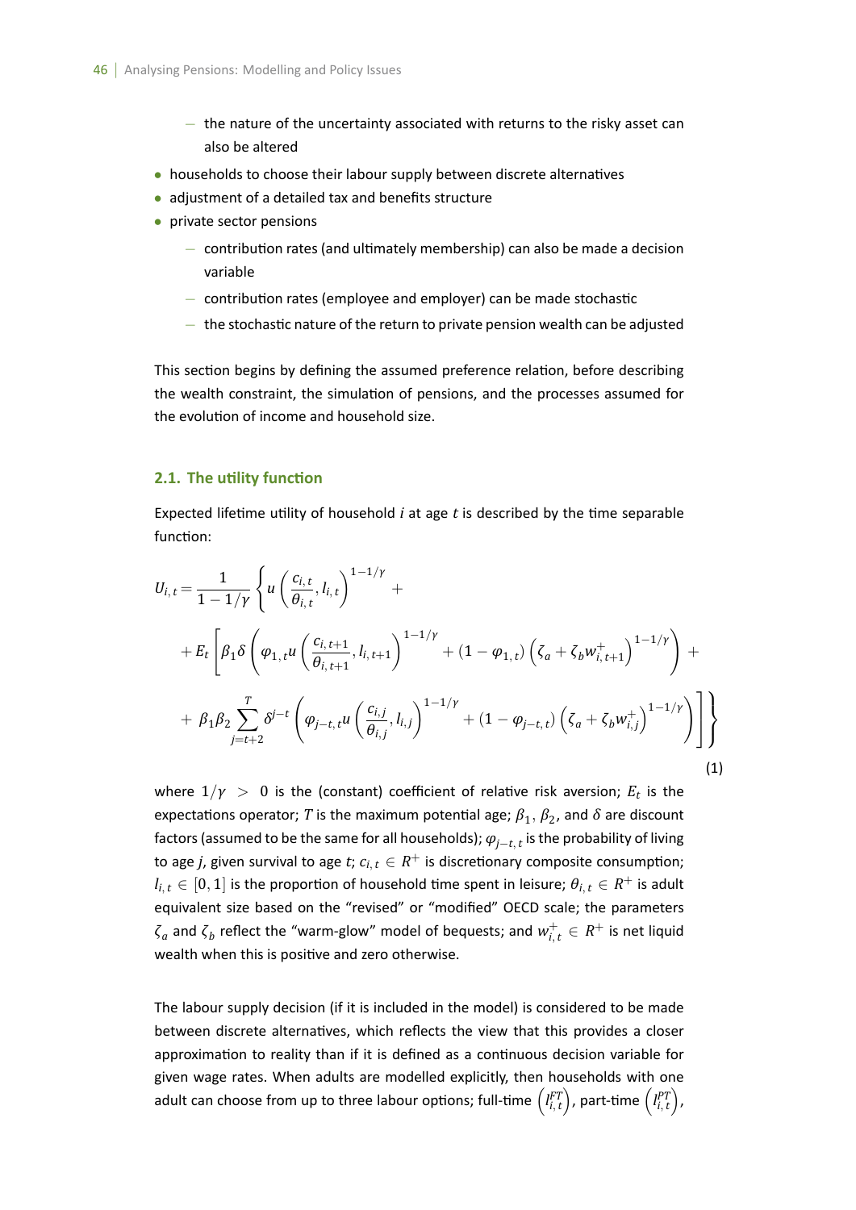- the nature of the uncertainty associated with returns to the risky asset can also be altered
- households to choose their labour supply between discrete alternatives
- adjustment of a detailed tax and benefits structure
- private sector pensions
  - contribution rates (and ultimately membership) can also be made a decision variable
  - contribution rates (employee and employer) can be made stochastic
  - the stochastic nature of the return to private pension wealth can be adjusted

This section begins by defining the assumed preference relation, before describing the wealth constraint, the simulation of pensions, and the processes assumed for the evolution of income and household size.

### 2.1. The utility function

Expected lifetime utility of household $i$ at age $t$ is described by the time separable function:

$$
\begin{aligned}
U_{i,t} = \frac{1}{1-1/\gamma} \Bigg\{ & u\left(\frac{c_{i,t}}{\theta_{i,t}}, l_{i,t}\right)^{1-1/\gamma} + \\
& + E_t \Bigg[ \beta_1 \delta \left( \varphi_{1,t} u\left(\frac{c_{i,t+1}}{\theta_{i,t+1}}, l_{i,t+1}\right)^{1-1/\gamma} + (1-\varphi_{1,t}) \left(\zeta_a + \zeta_b w_{i,t+1}^{+}\right)^{1-1/\gamma} \right) + \\
& + \beta_1 \beta_2 \sum_{j=t+2}^{T} \delta^{j-t} \left( \varphi_{j-t,t} u\left(\frac{c_{i,j}}{\theta_{i,j}}, l_{i,j}\right)^{1-1/\gamma} + (1-\varphi_{j-t,t}) \left(\zeta_a + \zeta_b w_{i,j}^{+}\right)^{1-1/\gamma} \right) \Bigg] \Bigg\}
\end{aligned}
\tag{1}
$$

where $1/\gamma > 0$ is the (constant) coefficient of relative risk aversion; $E_t$ is the expectations operator; $T$ is the maximum potential age; $\beta_1$, $\beta_2$, and $\delta$ are discount factors (assumed to be the same for all households); $\varphi_{j-t,t}$ is the probability of living to age $j$, given survival to age $t$; $c_{i,t} \in R^{+}$ is discretionary composite consumption; $l_{i,t} \in [0,1]$ is the proportion of household time spent in leisure; $\theta_{i,t} \in R^{+}$ is adult equivalent size based on the "revised" or "modified" OECD scale; the parameters $\zeta_a$ and $\zeta_b$ reflect the "warm-glow" model of bequests; and $w_{i,t}^{+} \in R^{+}$ is net liquid wealth when this is positive and zero otherwise.

The labour supply decision (if it is included in the model) is considered to be made between discrete alternatives, which reflects the view that this provides a closer approximation to reality than if it is defined as a continuous decision variable for given wage rates. When adults are modelled explicitly, then households with one adult can choose from up to three labour options; full-time $\left(l_{i,t}^{FT}\right)$, part-time $\left(l_{i,t}^{PT}\right)$,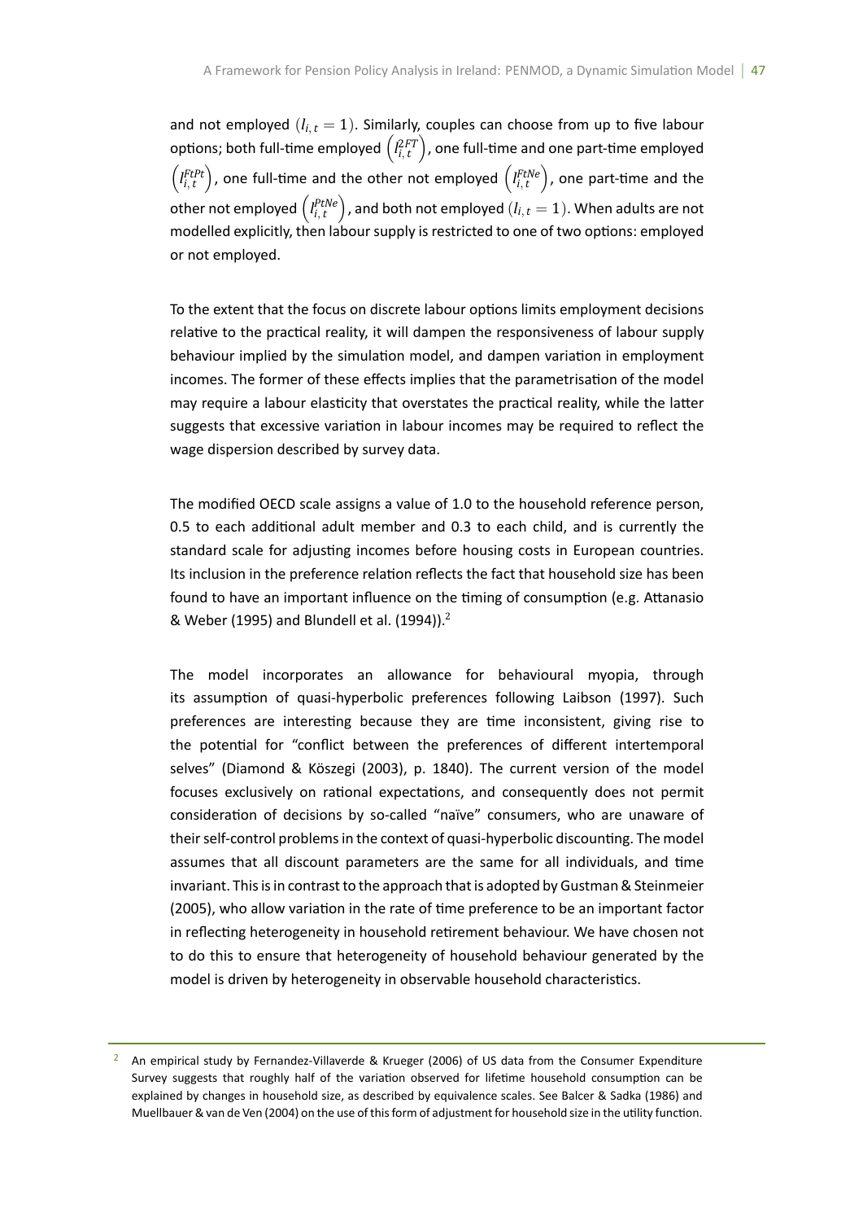and not employed ($l_{i,t} = 1$). Similarly, couples can choose from up to five labour options; both full-time employed $\left(l_{i,t}^{2FT}\right)$, one full-time and one part-time employed $\left(l_{i,t}^{FtPt}\right)$, one full-time and the other not employed $\left(l_{i,t}^{FtNe}\right)$, one part-time and the other not employed $\left(l_{i,t}^{PtNe}\right)$, and both not employed ($l_{i,t} = 1$). When adults are not modelled explicitly, then labour supply is restricted to one of two options: employed or not employed.

To the extent that the focus on discrete labour options limits employment decisions relative to the practical reality, it will dampen the responsiveness of labour supply behaviour implied by the simulation model, and dampen variation in employment incomes. The former of these effects implies that the parametrisation of the model may require a labour elasticity that overstates the practical reality, while the latter suggests that excessive variation in labour incomes may be required to reflect the wage dispersion described by survey data.

The modified OECD scale assigns a value of 1.0 to the household reference person, 0.5 to each additional adult member and 0.3 to each child, and is currently the standard scale for adjusting incomes before housing costs in European countries. Its inclusion in the preference relation reflects the fact that household size has been found to have an important influence on the timing of consumption (e.g. Attanasio & Weber (1995) and Blundell et al. (1994)).[2]

The model incorporates an allowance for behavioural myopia, through its assumption of quasi-hyperbolic preferences following Laibson (1997). Such preferences are interesting because they are time inconsistent, giving rise to the potential for "conflict between the preferences of different intertemporal selves" (Diamond & Köszegi (2003), p. 1840). The current version of the model focuses exclusively on rational expectations, and consequently does not permit consideration of decisions by so-called "naïve" consumers, who are unaware of their self-control problems in the context of quasi-hyperbolic discounting. The model assumes that all discount parameters are the same for all individuals, and time invariant. This is in contrast to the approach that is adopted by Gustman & Steinmeier (2005), who allow variation in the rate of time preference to be an important factor in reflecting heterogeneity in household retirement behaviour. We have chosen not to do this to ensure that heterogeneity of household behaviour generated by the model is driven by heterogeneity in observable household characteristics.

---

[2] An empirical study by Fernandez-Villaverde & Krueger (2006) of US data from the Consumer Expenditure Survey suggests that roughly half of the variation observed for lifetime household consumption can be explained by changes in household size, as described by equivalence scales. See Balcer & Sadka (1986) and Muellbauer & van de Ven (2004) on the use of this form of adjustment for household size in the utility function.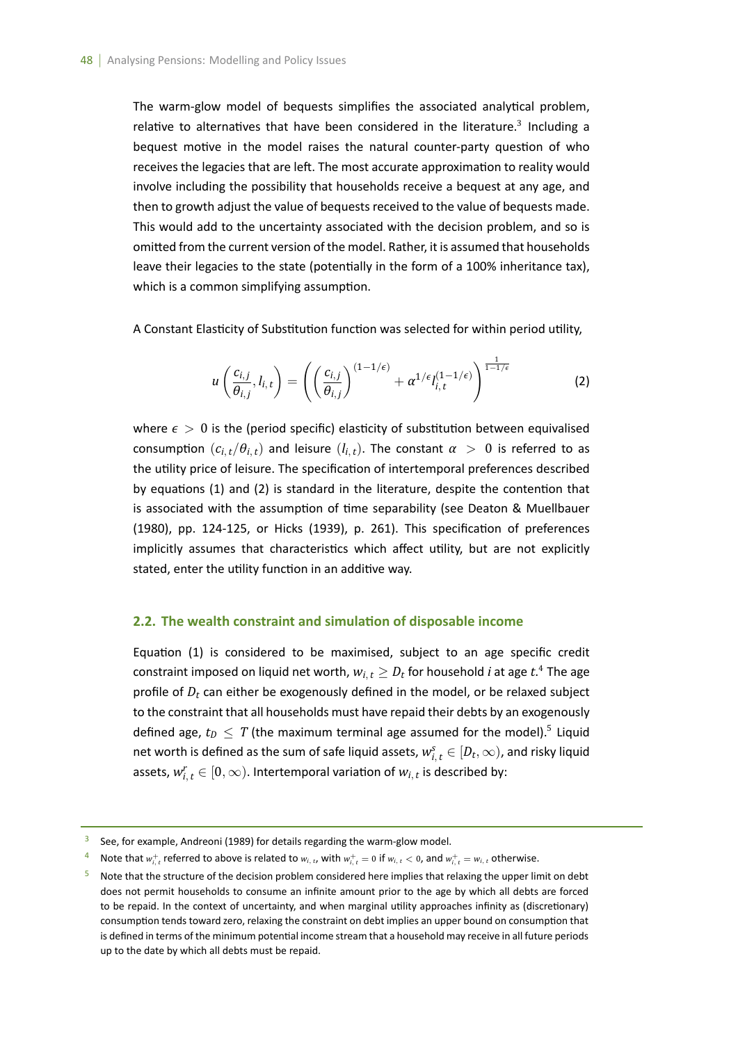The warm-glow model of bequests simplifies the associated analytical problem, relative to alternatives that have been considered in the literature.[3] Including a bequest motive in the model raises the natural counter-party question of who receives the legacies that are left. The most accurate approximation to reality would involve including the possibility that households receive a bequest at any age, and then to growth adjust the value of bequests received to the value of bequests made. This would add to the uncertainty associated with the decision problem, and so is omitted from the current version of the model. Rather, it is assumed that households leave their legacies to the state (potentially in the form of a 100% inheritance tax), which is a common simplifying assumption.

A Constant Elasticity of Substitution function was selected for within period utility,

$$u\left(\frac{c_{i,j}}{\theta_{i,j}}, l_{i,t}\right) = \left(\left(\frac{c_{i,j}}{\theta_{i,j}}\right)^{(1-1/\epsilon)} + \alpha^{1/\epsilon} l_{i,t}^{(1-1/\epsilon)}\right)^{\frac{1}{1-1/\epsilon}} \tag{2}$$

where $\epsilon > 0$ is the (period specific) elasticity of substitution between equivalised consumption $(c_{i,t}/\theta_{i,t})$ and leisure $(l_{i,t})$. The constant $\alpha > 0$ is referred to as the utility price of leisure. The specification of intertemporal preferences described by equations (1) and (2) is standard in the literature, despite the contention that is associated with the assumption of time separability (see Deaton & Muellbauer (1980), pp. 124-125, or Hicks (1939), p. 261). This specification of preferences implicitly assumes that characteristics which affect utility, but are not explicitly stated, enter the utility function in an additive way.

## 2.2. The wealth constraint and simulation of disposable income

Equation (1) is considered to be maximised, subject to an age specific credit constraint imposed on liquid net worth, $w_{i,t} \geq D_t$ for household *i* at age *t*.[4] The age profile of $D_t$ can either be exogenously defined in the model, or be relaxed subject to the constraint that all households must have repaid their debts by an exogenously defined age, $t_D \leq T$ (the maximum terminal age assumed for the model).[5] Liquid net worth is defined as the sum of safe liquid assets, $w_{i,t}^s \in [D_t, \infty)$, and risky liquid assets, $w_{i,t}^r \in [0, \infty)$. Intertemporal variation of $w_{i,t}$ is described by:

---

[3] See, for example, Andreoni (1989) for details regarding the warm-glow model.

[4] Note that $w_{i,t}^+$ referred to above is related to $w_{i,t}$, with $w_{i,t}^+ = 0$ if $w_{i,t} < 0$, and $w_{i,t}^+ = w_{i,t}$ otherwise.

[5] Note that the structure of the decision problem considered here implies that relaxing the upper limit on debt does not permit households to consume an infinite amount prior to the age by which all debts are forced to be repaid. In the context of uncertainty, and when marginal utility approaches infinity as (discretionary) consumption tends toward zero, relaxing the constraint on debt implies an upper bound on consumption that is defined in terms of the minimum potential income stream that a household may receive in all future periods up to the date by which all debts must be repaid.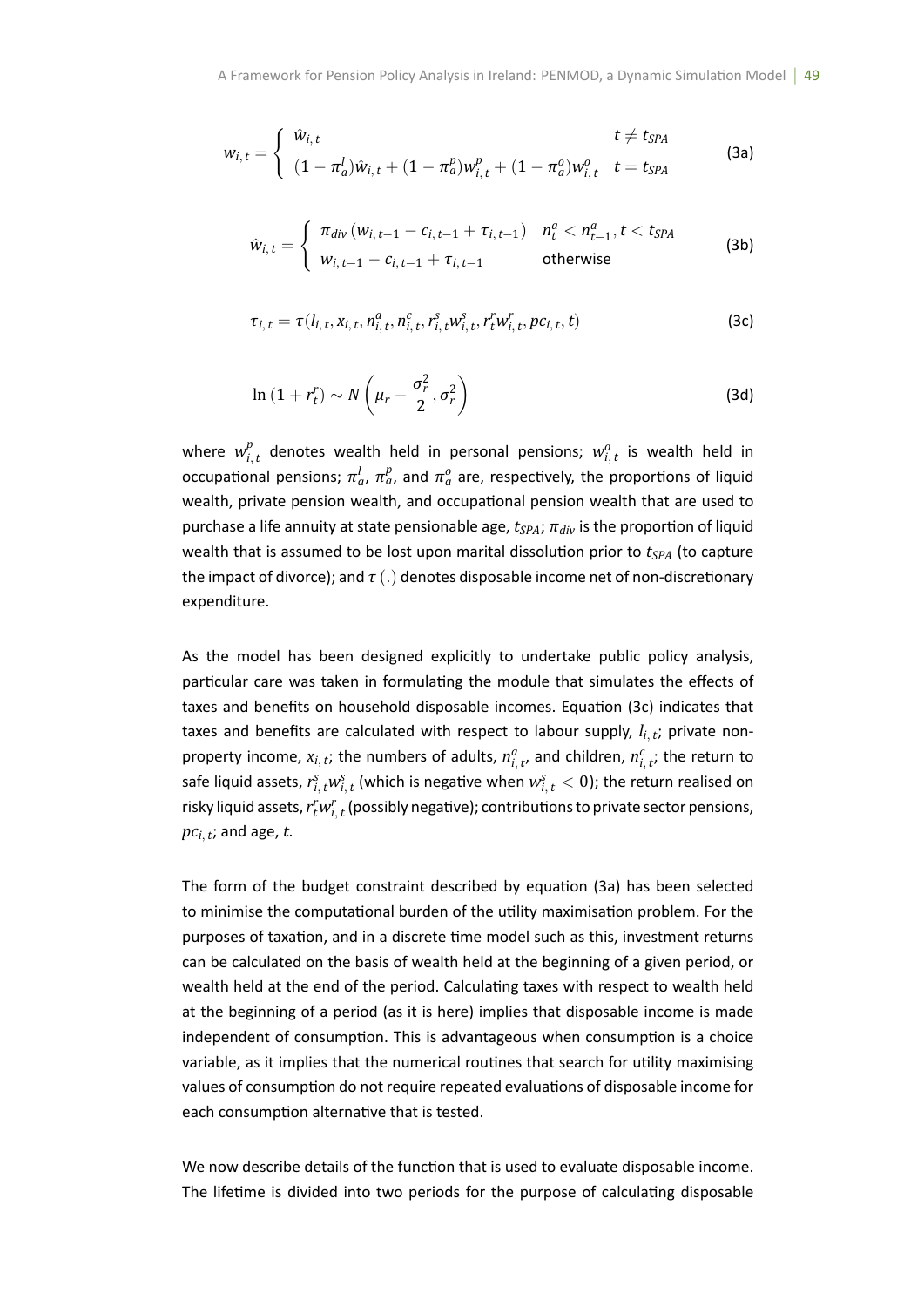$$w_{i,t} = \begin{cases} \hat{w}_{i,t} & t \neq t_{SPA} \\ (1-\pi_a^l)\hat{w}_{i,t} + (1-\pi_a^p)w_{i,t}^p + (1-\pi_a^o)w_{i,t}^o & t = t_{SPA} \end{cases} \tag{3a}$$

$$\hat{w}_{i,t} = \begin{cases} \pi_{div}\left(w_{i,t-1} - c_{i,t-1} + \tau_{i,t-1}\right) & n_t^a < n_{t-1}^a, t < t_{SPA} \\ w_{i,t-1} - c_{i,t-1} + \tau_{i,t-1} & \text{otherwise} \end{cases} \tag{3b}$$

$$\tau_{i,t} = \tau(l_{i,t}, x_{i,t}, n_{i,t}^a, n_{i,t}^c, r_{i,t}^s w_{i,t}^s, r_t^r w_{i,t}^r, pc_{i,t}, t) \tag{3c}$$

$$\ln\left(1 + r_t^r\right) \sim N\left(\mu_r - \frac{\sigma_r^2}{2}, \sigma_r^2\right) \tag{3d}$$

where $w_{i,t}^p$ denotes wealth held in personal pensions; $w_{i,t}^o$ is wealth held in occupational pensions; $\pi_a^l$, $\pi_a^p$, and $\pi_a^o$ are, respectively, the proportions of liquid wealth, private pension wealth, and occupational pension wealth that are used to purchase a life annuity at state pensionable age, $t_{SPA}$; $\pi_{div}$ is the proportion of liquid wealth that is assumed to be lost upon marital dissolution prior to $t_{SPA}$ (to capture the impact of divorce); and $\tau\left(.\right)$ denotes disposable income net of non-discretionary expenditure.

As the model has been designed explicitly to undertake public policy analysis, particular care was taken in formulating the module that simulates the effects of taxes and benefits on household disposable incomes. Equation (3c) indicates that taxes and benefits are calculated with respect to labour supply, $l_{i,t}$; private non-property income, $x_{i,t}$; the numbers of adults, $n_{i,t}^a$, and children, $n_{i,t}^c$; the return to safe liquid assets, $r_{i,t}^s w_{i,t}^s$ (which is negative when $w_{i,t}^s < 0$); the return realised on risky liquid assets, $r_t^r w_{i,t}^r$ (possibly negative); contributions to private sector pensions, $pc_{i,t}$; and age, $t$.

The form of the budget constraint described by equation (3a) has been selected to minimise the computational burden of the utility maximisation problem. For the purposes of taxation, and in a discrete time model such as this, investment returns can be calculated on the basis of wealth held at the beginning of a given period, or wealth held at the end of the period. Calculating taxes with respect to wealth held at the beginning of a period (as it is here) implies that disposable income is made independent of consumption. This is advantageous when consumption is a choice variable, as it implies that the numerical routines that search for utility maximising values of consumption do not require repeated evaluations of disposable income for each consumption alternative that is tested.

We now describe details of the function that is used to evaluate disposable income. The lifetime is divided into two periods for the purpose of calculating disposable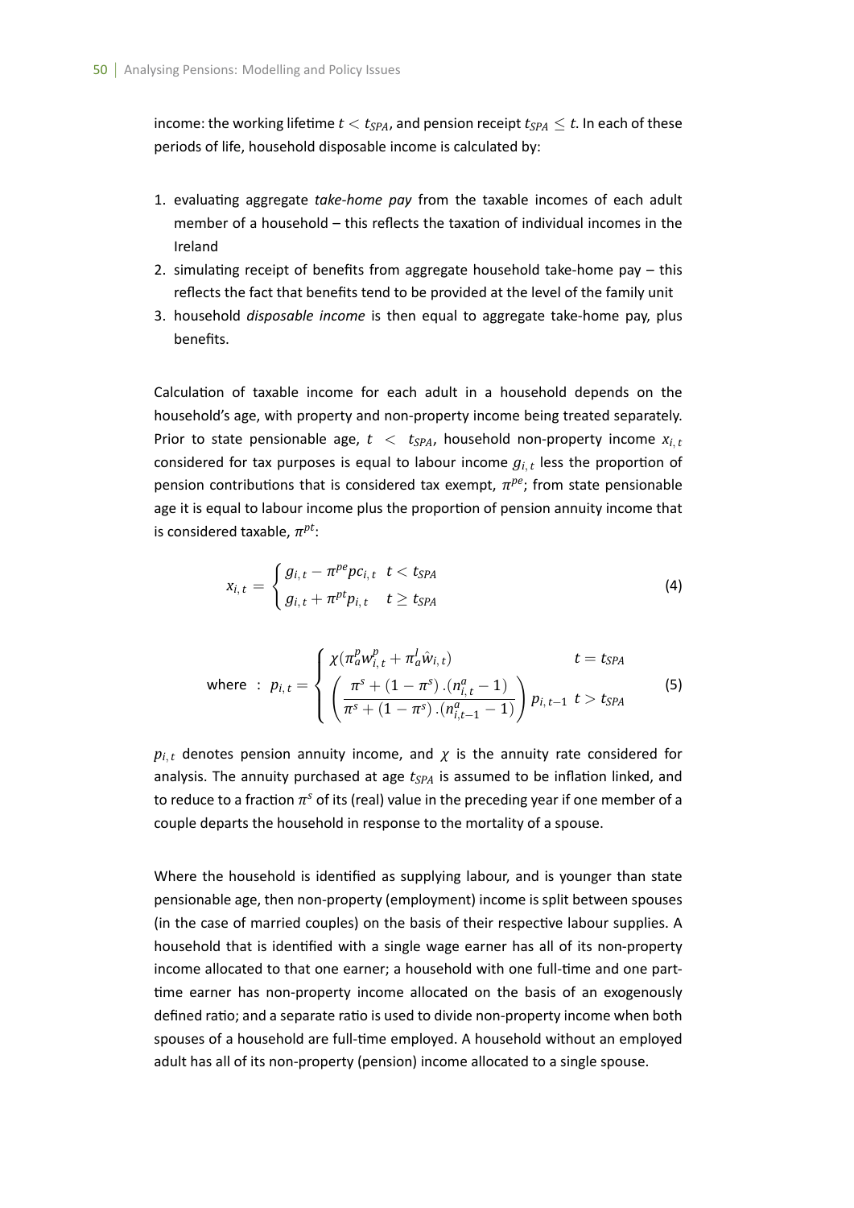income: the working lifetime $t < t_{SPA}$, and pension receipt $t_{SPA} \leq t$. In each of these periods of life, household disposable income is calculated by:

1. evaluating aggregate *take-home pay* from the taxable incomes of each adult member of a household – this reflects the taxation of individual incomes in the Ireland
2. simulating receipt of benefits from aggregate household take-home pay – this reflects the fact that benefits tend to be provided at the level of the family unit
3. household *disposable income* is then equal to aggregate take-home pay, plus benefits.

Calculation of taxable income for each adult in a household depends on the household's age, with property and non-property income being treated separately. Prior to state pensionable age, $t < t_{SPA}$, household non-property income $x_{i,t}$ considered for tax purposes is equal to labour income $g_{i,t}$ less the proportion of pension contributions that is considered tax exempt, $\pi^{pe}$; from state pensionable age it is equal to labour income plus the proportion of pension annuity income that is considered taxable, $\pi^{pt}$:

$$x_{i,t} = \begin{cases} g_{i,t} - \pi^{pe} pc_{i,t} & t < t_{SPA} \\ g_{i,t} + \pi^{pt} p_{i,t} & t \geq t_{SPA} \end{cases} \tag{4}$$

$$\text{where : } p_{i,t} = \begin{cases} \chi(\pi_a^p w_{i,t}^p + \pi_a^l \hat{w}_{i,t}) & t = t_{SPA} \\ \left( \dfrac{\pi^s + (1-\pi^s).(n_{i,t}^a - 1)}{\pi^s + (1-\pi^s).(n_{i,t-1}^a - 1)} \right) p_{i,t-1} & t > t_{SPA} \end{cases} \tag{5}$$

$p_{i,t}$ denotes pension annuity income, and $\chi$ is the annuity rate considered for analysis. The annuity purchased at age $t_{SPA}$ is assumed to be inflation linked, and to reduce to a fraction $\pi^s$ of its (real) value in the preceding year if one member of a couple departs the household in response to the mortality of a spouse.

Where the household is identified as supplying labour, and is younger than state pensionable age, then non-property (employment) income is split between spouses (in the case of married couples) on the basis of their respective labour supplies. A household that is identified with a single wage earner has all of its non-property income allocated to that one earner; a household with one full-time and one part-time earner has non-property income allocated on the basis of an exogenously defined ratio; and a separate ratio is used to divide non-property income when both spouses of a household are full-time employed. A household without an employed adult has all of its non-property (pension) income allocated to a single spouse.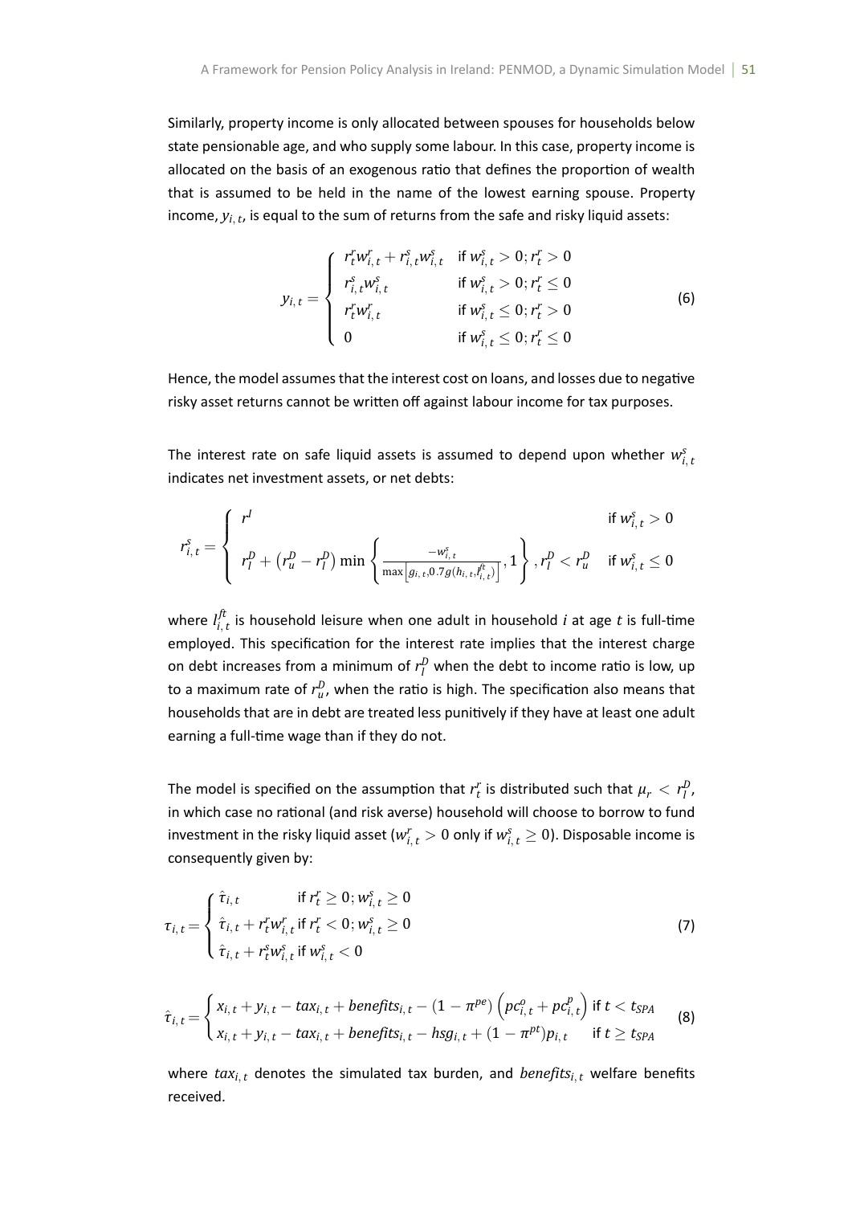Similarly, property income is only allocated between spouses for households below state pensionable age, and who supply some labour. In this case, property income is allocated on the basis of an exogenous ratio that defines the proportion of wealth that is assumed to be held in the name of the lowest earning spouse. Property income, $y_{i,t}$, is equal to the sum of returns from the safe and risky liquid assets:

$$y_{i,t} = \begin{cases} r_t^r w_{i,t}^r + r_{i,t}^s w_{i,t}^s & \text{if } w_{i,t}^s > 0; r_t^r > 0 \\ r_{i,t}^s w_{i,t}^s & \text{if } w_{i,t}^s > 0; r_t^r \leq 0 \\ r_t^r w_{i,t}^r & \text{if } w_{i,t}^s \leq 0; r_t^r > 0 \\ 0 & \text{if } w_{i,t}^s \leq 0; r_t^r \leq 0 \end{cases} \tag{6}$$

Hence, the model assumes that the interest cost on loans, and losses due to negative risky asset returns cannot be written off against labour income for tax purposes.

The interest rate on safe liquid assets is assumed to depend upon whether $w_{i,t}^s$ indicates net investment assets, or net debts:

$$r_{i,t}^s = \begin{cases} r^I & \text{if } w_{i,t}^s > 0 \\ r_l^D + \left(r_u^D - r_l^D\right) \min\left\{ \frac{-w_{i,t}^s}{\max\left[g_{i,t}, 0.7g(h_{i,t}, l_{i,t}^{ft})\right]}, 1 \right\}, r_l^D < r_u^D & \text{if } w_{i,t}^s \leq 0 \end{cases}$$

where $l_{i,t}^{ft}$ is household leisure when one adult in household $i$ at age $t$ is full-time employed. This specification for the interest rate implies that the interest charge on debt increases from a minimum of $r_l^D$ when the debt to income ratio is low, up to a maximum rate of $r_u^D$, when the ratio is high. The specification also means that households that are in debt are treated less punitively if they have at least one adult earning a full-time wage than if they do not.

The model is specified on the assumption that $r_t^r$ is distributed such that $\mu_r < r_l^D$, in which case no rational (and risk averse) household will choose to borrow to fund investment in the risky liquid asset ($w_{i,t}^r > 0$ only if $w_{i,t}^s \geq 0$). Disposable income is consequently given by:

$$\tau_{i,t} = \begin{cases} \hat{\tau}_{i,t} & \text{if } r_t^r \geq 0; w_{i,t}^s \geq 0 \\ \hat{\tau}_{i,t} + r_t^r w_{i,t}^r & \text{if } r_t^r < 0; w_{i,t}^s \geq 0 \\ \hat{\tau}_{i,t} + r_t^s w_{i,t}^s & \text{if } w_{i,t}^s < 0 \end{cases} \tag{7}$$

$$\hat{\tau}_{i,t} = \begin{cases} x_{i,t} + y_{i,t} - tax_{i,t} + benefits_{i,t} - (1 - \pi^{pe})\left(pc_{i,t}^o + pc_{i,t}^p\right) & \text{if } t < t_{SPA} \\ x_{i,t} + y_{i,t} - tax_{i,t} + benefits_{i,t} - hsg_{i,t} + (1 - \pi^{pt})p_{i,t} & \text{if } t \geq t_{SPA} \end{cases} \tag{8}$$

where $tax_{i,t}$ denotes the simulated tax burden, and $benefits_{i,t}$ welfare benefits received.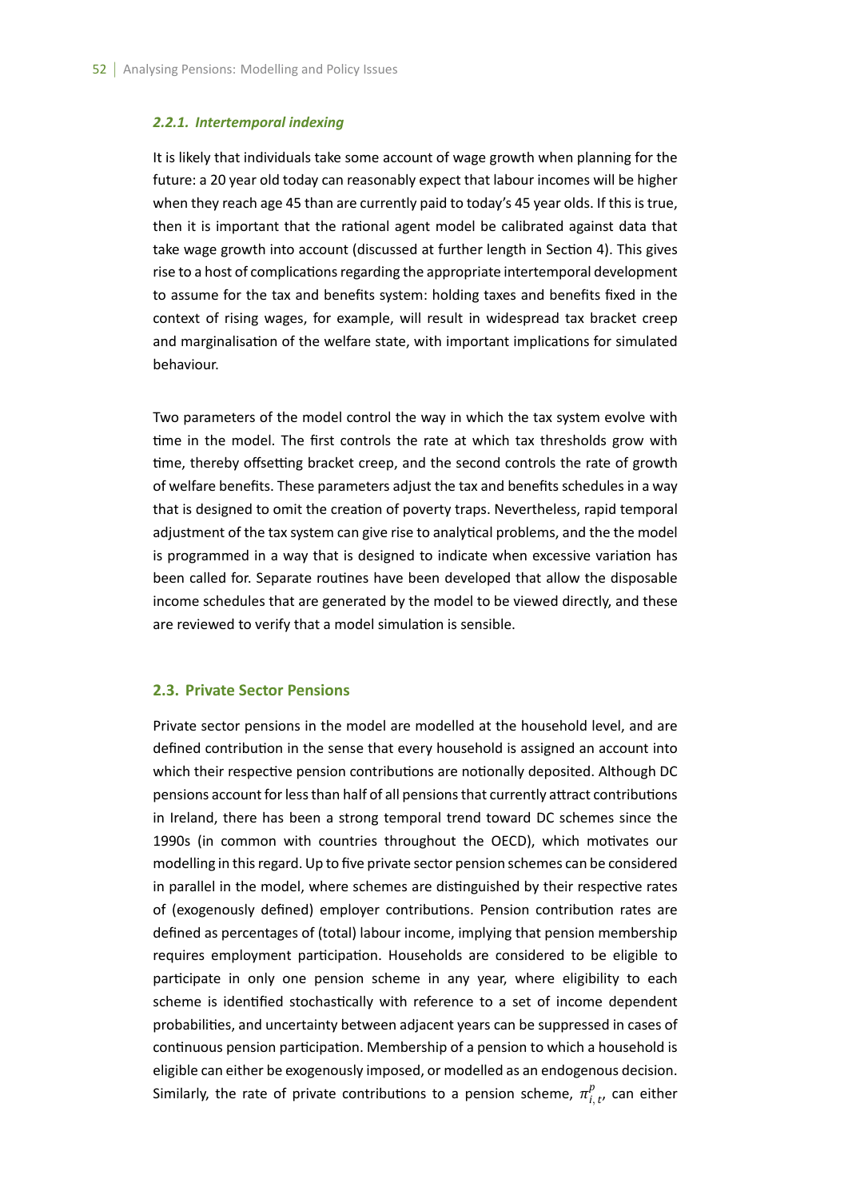#### *2.2.1. Intertemporal indexing*

It is likely that individuals take some account of wage growth when planning for the future: a 20 year old today can reasonably expect that labour incomes will be higher when they reach age 45 than are currently paid to today's 45 year olds. If this is true, then it is important that the rational agent model be calibrated against data that take wage growth into account (discussed at further length in Section 4). This gives rise to a host of complications regarding the appropriate intertemporal development to assume for the tax and benefits system: holding taxes and benefits fixed in the context of rising wages, for example, will result in widespread tax bracket creep and marginalisation of the welfare state, with important implications for simulated behaviour.

Two parameters of the model control the way in which the tax system evolve with time in the model. The first controls the rate at which tax thresholds grow with time, thereby offsetting bracket creep, and the second controls the rate of growth of welfare benefits. These parameters adjust the tax and benefits schedules in a way that is designed to omit the creation of poverty traps. Nevertheless, rapid temporal adjustment of the tax system can give rise to analytical problems, and the the model is programmed in a way that is designed to indicate when excessive variation has been called for. Separate routines have been developed that allow the disposable income schedules that are generated by the model to be viewed directly, and these are reviewed to verify that a model simulation is sensible.

### 2.3. Private Sector Pensions

Private sector pensions in the model are modelled at the household level, and are defined contribution in the sense that every household is assigned an account into which their respective pension contributions are notionally deposited. Although DC pensions account for less than half of all pensions that currently attract contributions in Ireland, there has been a strong temporal trend toward DC schemes since the 1990s (in common with countries throughout the OECD), which motivates our modelling in this regard. Up to five private sector pension schemes can be considered in parallel in the model, where schemes are distinguished by their respective rates of (exogenously defined) employer contributions. Pension contribution rates are defined as percentages of (total) labour income, implying that pension membership requires employment participation. Households are considered to be eligible to participate in only one pension scheme in any year, where eligibility to each scheme is identified stochastically with reference to a set of income dependent probabilities, and uncertainty between adjacent years can be suppressed in cases of continuous pension participation. Membership of a pension to which a household is eligible can either be exogenously imposed, or modelled as an endogenous decision. Similarly, the rate of private contributions to a pension scheme, $\pi_{i,t}^{p}$, can either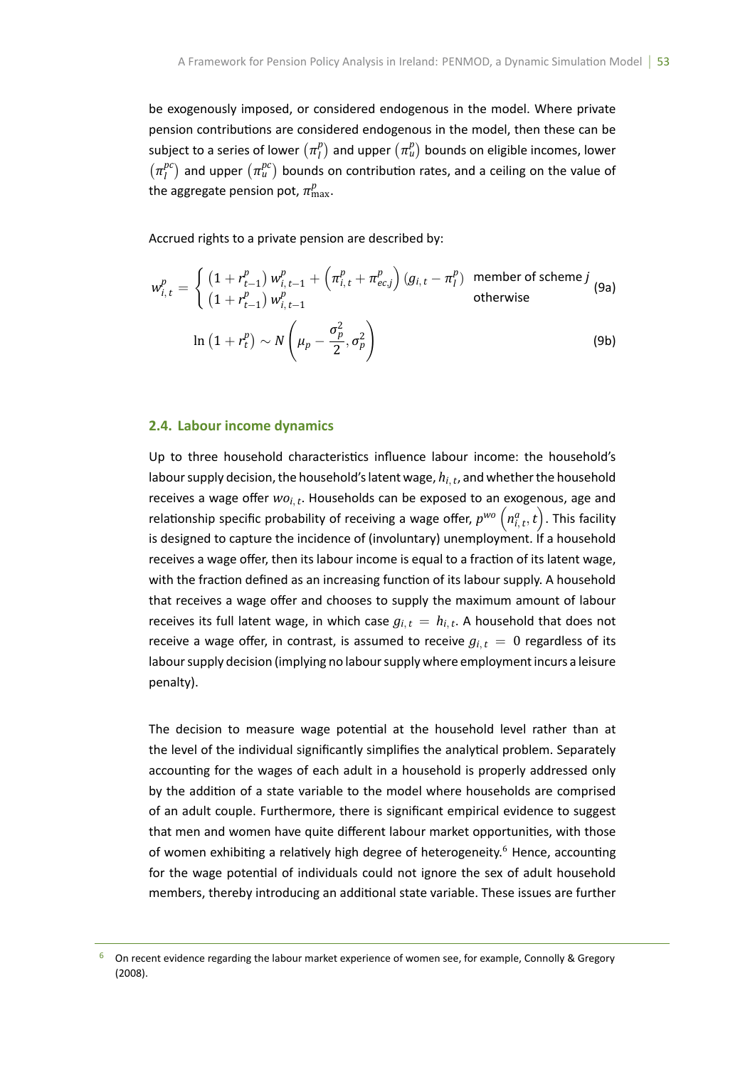be exogenously imposed, or considered endogenous in the model. Where private pension contributions are considered endogenous in the model, then these can be subject to a series of lower $\left(\pi_l^p\right)$ and upper $\left(\pi_u^p\right)$ bounds on eligible incomes, lower $\left(\pi_l^{pc}\right)$ and upper $\left(\pi_u^{pc}\right)$ bounds on contribution rates, and a ceiling on the value of the aggregate pension pot, $\pi_{\max}^p$.

Accrued rights to a private pension are described by:

$$w_{i,t}^p = \begin{cases} \left(1 + r_{t-1}^p\right) w_{i,t-1}^p + \left(\pi_{i,t}^p + \pi_{ec,j}^p\right)\left(g_{i,t} - \pi_l^p\right) & \text{member of scheme } j \\ \left(1 + r_{t-1}^p\right) w_{i,t-1}^p & \text{otherwise} \end{cases} \tag{9a}$$

$$\ln\left(1 + r_t^p\right) \sim N\left(\mu_p - \frac{\sigma_p^2}{2}, \sigma_p^2\right) \tag{9b}$$

## 2.4. Labour income dynamics

Up to three household characteristics influence labour income: the household's labour supply decision, the household's latent wage, $h_{i,t}$, and whether the household receives a wage offer $wo_{i,t}$. Households can be exposed to an exogenous, age and relationship specific probability of receiving a wage offer, $p^{wo}\left(n_{i,t}^a, t\right)$. This facility is designed to capture the incidence of (involuntary) unemployment. If a household receives a wage offer, then its labour income is equal to a fraction of its latent wage, with the fraction defined as an increasing function of its labour supply. A household that receives a wage offer and chooses to supply the maximum amount of labour receives its full latent wage, in which case $g_{i,t} = h_{i,t}$. A household that does not receive a wage offer, in contrast, is assumed to receive $g_{i,t} = 0$ regardless of its labour supply decision (implying no labour supply where employment incurs a leisure penalty).

The decision to measure wage potential at the household level rather than at the level of the individual significantly simplifies the analytical problem. Separately accounting for the wages of each adult in a household is properly addressed only by the addition of a state variable to the model where households are comprised of an adult couple. Furthermore, there is significant empirical evidence to suggest that men and women have quite different labour market opportunities, with those of women exhibiting a relatively high degree of heterogeneity.[6] Hence, accounting for the wage potential of individuals could not ignore the sex of adult household members, thereby introducing an additional state variable. These issues are further

[6] On recent evidence regarding the labour market experience of women see, for example, Connolly & Gregory (2008).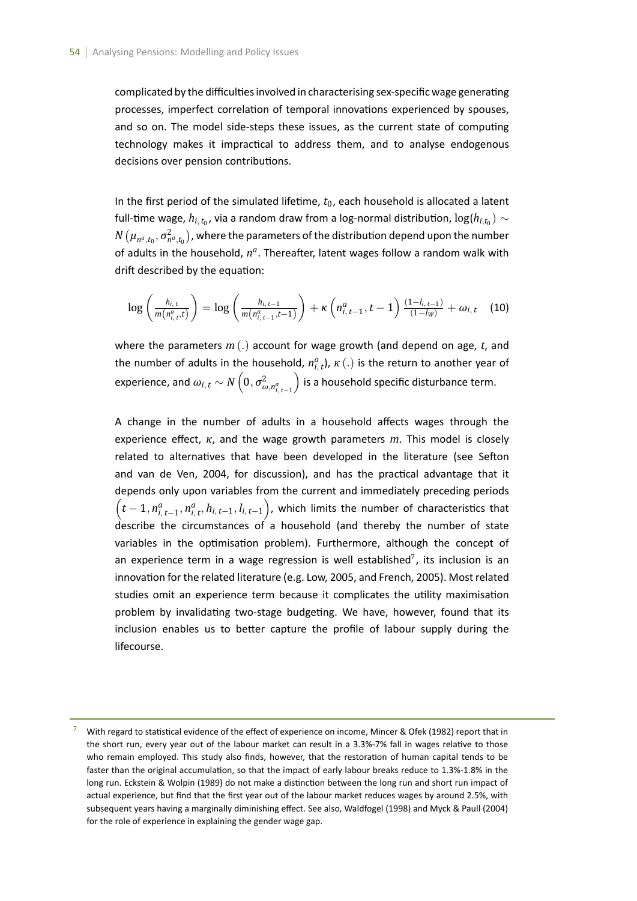complicated by the difficulties involved in characterising sex-specific wage generating processes, imperfect correlation of temporal innovations experienced by spouses, and so on. The model side-steps these issues, as the current state of computing technology makes it impractical to address them, and to analyse endogenous decisions over pension contributions.

In the first period of the simulated lifetime, $t_0$, each household is allocated a latent full-time wage, $h_{i,t_0}$, via a random draw from a log-normal distribution, $\log(h_{i,t_0}) \sim N\left(\mu_{n^a,t_0}, \sigma^2_{n^a,t_0}\right)$, where the parameters of the distribution depend upon the number of adults in the household, $n^a$. Thereafter, latent wages follow a random walk with drift described by the equation:

$$\log\left(\frac{h_{i,t}}{m\left(n^a_{i,t},t\right)}\right) = \log\left(\frac{h_{i,t-1}}{m\left(n^a_{i,t-1},t-1\right)}\right) + \kappa\left(n^a_{i,t-1}, t-1\right)\frac{(1-l_{i,t-1})}{(1-l_W)} + \omega_{i,t} \quad (10)$$

where the parameters $m(.)$ account for wage growth (and depend on age, $t$, and the number of adults in the household, $n^a_{i,t}$), $\kappa(.)$ is the return to another year of experience, and $\omega_{i,t} \sim N\left(0, \sigma^2_{\omega,n^a_{i,t-1}}\right)$ is a household specific disturbance term.

A change in the number of adults in a household affects wages through the experience effect, $\kappa$, and the wage growth parameters $m$. This model is closely related to alternatives that have been developed in the literature (see Sefton and van de Ven, 2004, for discussion), and has the practical advantage that it depends only upon variables from the current and immediately preceding periods $\left(t-1, n^a_{i,t-1}, n^a_{i,t}, h_{i,t-1}, l_{i,t-1}\right)$, which limits the number of characteristics that describe the circumstances of a household (and thereby the number of state variables in the optimisation problem). Furthermore, although the concept of an experience term in a wage regression is well established[7], its inclusion is an innovation for the related literature (e.g. Low, 2005, and French, 2005). Most related studies omit an experience term because it complicates the utility maximisation problem by invalidating two-stage budgeting. We have, however, found that its inclusion enables us to better capture the profile of labour supply during the lifecourse.

---

[7] With regard to statistical evidence of the effect of experience on income, Mincer & Ofek (1982) report that in the short run, every year out of the labour market can result in a 3.3%-7% fall in wages relative to those who remain employed. This study also finds, however, that the restoration of human capital tends to be faster than the original accumulation, so that the impact of early labour breaks reduce to 1.3%-1.8% in the long run. Eckstein & Wolpin (1989) do not make a distinction between the long run and short run impact of actual experience, but find that the first year out of the labour market reduces wages by around 2.5%, with subsequent years having a marginally diminishing effect. See also, Waldfogel (1998) and Myck & Paull (2004) for the role of experience in explaining the gender wage gap.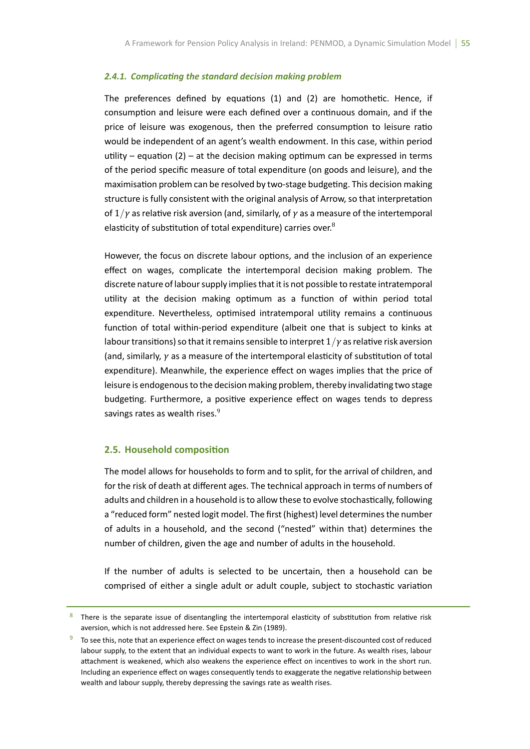### *2.4.1. Complicating the standard decision making problem*

The preferences defined by equations (1) and (2) are homothetic. Hence, if consumption and leisure were each defined over a continuous domain, and if the price of leisure was exogenous, then the preferred consumption to leisure ratio would be independent of an agent's wealth endowment. In this case, within period utility – equation (2) – at the decision making optimum can be expressed in terms of the period specific measure of total expenditure (on goods and leisure), and the maximisation problem can be resolved by two-stage budgeting. This decision making structure is fully consistent with the original analysis of Arrow, so that interpretation of $1/\gamma$ as relative risk aversion (and, similarly, of $\gamma$ as a measure of the intertemporal elasticity of substitution of total expenditure) carries over.[8]

However, the focus on discrete labour options, and the inclusion of an experience effect on wages, complicate the intertemporal decision making problem. The discrete nature of labour supply implies that it is not possible to restate intratemporal utility at the decision making optimum as a function of within period total expenditure. Nevertheless, optimised intratemporal utility remains a continuous function of total within-period expenditure (albeit one that is subject to kinks at labour transitions) so that it remains sensible to interpret $1/\gamma$ as relative risk aversion (and, similarly, $\gamma$ as a measure of the intertemporal elasticity of substitution of total expenditure). Meanwhile, the experience effect on wages implies that the price of leisure is endogenous to the decision making problem, thereby invalidating two stage budgeting. Furthermore, a positive experience effect on wages tends to depress savings rates as wealth rises.[9]

## 2.5. Household composition

The model allows for households to form and to split, for the arrival of children, and for the risk of death at different ages. The technical approach in terms of numbers of adults and children in a household is to allow these to evolve stochastically, following a "reduced form" nested logit model. The first (highest) level determines the number of adults in a household, and the second ("nested" within that) determines the number of children, given the age and number of adults in the household.

If the number of adults is selected to be uncertain, then a household can be comprised of either a single adult or adult couple, subject to stochastic variation

---

[8] There is the separate issue of disentangling the intertemporal elasticity of substitution from relative risk aversion, which is not addressed here. See Epstein & Zin (1989).

[9] To see this, note that an experience effect on wages tends to increase the present-discounted cost of reduced labour supply, to the extent that an individual expects to want to work in the future. As wealth rises, labour attachment is weakened, which also weakens the experience effect on incentives to work in the short run. Including an experience effect on wages consequently tends to exaggerate the negative relationship between wealth and labour supply, thereby depressing the savings rate as wealth rises.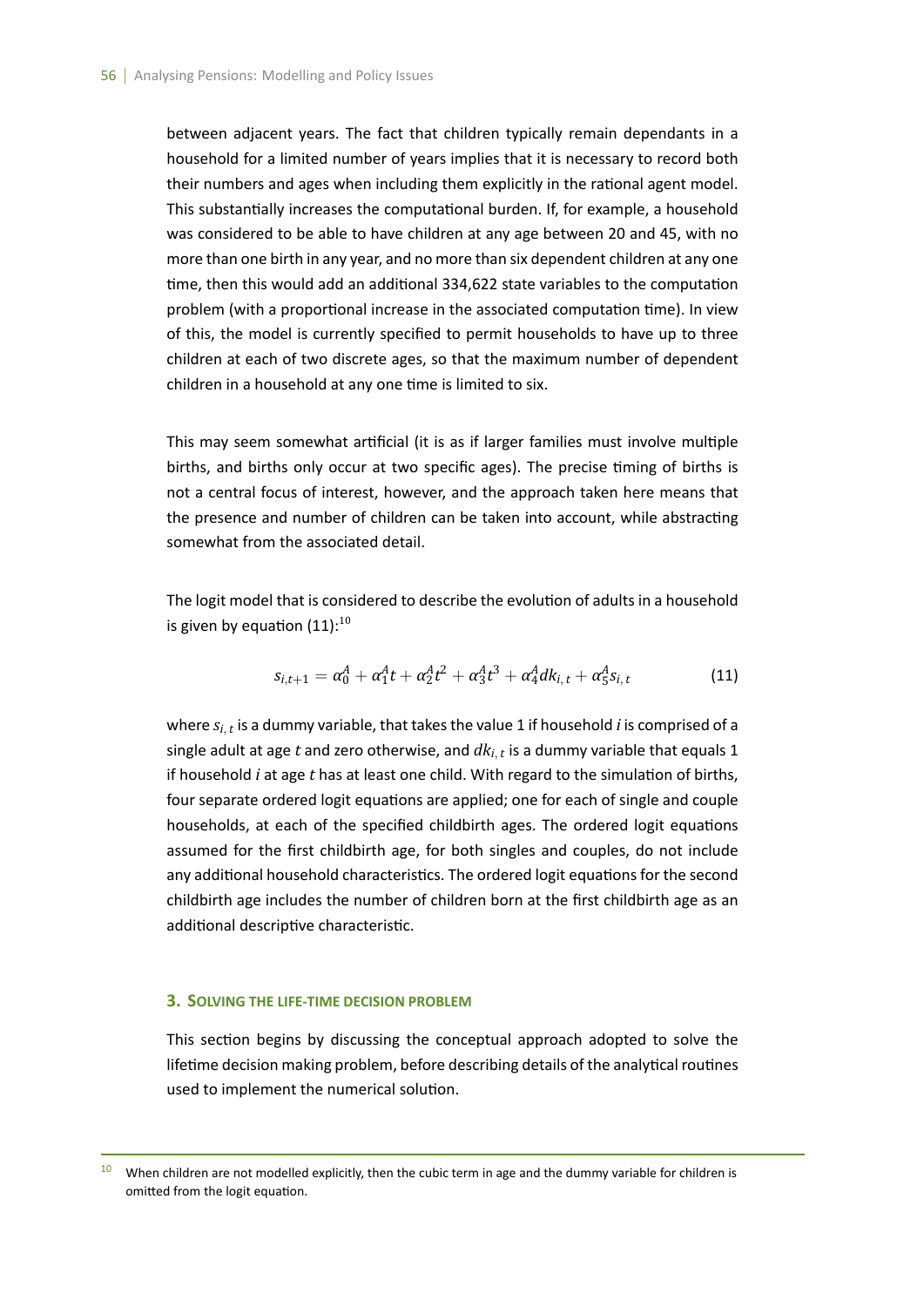between adjacent years. The fact that children typically remain dependants in a household for a limited number of years implies that it is necessary to record both their numbers and ages when including them explicitly in the rational agent model. This substantially increases the computational burden. If, for example, a household was considered to be able to have children at any age between 20 and 45, with no more than one birth in any year, and no more than six dependent children at any one time, then this would add an additional 334,622 state variables to the computation problem (with a proportional increase in the associated computation time). In view of this, the model is currently specified to permit households to have up to three children at each of two discrete ages, so that the maximum number of dependent children in a household at any one time is limited to six.

This may seem somewhat artificial (it is as if larger families must involve multiple births, and births only occur at two specific ages). The precise timing of births is not a central focus of interest, however, and the approach taken here means that the presence and number of children can be taken into account, while abstracting somewhat from the associated detail.

The logit model that is considered to describe the evolution of adults in a household is given by equation (11):[10]

$$s_{i,t+1} = \alpha_0^A + \alpha_1^A t + \alpha_2^A t^2 + \alpha_3^A t^3 + \alpha_4^A dk_{i,t} + \alpha_5^A s_{i,t} \tag{11}$$

where $s_{i,t}$ is a dummy variable, that takes the value 1 if household $i$ is comprised of a single adult at age $t$ and zero otherwise, and $dk_{i,t}$ is a dummy variable that equals 1 if household $i$ at age $t$ has at least one child. With regard to the simulation of births, four separate ordered logit equations are applied; one for each of single and couple households, at each of the specified childbirth ages. The ordered logit equations assumed for the first childbirth age, for both singles and couples, do not include any additional household characteristics. The ordered logit equations for the second childbirth age includes the number of children born at the first childbirth age as an additional descriptive characteristic.

### 3. Solving the life-time decision problem

This section begins by discussing the conceptual approach adopted to solve the lifetime decision making problem, before describing details of the analytical routines used to implement the numerical solution.

---

[10] When children are not modelled explicitly, then the cubic term in age and the dummy variable for children is omitted from the logit equation.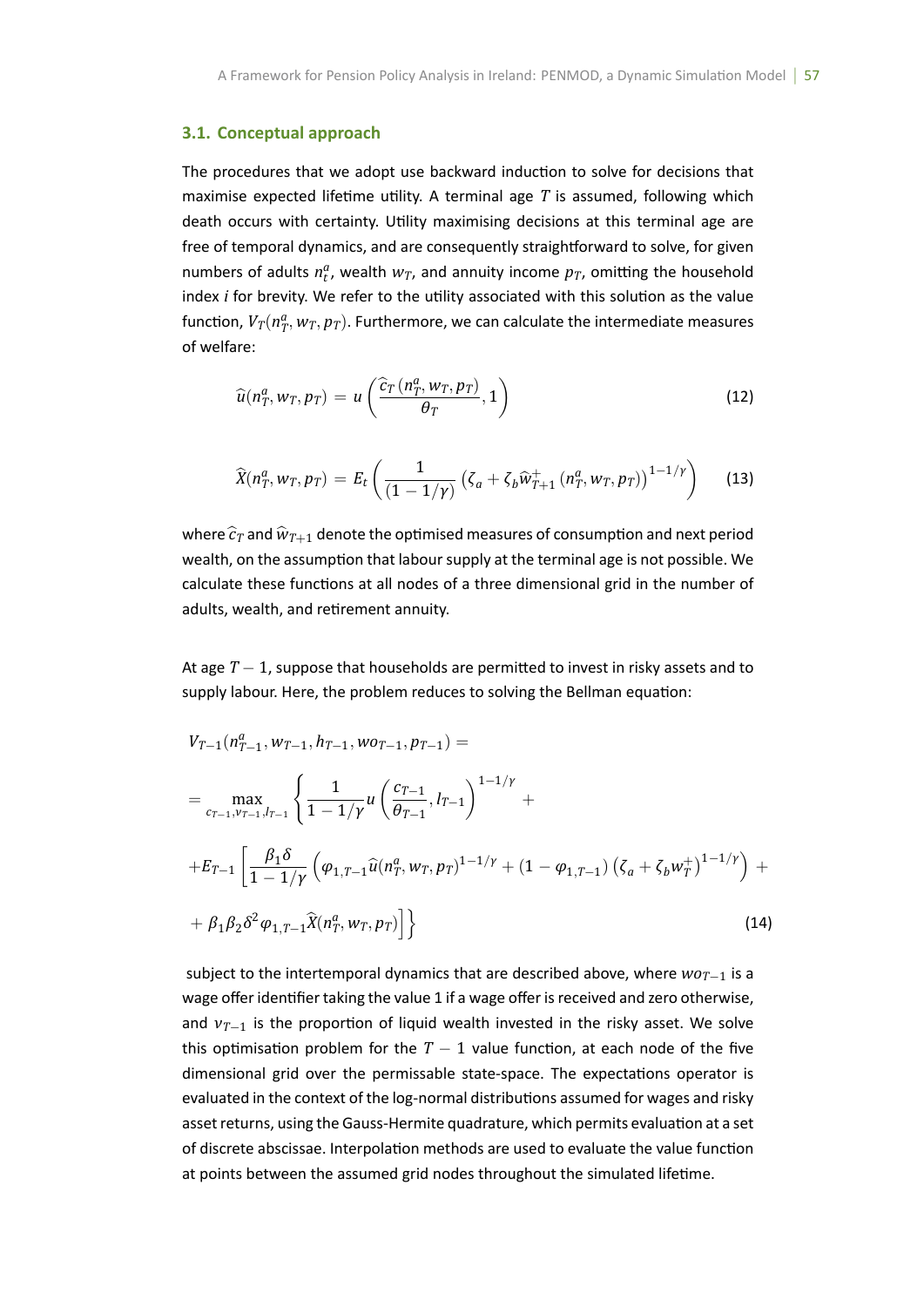### 3.1. Conceptual approach

The procedures that we adopt use backward induction to solve for decisions that maximise expected lifetime utility. A terminal age $T$ is assumed, following which death occurs with certainty. Utility maximising decisions at this terminal age are free of temporal dynamics, and are consequently straightforward to solve, for given numbers of adults $n_t^a$, wealth $w_T$, and annuity income $p_T$, omitting the household index $i$ for brevity. We refer to the utility associated with this solution as the value function, $V_T(n_T^a, w_T, p_T)$. Furthermore, we can calculate the intermediate measures of welfare:

$$\widehat{u}(n_T^a, w_T, p_T) = u\left(\frac{\widehat{c}_T\left(n_T^a, w_T, p_T\right)}{\theta_T}, 1\right) \tag{12}$$

$$\widehat{X}(n_T^a, w_T, p_T) = E_t\left(\frac{1}{(1-1/\gamma)}\left(\zeta_a + \zeta_b \widehat{w}_{T+1}^{+}\left(n_T^a, w_T, p_T\right)\right)^{1-1/\gamma}\right) \tag{13}$$

where $\widehat{c}_T$ and $\widehat{w}_{T+1}$ denote the optimised measures of consumption and next period wealth, on the assumption that labour supply at the terminal age is not possible. We calculate these functions at all nodes of a three dimensional grid in the number of adults, wealth, and retirement annuity.

At age $T-1$, suppose that households are permitted to invest in risky assets and to supply labour. Here, the problem reduces to solving the Bellman equation:

$$\begin{aligned}
&V_{T-1}(n_{T-1}^a, w_{T-1}, h_{T-1}, wo_{T-1}, p_{T-1}) = \\
&= \max_{c_{T-1}, v_{T-1}, l_{T-1}} \left\{ \frac{1}{1-1/\gamma} u\left(\frac{c_{T-1}}{\theta_{T-1}}, l_{T-1}\right)^{1-1/\gamma} + \right. \\
&+ E_{T-1}\left[\frac{\beta_1 \delta}{1-1/\gamma}\left(\varphi_{1,T-1} \widehat{u}(n_T^a, w_T, p_T)^{1-1/\gamma} + \left(1-\varphi_{1,T-1}\right)\left(\zeta_a + \zeta_b w_T^{+}\right)^{1-1/\gamma}\right) + \right. \\
&\left.\left. + \beta_1 \beta_2 \delta^2 \varphi_{1,T-1} \widehat{X}(n_T^a, w_T, p_T)\right]\right\}
\end{aligned} \tag{14}$$

subject to the intertemporal dynamics that are described above, where $wo_{T-1}$ is a wage offer identifier taking the value 1 if a wage offer is received and zero otherwise, and $v_{T-1}$ is the proportion of liquid wealth invested in the risky asset. We solve this optimisation problem for the $T-1$ value function, at each node of the five dimensional grid over the permissable state-space. The expectations operator is evaluated in the context of the log-normal distributions assumed for wages and risky asset returns, using the Gauss-Hermite quadrature, which permits evaluation at a set of discrete abscissae. Interpolation methods are used to evaluate the value function at points between the assumed grid nodes throughout the simulated lifetime.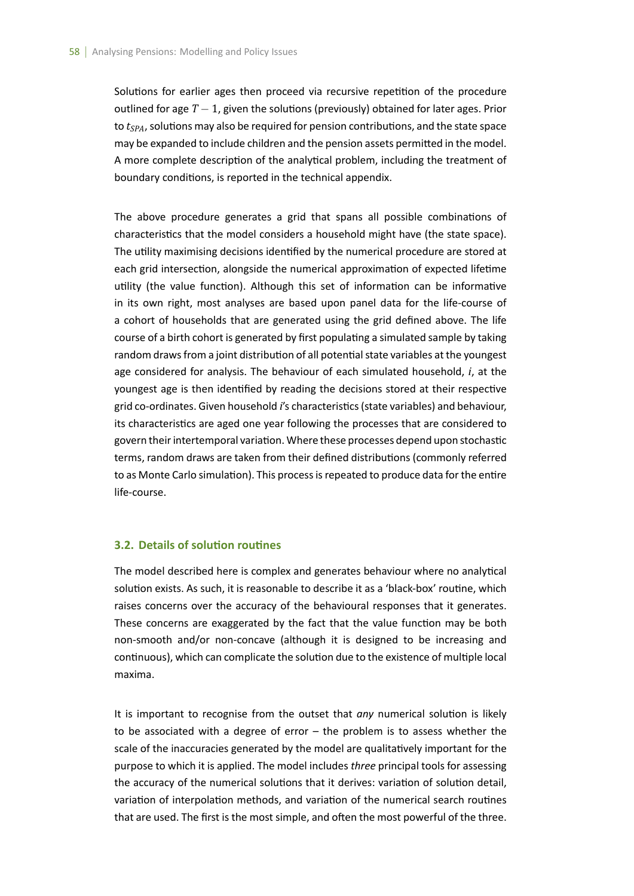Solutions for earlier ages then proceed via recursive repetition of the procedure outlined for age $T-1$, given the solutions (previously) obtained for later ages. Prior to $t_{SPA}$, solutions may also be required for pension contributions, and the state space may be expanded to include children and the pension assets permitted in the model. A more complete description of the analytical problem, including the treatment of boundary conditions, is reported in the technical appendix.

The above procedure generates a grid that spans all possible combinations of characteristics that the model considers a household might have (the state space). The utility maximising decisions identified by the numerical procedure are stored at each grid intersection, alongside the numerical approximation of expected lifetime utility (the value function). Although this set of information can be informative in its own right, most analyses are based upon panel data for the life-course of a cohort of households that are generated using the grid defined above. The life course of a birth cohort is generated by first populating a simulated sample by taking random draws from a joint distribution of all potential state variables at the youngest age considered for analysis. The behaviour of each simulated household, $i$, at the youngest age is then identified by reading the decisions stored at their respective grid co-ordinates. Given household $i$'s characteristics (state variables) and behaviour, its characteristics are aged one year following the processes that are considered to govern their intertemporal variation. Where these processes depend upon stochastic terms, random draws are taken from their defined distributions (commonly referred to as Monte Carlo simulation). This process is repeated to produce data for the entire life-course.

## 3.2. Details of solution routines

The model described here is complex and generates behaviour where no analytical solution exists. As such, it is reasonable to describe it as a 'black-box' routine, which raises concerns over the accuracy of the behavioural responses that it generates. These concerns are exaggerated by the fact that the value function may be both non-smooth and/or non-concave (although it is designed to be increasing and continuous), which can complicate the solution due to the existence of multiple local maxima.

It is important to recognise from the outset that *any* numerical solution is likely to be associated with a degree of error – the problem is to assess whether the scale of the inaccuracies generated by the model are qualitatively important for the purpose to which it is applied. The model includes *three* principal tools for assessing the accuracy of the numerical solutions that it derives: variation of solution detail, variation of interpolation methods, and variation of the numerical search routines that are used. The first is the most simple, and often the most powerful of the three.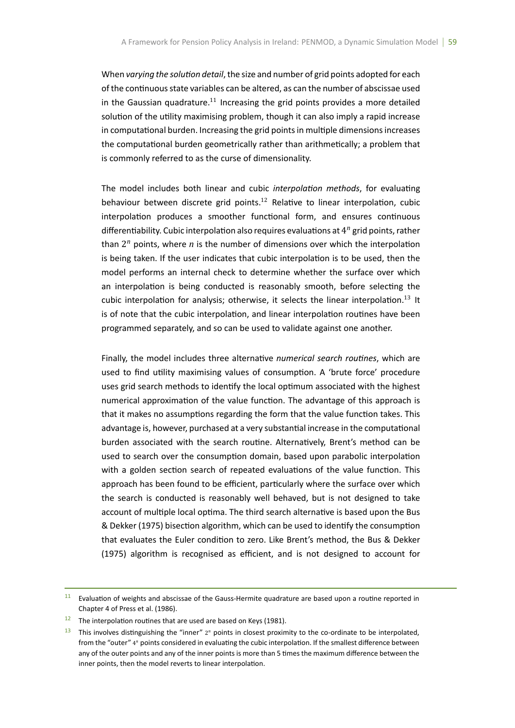When *varying the solution detail*, the size and number of grid points adopted for each of the continuous state variables can be altered, as can the number of abscissae used in the Gaussian quadrature.[11] Increasing the grid points provides a more detailed solution of the utility maximising problem, though it can also imply a rapid increase in computational burden. Increasing the grid points in multiple dimensions increases the computational burden geometrically rather than arithmetically; a problem that is commonly referred to as the curse of dimensionality.

The model includes both linear and cubic *interpolation methods*, for evaluating behaviour between discrete grid points.[12] Relative to linear interpolation, cubic interpolation produces a smoother functional form, and ensures continuous differentiability. Cubic interpolation also requires evaluations at $4^n$ grid points, rather than $2^n$ points, where $n$ is the number of dimensions over which the interpolation is being taken. If the user indicates that cubic interpolation is to be used, then the model performs an internal check to determine whether the surface over which an interpolation is being conducted is reasonably smooth, before selecting the cubic interpolation for analysis; otherwise, it selects the linear interpolation.[13] It is of note that the cubic interpolation, and linear interpolation routines have been programmed separately, and so can be used to validate against one another.

Finally, the model includes three alternative *numerical search routines*, which are used to find utility maximising values of consumption. A 'brute force' procedure uses grid search methods to identify the local optimum associated with the highest numerical approximation of the value function. The advantage of this approach is that it makes no assumptions regarding the form that the value function takes. This advantage is, however, purchased at a very substantial increase in the computational burden associated with the search routine. Alternatively, Brent's method can be used to search over the consumption domain, based upon parabolic interpolation with a golden section search of repeated evaluations of the value function. This approach has been found to be efficient, particularly where the surface over which the search is conducted is reasonably well behaved, but is not designed to take account of multiple local optima. The third search alternative is based upon the Bus & Dekker (1975) bisection algorithm, which can be used to identify the consumption that evaluates the Euler condition to zero. Like Brent's method, the Bus & Dekker (1975) algorithm is recognised as efficient, and is not designed to account for

---

[11] Evaluation of weights and abscissae of the Gauss-Hermite quadrature are based upon a routine reported in Chapter 4 of Press et al. (1986).

[12] The interpolation routines that are used are based on Keys (1981).

[13] This involves distinguishing the "inner" $2^n$ points in closest proximity to the co-ordinate to be interpolated, from the "outer" $4^n$ points considered in evaluating the cubic interpolation. If the smallest difference between any of the outer points and any of the inner points is more than 5 times the maximum difference between the inner points, then the model reverts to linear interpolation.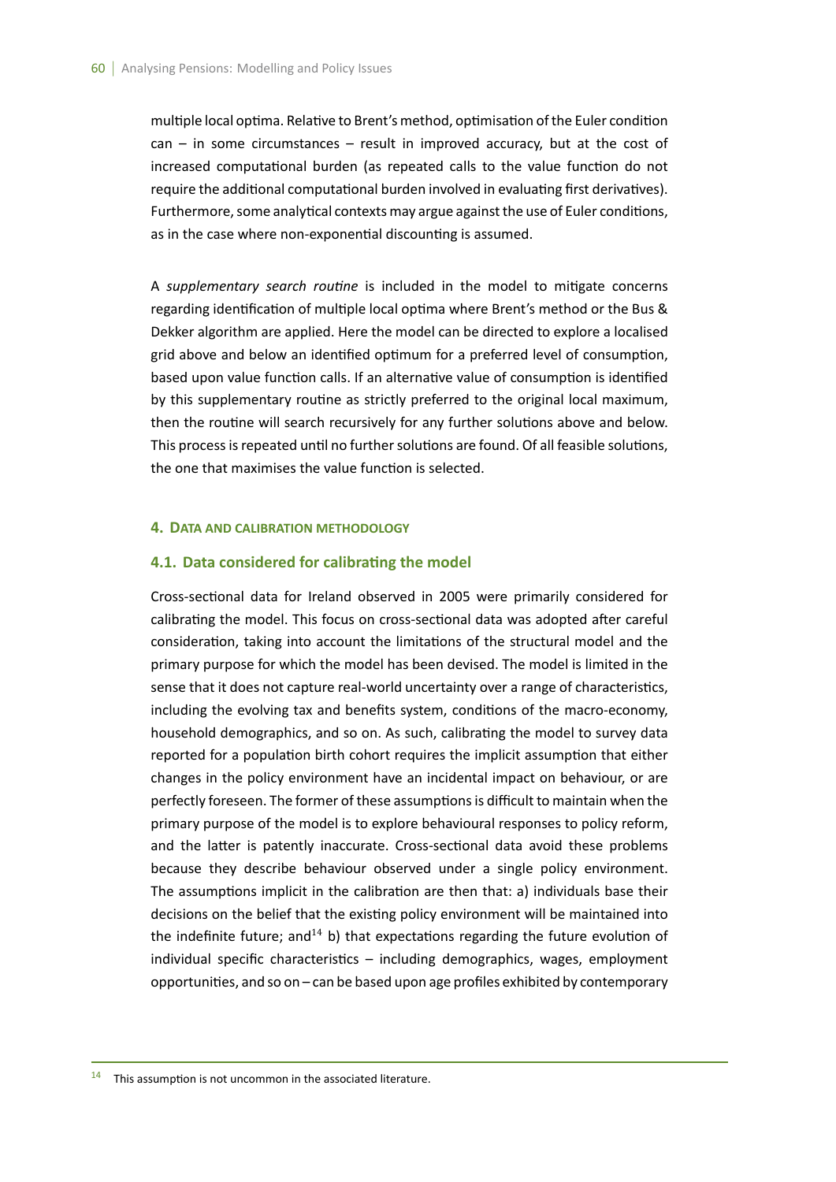multiple local optima. Relative to Brent's method, optimisation of the Euler condition can – in some circumstances – result in improved accuracy, but at the cost of increased computational burden (as repeated calls to the value function do not require the additional computational burden involved in evaluating first derivatives). Furthermore, some analytical contexts may argue against the use of Euler conditions, as in the case where non-exponential discounting is assumed.

A *supplementary search routine* is included in the model to mitigate concerns regarding identification of multiple local optima where Brent's method or the Bus & Dekker algorithm are applied. Here the model can be directed to explore a localised grid above and below an identified optimum for a preferred level of consumption, based upon value function calls. If an alternative value of consumption is identified by this supplementary routine as strictly preferred to the original local maximum, then the routine will search recursively for any further solutions above and below. This process is repeated until no further solutions are found. Of all feasible solutions, the one that maximises the value function is selected.

## 4. Data and calibration methodology

### 4.1. Data considered for calibrating the model

Cross-sectional data for Ireland observed in 2005 were primarily considered for calibrating the model. This focus on cross-sectional data was adopted after careful consideration, taking into account the limitations of the structural model and the primary purpose for which the model has been devised. The model is limited in the sense that it does not capture real-world uncertainty over a range of characteristics, including the evolving tax and benefits system, conditions of the macro-economy, household demographics, and so on. As such, calibrating the model to survey data reported for a population birth cohort requires the implicit assumption that either changes in the policy environment have an incidental impact on behaviour, or are perfectly foreseen. The former of these assumptions is difficult to maintain when the primary purpose of the model is to explore behavioural responses to policy reform, and the latter is patently inaccurate. Cross-sectional data avoid these problems because they describe behaviour observed under a single policy environment. The assumptions implicit in the calibration are then that: a) individuals base their decisions on the belief that the existing policy environment will be maintained into the indefinite future; and[14] b) that expectations regarding the future evolution of individual specific characteristics – including demographics, wages, employment opportunities, and so on – can be based upon age profiles exhibited by contemporary

[14] This assumption is not uncommon in the associated literature.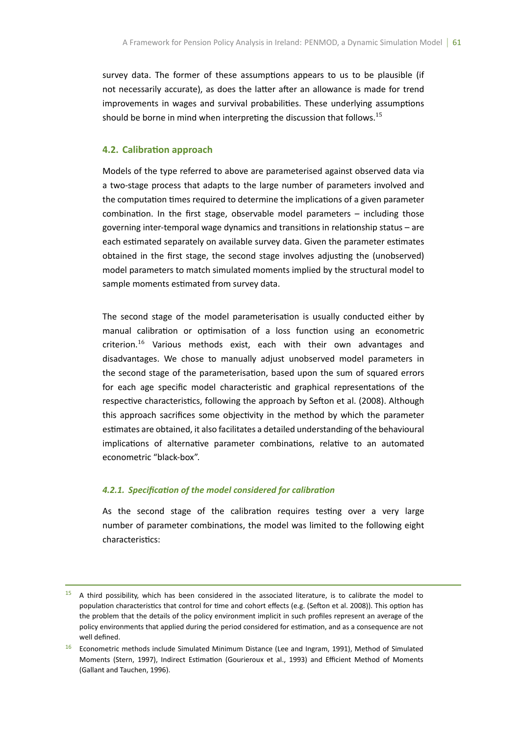survey data. The former of these assumptions appears to us to be plausible (if not necessarily accurate), as does the latter after an allowance is made for trend improvements in wages and survival probabilities. These underlying assumptions should be borne in mind when interpreting the discussion that follows.[15]

## 4.2. Calibration approach

Models of the type referred to above are parameterised against observed data via a two-stage process that adapts to the large number of parameters involved and the computation times required to determine the implications of a given parameter combination. In the first stage, observable model parameters – including those governing inter-temporal wage dynamics and transitions in relationship status – are each estimated separately on available survey data. Given the parameter estimates obtained in the first stage, the second stage involves adjusting the (unobserved) model parameters to match simulated moments implied by the structural model to sample moments estimated from survey data.

The second stage of the model parameterisation is usually conducted either by manual calibration or optimisation of a loss function using an econometric criterion.[16] Various methods exist, each with their own advantages and disadvantages. We chose to manually adjust unobserved model parameters in the second stage of the parameterisation, based upon the sum of squared errors for each age specific model characteristic and graphical representations of the respective characteristics, following the approach by Sefton et al. (2008). Although this approach sacrifices some objectivity in the method by which the parameter estimates are obtained, it also facilitates a detailed understanding of the behavioural implications of alternative parameter combinations, relative to an automated econometric "black-box".

### *4.2.1. Specification of the model considered for calibration*

As the second stage of the calibration requires testing over a very large number of parameter combinations, the model was limited to the following eight characteristics:

---

[15] A third possibility, which has been considered in the associated literature, is to calibrate the model to population characteristics that control for time and cohort effects (e.g. (Sefton et al. 2008)). This option has the problem that the details of the policy environment implicit in such profiles represent an average of the policy environments that applied during the period considered for estimation, and as a consequence are not well defined.

[16] Econometric methods include Simulated Minimum Distance (Lee and Ingram, 1991), Method of Simulated Moments (Stern, 1997), Indirect Estimation (Gourieroux et al., 1993) and Efficient Method of Moments (Gallant and Tauchen, 1996).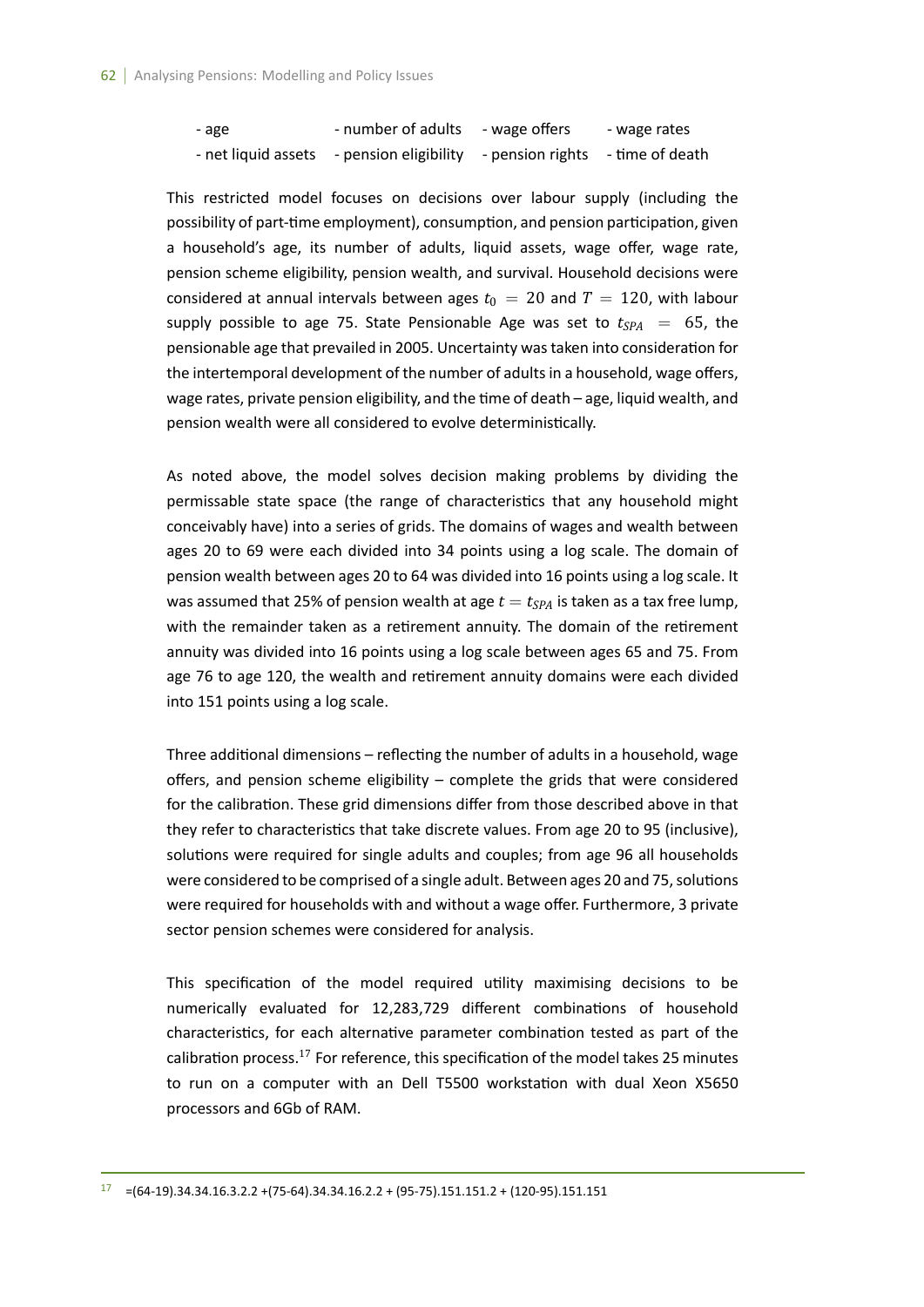| | | | |
|---|---|---|---|
| - age | - number of adults | - wage offers | - wage rates |
| - net liquid assets | - pension eligibility | - pension rights | - time of death |

This restricted model focuses on decisions over labour supply (including the possibility of part-time employment), consumption, and pension participation, given a household's age, its number of adults, liquid assets, wage offer, wage rate, pension scheme eligibility, pension wealth, and survival. Household decisions were considered at annual intervals between ages $t_0 = 20$ and $T = 120$, with labour supply possible to age 75. State Pensionable Age was set to $t_{SPA} = 65$, the pensionable age that prevailed in 2005. Uncertainty was taken into consideration for the intertemporal development of the number of adults in a household, wage offers, wage rates, private pension eligibility, and the time of death – age, liquid wealth, and pension wealth were all considered to evolve deterministically.

As noted above, the model solves decision making problems by dividing the permissable state space (the range of characteristics that any household might conceivably have) into a series of grids. The domains of wages and wealth between ages 20 to 69 were each divided into 34 points using a log scale. The domain of pension wealth between ages 20 to 64 was divided into 16 points using a log scale. It was assumed that 25% of pension wealth at age $t = t_{SPA}$ is taken as a tax free lump, with the remainder taken as a retirement annuity. The domain of the retirement annuity was divided into 16 points using a log scale between ages 65 and 75. From age 76 to age 120, the wealth and retirement annuity domains were each divided into 151 points using a log scale.

Three additional dimensions – reflecting the number of adults in a household, wage offers, and pension scheme eligibility – complete the grids that were considered for the calibration. These grid dimensions differ from those described above in that they refer to characteristics that take discrete values. From age 20 to 95 (inclusive), solutions were required for single adults and couples; from age 96 all households were considered to be comprised of a single adult. Between ages 20 and 75, solutions were required for households with and without a wage offer. Furthermore, 3 private sector pension schemes were considered for analysis.

This specification of the model required utility maximising decisions to be numerically evaluated for 12,283,729 different combinations of household characteristics, for each alternative parameter combination tested as part of the calibration process.[17] For reference, this specification of the model takes 25 minutes to run on a computer with an Dell T5500 workstation with dual Xeon X5650 processors and 6Gb of RAM.

---

[17] =(64-19).34.34.16.3.2.2 +(75-64).34.34.16.2.2 + (95-75).151.151.2 + (120-95).151.151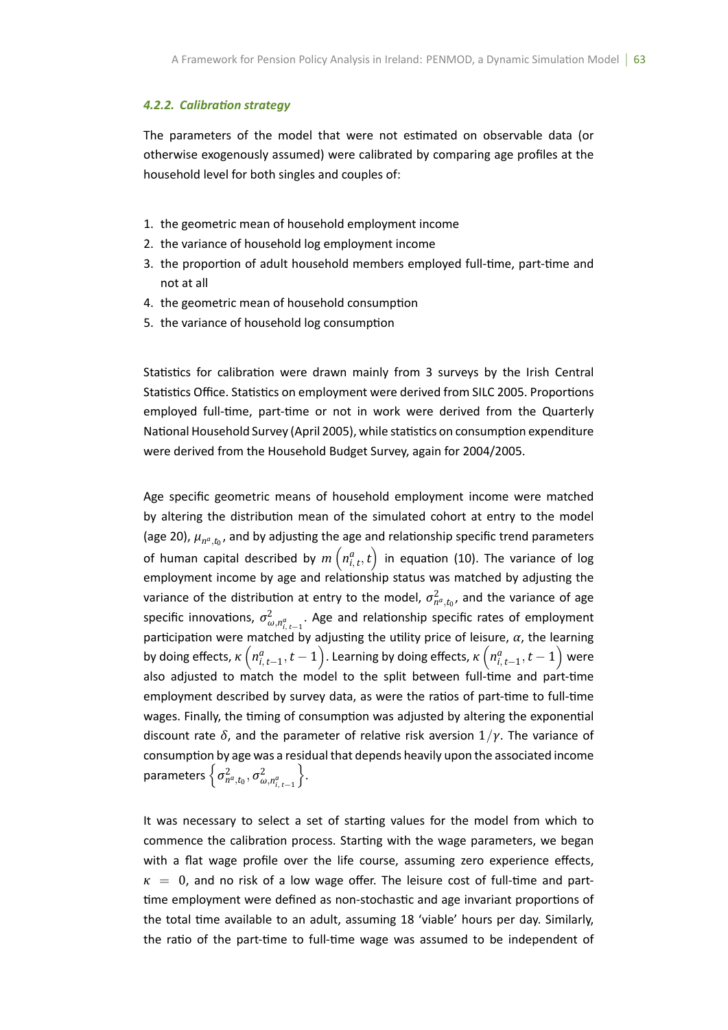#### *4.2.2. Calibration strategy*

The parameters of the model that were not estimated on observable data (or otherwise exogenously assumed) were calibrated by comparing age profiles at the household level for both singles and couples of:

1. the geometric mean of household employment income
2. the variance of household log employment income
3. the proportion of adult household members employed full-time, part-time and not at all
4. the geometric mean of household consumption
5. the variance of household log consumption

Statistics for calibration were drawn mainly from 3 surveys by the Irish Central Statistics Office. Statistics on employment were derived from SILC 2005. Proportions employed full-time, part-time or not in work were derived from the Quarterly National Household Survey (April 2005), while statistics on consumption expenditure were derived from the Household Budget Survey, again for 2004/2005.

Age specific geometric means of household employment income were matched by altering the distribution mean of the simulated cohort at entry to the model (age 20), $\mu_{n^a,t_0}$, and by adjusting the age and relationship specific trend parameters of human capital described by $m\left(n^a_{i,t}, t\right)$ in equation (10). The variance of log employment income by age and relationship status was matched by adjusting the variance of the distribution at entry to the model, $\sigma^2_{n^a,t_0}$, and the variance of age specific innovations, $\sigma^2_{\omega,n^a_{i,t-1}}$. Age and relationship specific rates of employment participation were matched by adjusting the utility price of leisure, $\alpha$, the learning by doing effects, $\kappa\left(n^a_{i,t-1}, t-1\right)$. Learning by doing effects, $\kappa\left(n^a_{i,t-1}, t-1\right)$ were also adjusted to match the model to the split between full-time and part-time employment described by survey data, as were the ratios of part-time to full-time wages. Finally, the timing of consumption was adjusted by altering the exponential discount rate $\delta$, and the parameter of relative risk aversion $1/\gamma$. The variance of consumption by age was a residual that depends heavily upon the associated income parameters $\left\{\sigma^2_{n^a,t_0}, \sigma^2_{\omega,n^a_{i,t-1}}\right\}$.

It was necessary to select a set of starting values for the model from which to commence the calibration process. Starting with the wage parameters, we began with a flat wage profile over the life course, assuming zero experience effects, $\kappa = 0$, and no risk of a low wage offer. The leisure cost of full-time and part-time employment were defined as non-stochastic and age invariant proportions of the total time available to an adult, assuming 18 'viable' hours per day. Similarly, the ratio of the part-time to full-time wage was assumed to be independent of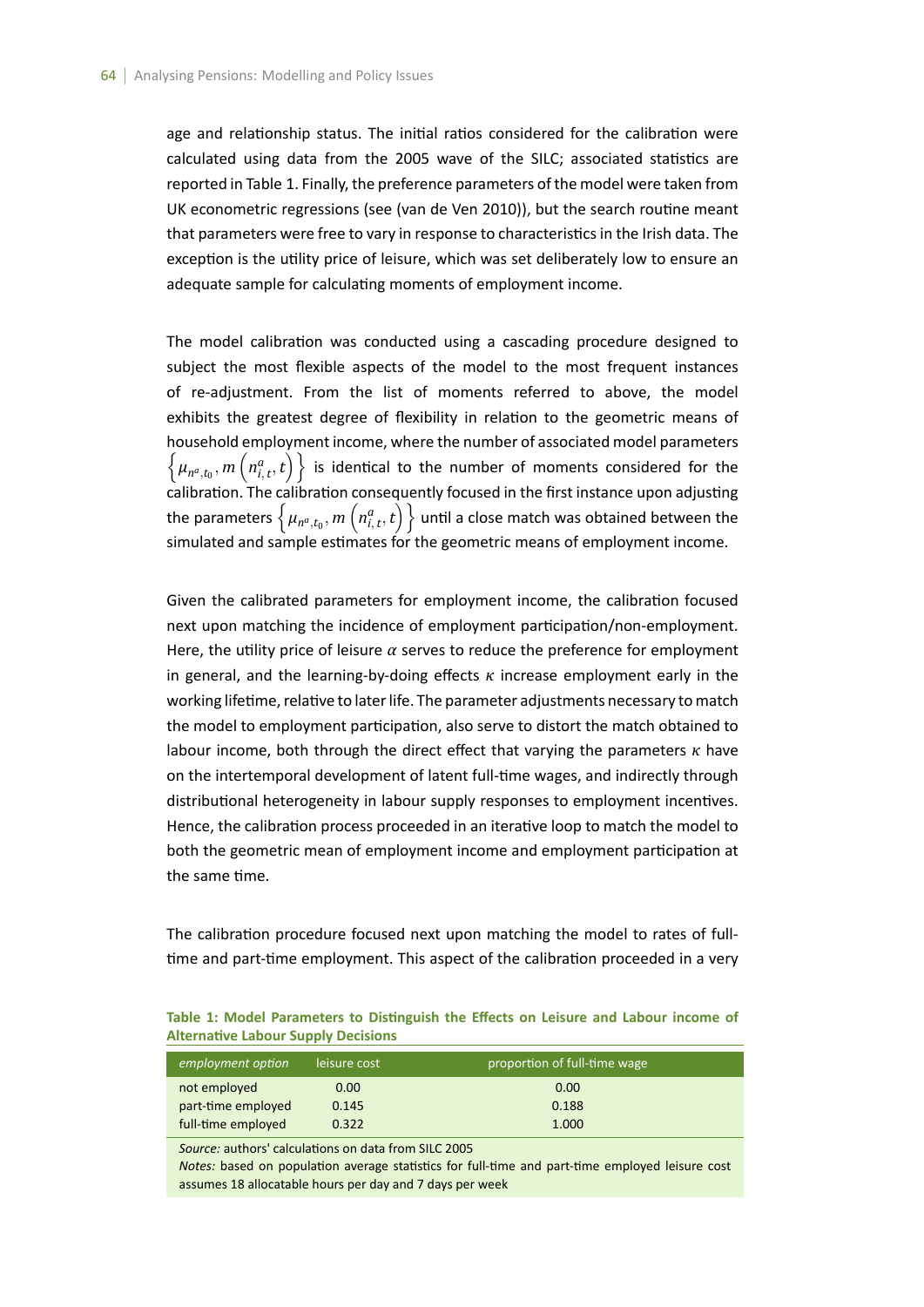age and relationship status. The initial ratios considered for the calibration were calculated using data from the 2005 wave of the SILC; associated statistics are reported in Table 1. Finally, the preference parameters of the model were taken from UK econometric regressions (see (van de Ven 2010)), but the search routine meant that parameters were free to vary in response to characteristics in the Irish data. The exception is the utility price of leisure, which was set deliberately low to ensure an adequate sample for calculating moments of employment income.

The model calibration was conducted using a cascading procedure designed to subject the most flexible aspects of the model to the most frequent instances of re-adjustment. From the list of moments referred to above, the model exhibits the greatest degree of flexibility in relation to the geometric means of household employment income, where the number of associated model parameters $\left\{\mu_{n^a,t_0}, m\left(n^a_{i,t}, t\right)\right\}$ is identical to the number of moments considered for the calibration. The calibration consequently focused in the first instance upon adjusting the parameters $\left\{\mu_{n^a,t_0}, m\left(n^a_{i,t}, t\right)\right\}$ until a close match was obtained between the simulated and sample estimates for the geometric means of employment income.

Given the calibrated parameters for employment income, the calibration focused next upon matching the incidence of employment participation/non-employment. Here, the utility price of leisure $\alpha$ serves to reduce the preference for employment in general, and the learning-by-doing effects $\kappa$ increase employment early in the working lifetime, relative to later life. The parameter adjustments necessary to match the model to employment participation, also serve to distort the match obtained to labour income, both through the direct effect that varying the parameters $\kappa$ have on the intertemporal development of latent full-time wages, and indirectly through distributional heterogeneity in labour supply responses to employment incentives. Hence, the calibration process proceeded in an iterative loop to match the model to both the geometric mean of employment income and employment participation at the same time.

The calibration procedure focused next upon matching the model to rates of full-time and part-time employment. This aspect of the calibration proceeded in a very

**Table 1: Model Parameters to Distinguish the Effects on Leisure and Labour income of Alternative Labour Supply Decisions**

| *employment option* | leisure cost | proportion of full-time wage |
|---|---|---|
| not employed | 0.00 | 0.00 |
| part-time employed | 0.145 | 0.188 |
| full-time employed | 0.322 | 1.000 |

*Source:* authors' calculations on data from SILC 2005
*Notes:* based on population average statistics for full-time and part-time employed leisure cost assumes 18 allocatable hours per day and 7 days per week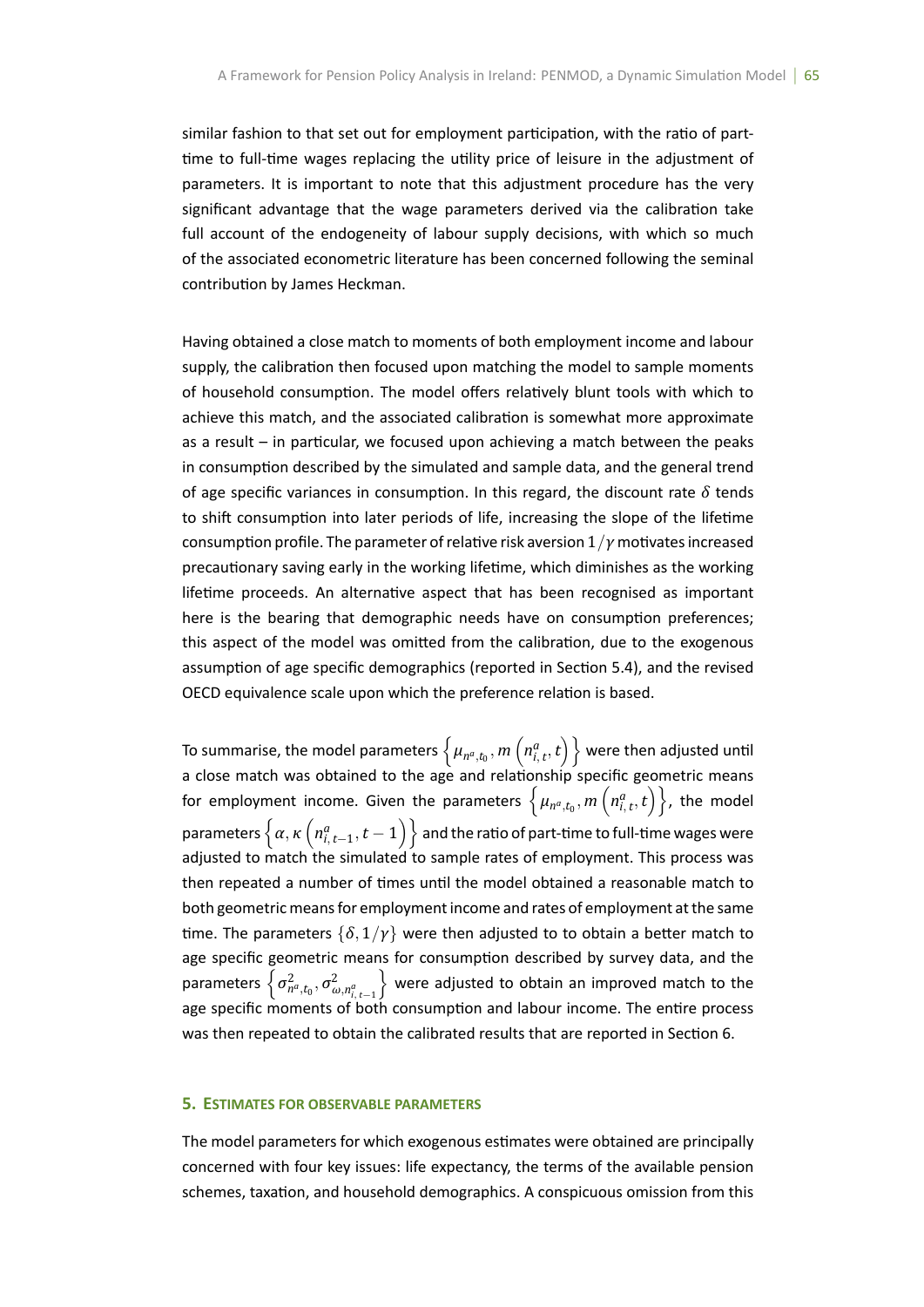similar fashion to that set out for employment participation, with the ratio of part-time to full-time wages replacing the utility price of leisure in the adjustment of parameters. It is important to note that this adjustment procedure has the very significant advantage that the wage parameters derived via the calibration take full account of the endogeneity of labour supply decisions, with which so much of the associated econometric literature has been concerned following the seminal contribution by James Heckman.

Having obtained a close match to moments of both employment income and labour supply, the calibration then focused upon matching the model to sample moments of household consumption. The model offers relatively blunt tools with which to achieve this match, and the associated calibration is somewhat more approximate as a result – in particular, we focused upon achieving a match between the peaks in consumption described by the simulated and sample data, and the general trend of age specific variances in consumption. In this regard, the discount rate $\delta$ tends to shift consumption into later periods of life, increasing the slope of the lifetime consumption profile. The parameter of relative risk aversion $1/\gamma$ motivates increased precautionary saving early in the working lifetime, which diminishes as the working lifetime proceeds. An alternative aspect that has been recognised as important here is the bearing that demographic needs have on consumption preferences; this aspect of the model was omitted from the calibration, due to the exogenous assumption of age specific demographics (reported in Section 5.4), and the revised OECD equivalence scale upon which the preference relation is based.

To summarise, the model parameters $\left\{\mu_{n^a,t_0}, m\left(n^a_{i,t}, t\right)\right\}$ were then adjusted until a close match was obtained to the age and relationship specific geometric means for employment income. Given the parameters $\left\{\mu_{n^a,t_0}, m\left(n^a_{i,t}, t\right)\right\}$, the model parameters $\left\{\alpha, \kappa\left(n^a_{i,t-1}, t-1\right)\right\}$ and the ratio of part-time to full-time wages were adjusted to match the simulated to sample rates of employment. This process was then repeated a number of times until the model obtained a reasonable match to both geometric means for employment income and rates of employment at the same time. The parameters $\{\delta, 1/\gamma\}$ were then adjusted to to obtain a better match to age specific geometric means for consumption described by survey data, and the parameters $\left\{\sigma^2_{n^a,t_0}, \sigma^2_{\omega,n^a_{i,t-1}}\right\}$ were adjusted to obtain an improved match to the age specific moments of both consumption and labour income. The entire process was then repeated to obtain the calibrated results that are reported in Section 6.

## 5. Estimates for observable parameters

The model parameters for which exogenous estimates were obtained are principally concerned with four key issues: life expectancy, the terms of the available pension schemes, taxation, and household demographics. A conspicuous omission from this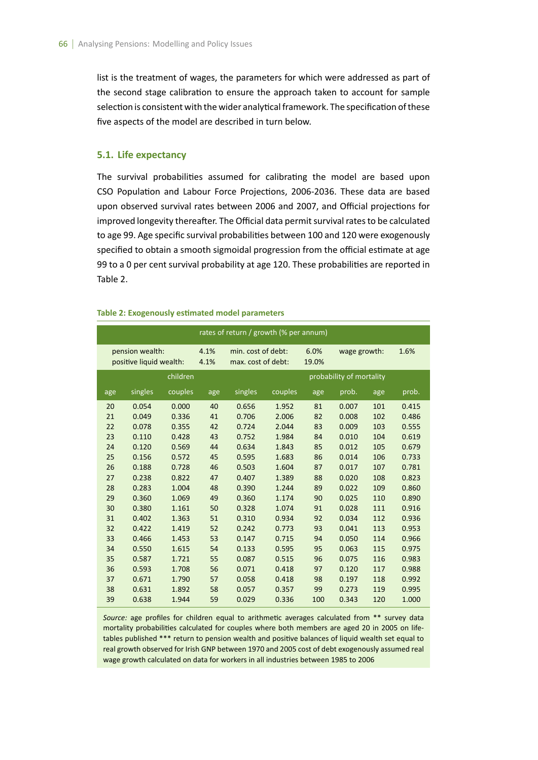list is the treatment of wages, the parameters for which were addressed as part of the second stage calibration to ensure the approach taken to account for sample selection is consistent with the wider analytical framework. The specification of these five aspects of the model are described in turn below.

### 5.1. Life expectancy

The survival probabilities assumed for calibrating the model are based upon CSO Population and Labour Force Projections, 2006-2036. These data are based upon observed survival rates between 2006 and 2007, and Official projections for improved longevity thereafter. The Official data permit survival rates to be calculated to age 99. Age specific survival probabilities between 100 and 120 were exogenously specified to obtain a smooth sigmoidal progression from the official estimate at age 99 to a 0 per cent survival probability at age 120. These probabilities are reported in Table 2.

**Table 2: Exogenously estimated model parameters**

| rates of return / growth (% per annum) | | | | | | | | | |
|---|---|---|---|---|---|---|---|---|---|
| pension wealth: | | 4.1% | min. cost of debt: | | 6.0% | wage growth: | | 1.6% | |
| positive liquid wealth: | | 4.1% | max. cost of debt: | | 19.0% | | | | |
| children | | | | | | probability of mortality | | | |
| age | singles | couples | age | singles | couples | age | prob. | age | prob. |
| 20 | 0.054 | 0.000 | 40 | 0.656 | 1.952 | 81 | 0.007 | 101 | 0.415 |
| 21 | 0.049 | 0.336 | 41 | 0.706 | 2.006 | 82 | 0.008 | 102 | 0.486 |
| 22 | 0.078 | 0.355 | 42 | 0.724 | 2.044 | 83 | 0.009 | 103 | 0.555 |
| 23 | 0.110 | 0.428 | 43 | 0.752 | 1.984 | 84 | 0.010 | 104 | 0.619 |
| 24 | 0.120 | 0.569 | 44 | 0.634 | 1.843 | 85 | 0.012 | 105 | 0.679 |
| 25 | 0.156 | 0.572 | 45 | 0.595 | 1.683 | 86 | 0.014 | 106 | 0.733 |
| 26 | 0.188 | 0.728 | 46 | 0.503 | 1.604 | 87 | 0.017 | 107 | 0.781 |
| 27 | 0.238 | 0.822 | 47 | 0.407 | 1.389 | 88 | 0.020 | 108 | 0.823 |
| 28 | 0.283 | 1.004 | 48 | 0.390 | 1.244 | 89 | 0.022 | 109 | 0.860 |
| 29 | 0.360 | 1.069 | 49 | 0.360 | 1.174 | 90 | 0.025 | 110 | 0.890 |
| 30 | 0.380 | 1.161 | 50 | 0.328 | 1.074 | 91 | 0.028 | 111 | 0.916 |
| 31 | 0.402 | 1.363 | 51 | 0.310 | 0.934 | 92 | 0.034 | 112 | 0.936 |
| 32 | 0.422 | 1.419 | 52 | 0.242 | 0.773 | 93 | 0.041 | 113 | 0.953 |
| 33 | 0.466 | 1.453 | 53 | 0.147 | 0.715 | 94 | 0.050 | 114 | 0.966 |
| 34 | 0.550 | 1.615 | 54 | 0.133 | 0.595 | 95 | 0.063 | 115 | 0.975 |
| 35 | 0.587 | 1.721 | 55 | 0.087 | 0.515 | 96 | 0.075 | 116 | 0.983 |
| 36 | 0.593 | 1.708 | 56 | 0.071 | 0.418 | 97 | 0.120 | 117 | 0.988 |
| 37 | 0.671 | 1.790 | 57 | 0.058 | 0.418 | 98 | 0.197 | 118 | 0.992 |
| 38 | 0.631 | 1.892 | 58 | 0.057 | 0.357 | 99 | 0.273 | 119 | 0.995 |
| 39 | 0.638 | 1.944 | 59 | 0.029 | 0.336 | 100 | 0.343 | 120 | 1.000 |

*Source:* age profiles for children equal to arithmetic averages calculated from ** survey data mortality probabilities calculated for couples where both members are aged 20 in 2005 on life-tables published *** return to pension wealth and positive balances of liquid wealth set equal to real growth observed for Irish GNP between 1970 and 2005 cost of debt exogenously assumed real wage growth calculated on data for workers in all industries between 1985 to 2006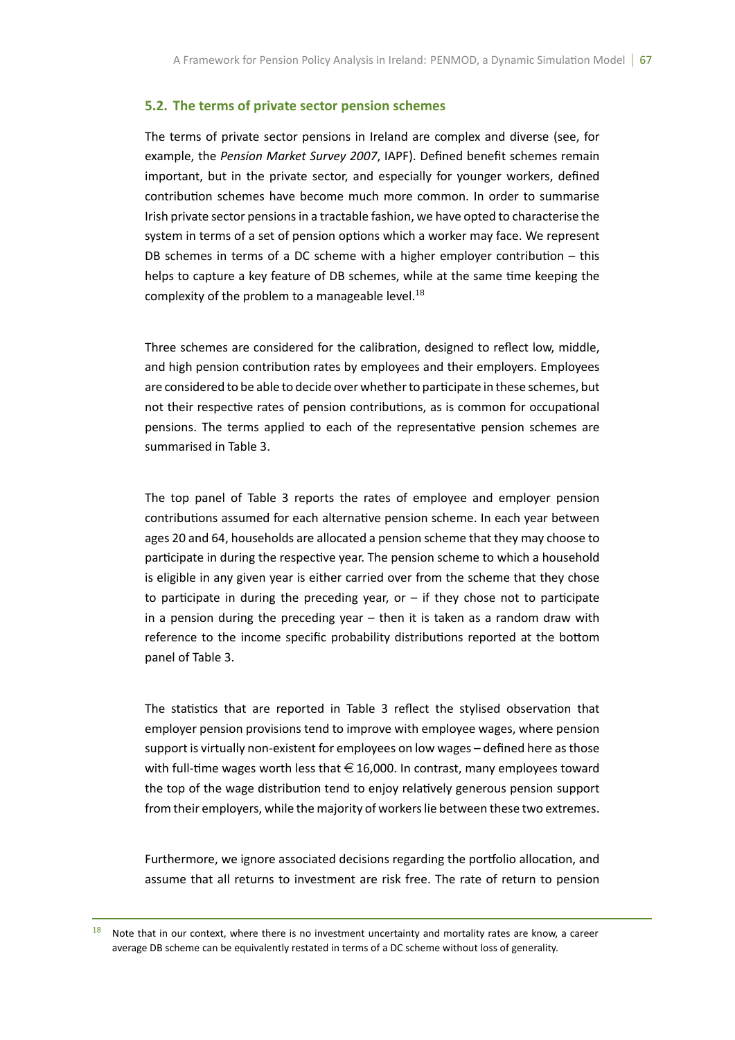## 5.2. The terms of private sector pension schemes

The terms of private sector pensions in Ireland are complex and diverse (see, for example, the *Pension Market Survey 2007*, IAPF). Defined benefit schemes remain important, but in the private sector, and especially for younger workers, defined contribution schemes have become much more common. In order to summarise Irish private sector pensions in a tractable fashion, we have opted to characterise the system in terms of a set of pension options which a worker may face. We represent DB schemes in terms of a DC scheme with a higher employer contribution – this helps to capture a key feature of DB schemes, while at the same time keeping the complexity of the problem to a manageable level.[18]

Three schemes are considered for the calibration, designed to reflect low, middle, and high pension contribution rates by employees and their employers. Employees are considered to be able to decide over whether to participate in these schemes, but not their respective rates of pension contributions, as is common for occupational pensions. The terms applied to each of the representative pension schemes are summarised in Table 3.

The top panel of Table 3 reports the rates of employee and employer pension contributions assumed for each alternative pension scheme. In each year between ages 20 and 64, households are allocated a pension scheme that they may choose to participate in during the respective year. The pension scheme to which a household is eligible in any given year is either carried over from the scheme that they chose to participate in during the preceding year, or – if they chose not to participate in a pension during the preceding year – then it is taken as a random draw with reference to the income specific probability distributions reported at the bottom panel of Table 3.

The statistics that are reported in Table 3 reflect the stylised observation that employer pension provisions tend to improve with employee wages, where pension support is virtually non-existent for employees on low wages – defined here as those with full-time wages worth less that € 16,000. In contrast, many employees toward the top of the wage distribution tend to enjoy relatively generous pension support from their employers, while the majority of workers lie between these two extremes.

Furthermore, we ignore associated decisions regarding the portfolio allocation, and assume that all returns to investment are risk free. The rate of return to pension

[18] Note that in our context, where there is no investment uncertainty and mortality rates are know, a career average DB scheme can be equivalently restated in terms of a DC scheme without loss of generality.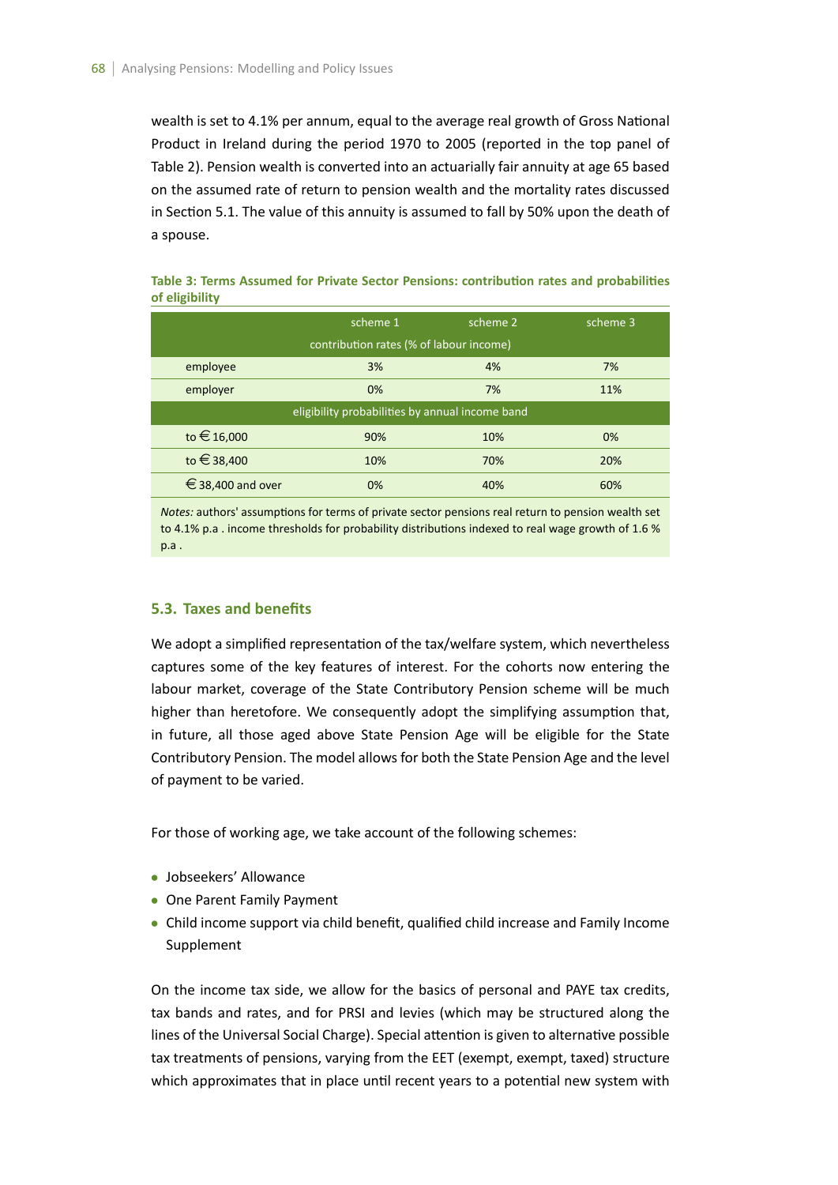wealth is set to 4.1% per annum, equal to the average real growth of Gross National Product in Ireland during the period 1970 to 2005 (reported in the top panel of Table 2). Pension wealth is converted into an actuarially fair annuity at age 65 based on the assumed rate of return to pension wealth and the mortality rates discussed in Section 5.1. The value of this annuity is assumed to fall by 50% upon the death of a spouse.

**Table 3: Terms Assumed for Private Sector Pensions: contribution rates and probabilities of eligibility**

| | scheme 1 | scheme 2 | scheme 3 |
|---|---|---|---|
| | contribution rates (% of labour income) | | |
| employee | 3% | 4% | 7% |
| employer | 0% | 7% | 11% |
| | eligibility probabilities by annual income band | | |
| to € 16,000 | 90% | 10% | 0% |
| to € 38,400 | 10% | 70% | 20% |
| € 38,400 and over | 0% | 40% | 60% |

*Notes:* authors' assumptions for terms of private sector pensions real return to pension wealth set to 4.1% p.a . income thresholds for probability distributions indexed to real wage growth of 1.6 % p.a .

### 5.3. Taxes and benefits

We adopt a simplified representation of the tax/welfare system, which nevertheless captures some of the key features of interest. For the cohorts now entering the labour market, coverage of the State Contributory Pension scheme will be much higher than heretofore. We consequently adopt the simplifying assumption that, in future, all those aged above State Pension Age will be eligible for the State Contributory Pension. The model allows for both the State Pension Age and the level of payment to be varied.

For those of working age, we take account of the following schemes:

- Jobseekers' Allowance
- One Parent Family Payment
- Child income support via child benefit, qualified child increase and Family Income Supplement

On the income tax side, we allow for the basics of personal and PAYE tax credits, tax bands and rates, and for PRSI and levies (which may be structured along the lines of the Universal Social Charge). Special attention is given to alternative possible tax treatments of pensions, varying from the EET (exempt, exempt, taxed) structure which approximates that in place until recent years to a potential new system with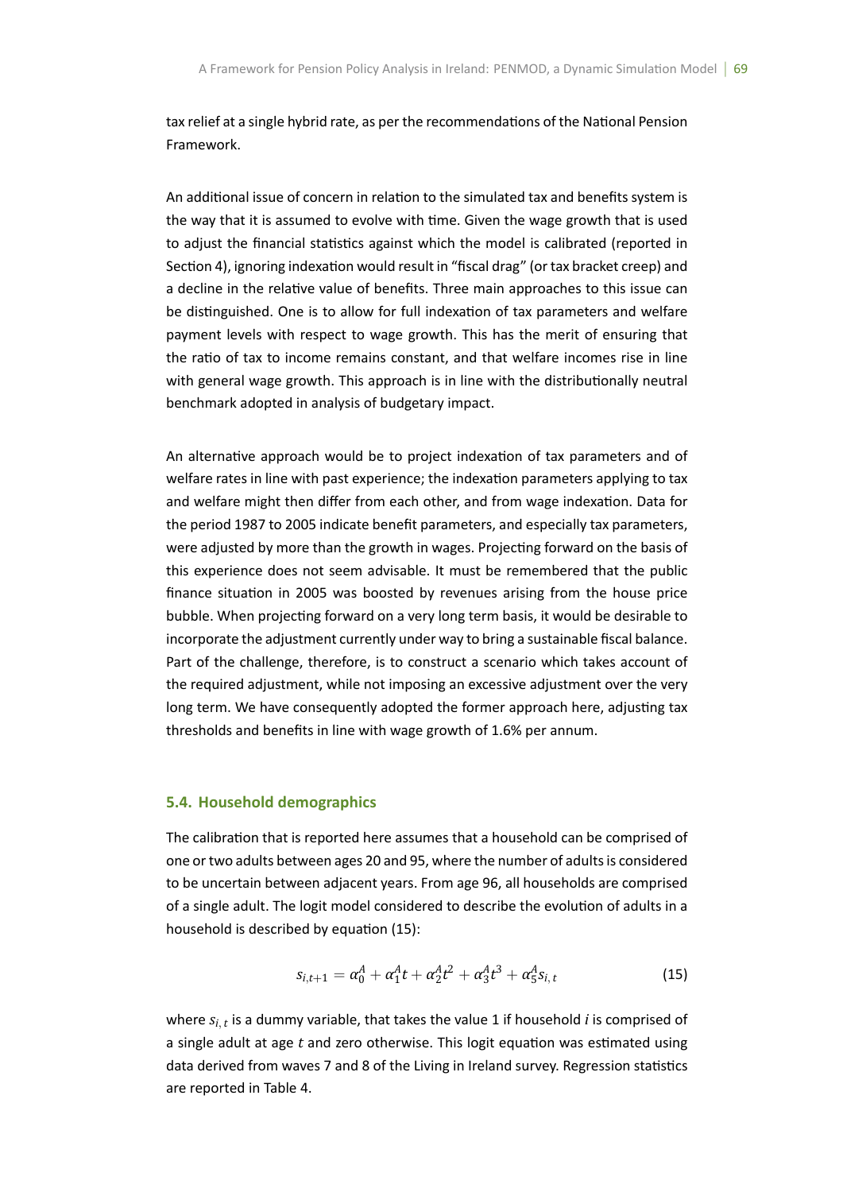tax relief at a single hybrid rate, as per the recommendations of the National Pension Framework.

An additional issue of concern in relation to the simulated tax and benefits system is the way that it is assumed to evolve with time. Given the wage growth that is used to adjust the financial statistics against which the model is calibrated (reported in Section 4), ignoring indexation would result in "fiscal drag" (or tax bracket creep) and a decline in the relative value of benefits. Three main approaches to this issue can be distinguished. One is to allow for full indexation of tax parameters and welfare payment levels with respect to wage growth. This has the merit of ensuring that the ratio of tax to income remains constant, and that welfare incomes rise in line with general wage growth. This approach is in line with the distributionally neutral benchmark adopted in analysis of budgetary impact.

An alternative approach would be to project indexation of tax parameters and of welfare rates in line with past experience; the indexation parameters applying to tax and welfare might then differ from each other, and from wage indexation. Data for the period 1987 to 2005 indicate benefit parameters, and especially tax parameters, were adjusted by more than the growth in wages. Projecting forward on the basis of this experience does not seem advisable. It must be remembered that the public finance situation in 2005 was boosted by revenues arising from the house price bubble. When projecting forward on a very long term basis, it would be desirable to incorporate the adjustment currently under way to bring a sustainable fiscal balance. Part of the challenge, therefore, is to construct a scenario which takes account of the required adjustment, while not imposing an excessive adjustment over the very long term. We have consequently adopted the former approach here, adjusting tax thresholds and benefits in line with wage growth of 1.6% per annum.

## 5.4. Household demographics

The calibration that is reported here assumes that a household can be comprised of one or two adults between ages 20 and 95, where the number of adults is considered to be uncertain between adjacent years. From age 96, all households are comprised of a single adult. The logit model considered to describe the evolution of adults in a household is described by equation (15):

$$s_{i,t+1} = \alpha_0^A + \alpha_1^A t + \alpha_2^A t^2 + \alpha_3^A t^3 + \alpha_5^A s_{i,t} \tag{15}$$

where $s_{i,t}$ is a dummy variable, that takes the value 1 if household $i$ is comprised of a single adult at age $t$ and zero otherwise. This logit equation was estimated using data derived from waves 7 and 8 of the Living in Ireland survey. Regression statistics are reported in Table 4.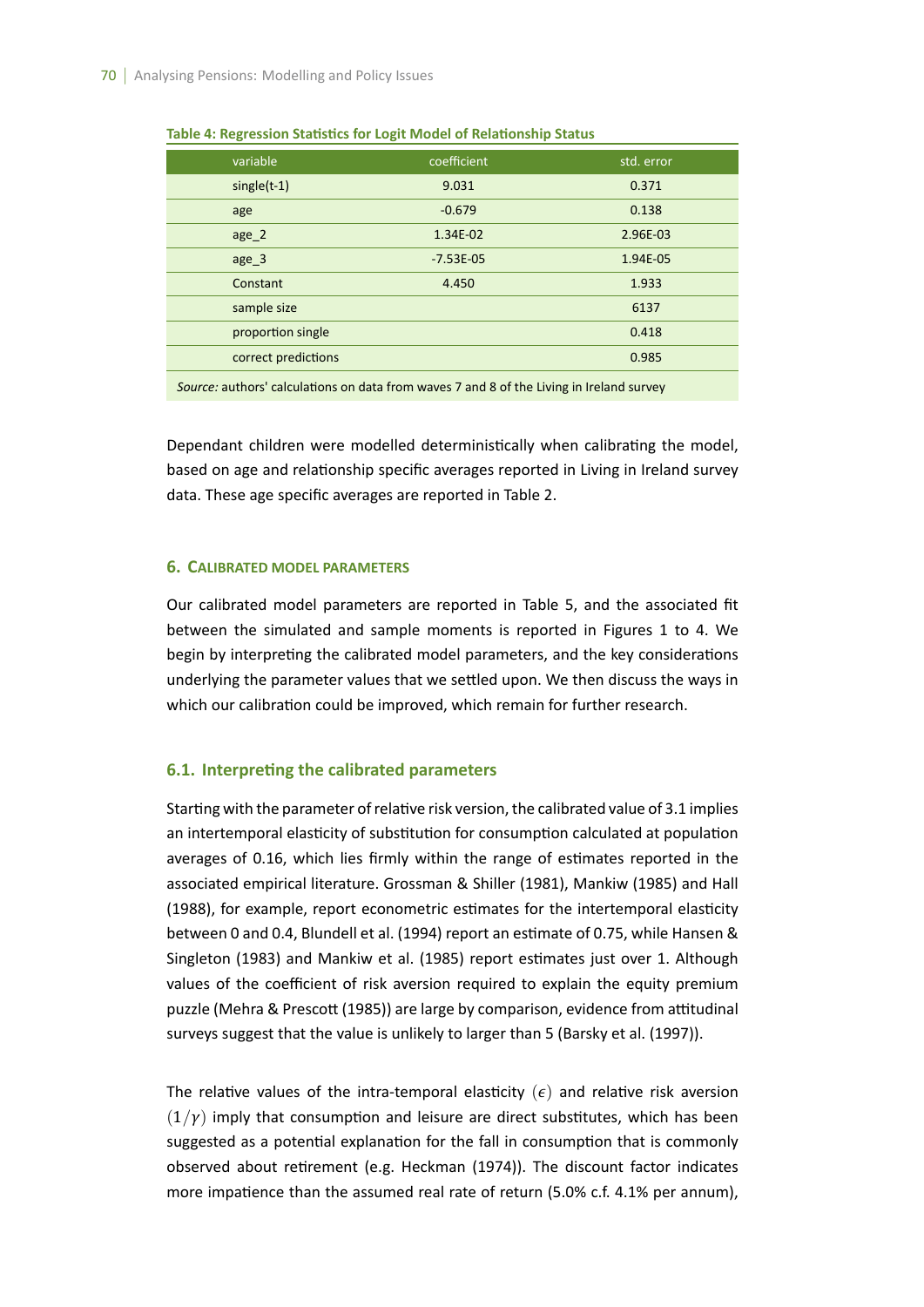**Table 4: Regression Statistics for Logit Model of Relationship Status**

| variable | coefficient | std. error |
|---|---|---|
| single(t-1) | 9.031 | 0.371 |
| age | -0.679 | 0.138 |
| age_2 | 1.34E-02 | 2.96E-03 |
| age_3 | -7.53E-05 | 1.94E-05 |
| Constant | 4.450 | 1.933 |
| sample size | | 6137 |
| proportion single | | 0.418 |
| correct predictions | | 0.985 |

*Source:* authors' calculations on data from waves 7 and 8 of the Living in Ireland survey

Dependant children were modelled deterministically when calibrating the model, based on age and relationship specific averages reported in Living in Ireland survey data. These age specific averages are reported in Table 2.

## 6. Calibrated Model Parameters

Our calibrated model parameters are reported in Table 5, and the associated fit between the simulated and sample moments is reported in Figures 1 to 4. We begin by interpreting the calibrated model parameters, and the key considerations underlying the parameter values that we settled upon. We then discuss the ways in which our calibration could be improved, which remain for further research.

### 6.1. Interpreting the calibrated parameters

Starting with the parameter of relative risk version, the calibrated value of 3.1 implies an intertemporal elasticity of substitution for consumption calculated at population averages of 0.16, which lies firmly within the range of estimates reported in the associated empirical literature. Grossman & Shiller (1981), Mankiw (1985) and Hall (1988), for example, report econometric estimates for the intertemporal elasticity between 0 and 0.4, Blundell et al. (1994) report an estimate of 0.75, while Hansen & Singleton (1983) and Mankiw et al. (1985) report estimates just over 1. Although values of the coefficient of risk aversion required to explain the equity premium puzzle (Mehra & Prescott (1985)) are large by comparison, evidence from attitudinal surveys suggest that the value is unlikely to larger than 5 (Barsky et al. (1997)).

The relative values of the intra-temporal elasticity ($\epsilon$) and relative risk aversion $(1/\gamma)$ imply that consumption and leisure are direct substitutes, which has been suggested as a potential explanation for the fall in consumption that is commonly observed about retirement (e.g. Heckman (1974)). The discount factor indicates more impatience than the assumed real rate of return (5.0% c.f. 4.1% per annum),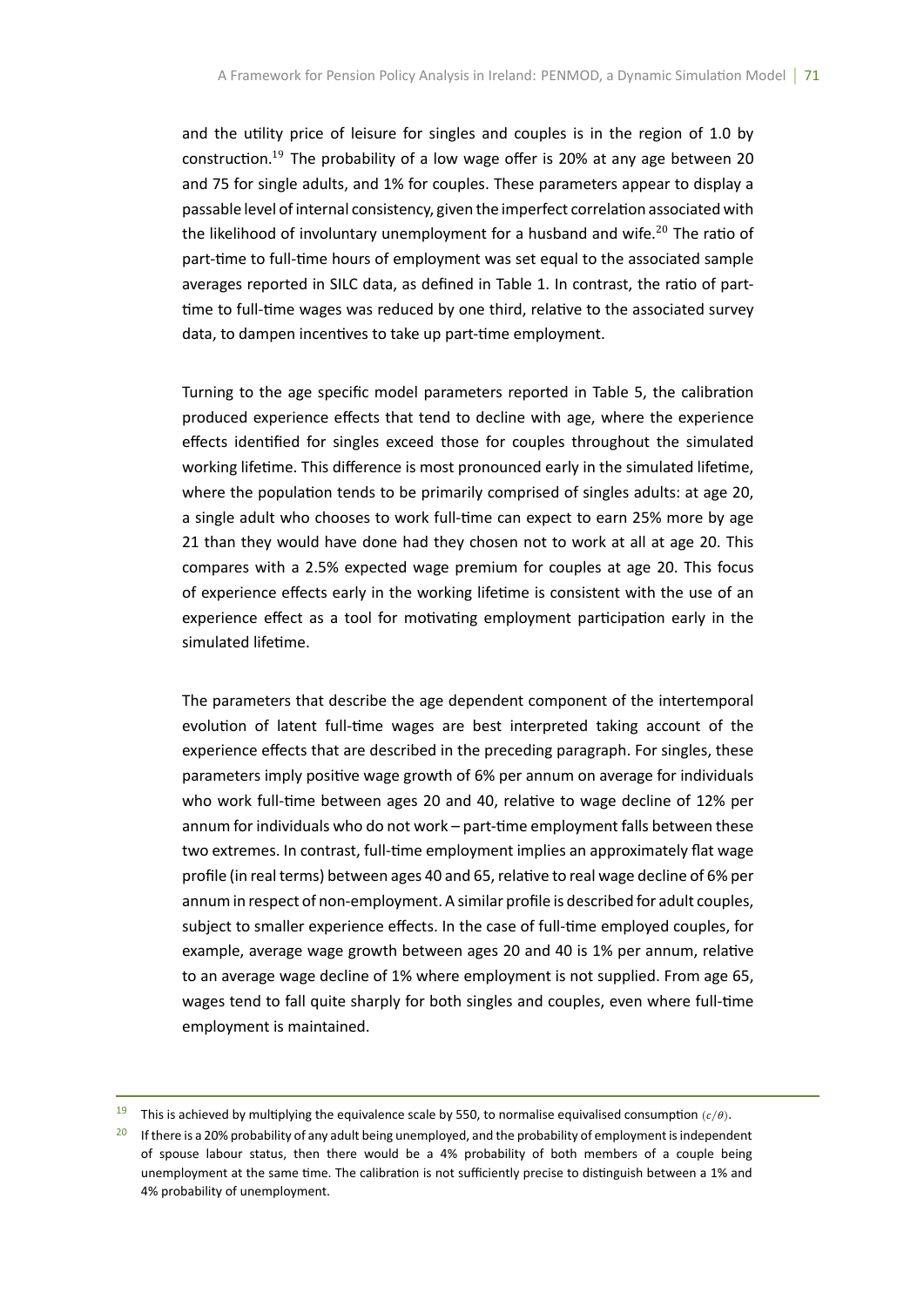and the utility price of leisure for singles and couples is in the region of 1.0 by construction.[19] The probability of a low wage offer is 20% at any age between 20 and 75 for single adults, and 1% for couples. These parameters appear to display a passable level of internal consistency, given the imperfect correlation associated with the likelihood of involuntary unemployment for a husband and wife.[20] The ratio of part-time to full-time hours of employment was set equal to the associated sample averages reported in SILC data, as defined in Table 1. In contrast, the ratio of part-time to full-time wages was reduced by one third, relative to the associated survey data, to dampen incentives to take up part-time employment.

Turning to the age specific model parameters reported in Table 5, the calibration produced experience effects that tend to decline with age, where the experience effects identified for singles exceed those for couples throughout the simulated working lifetime. This difference is most pronounced early in the simulated lifetime, where the population tends to be primarily comprised of singles adults: at age 20, a single adult who chooses to work full-time can expect to earn 25% more by age 21 than they would have done had they chosen not to work at all at age 20. This compares with a 2.5% expected wage premium for couples at age 20. This focus of experience effects early in the working lifetime is consistent with the use of an experience effect as a tool for motivating employment participation early in the simulated lifetime.

The parameters that describe the age dependent component of the intertemporal evolution of latent full-time wages are best interpreted taking account of the experience effects that are described in the preceding paragraph. For singles, these parameters imply positive wage growth of 6% per annum on average for individuals who work full-time between ages 20 and 40, relative to wage decline of 12% per annum for individuals who do not work – part-time employment falls between these two extremes. In contrast, full-time employment implies an approximately flat wage profile (in real terms) between ages 40 and 65, relative to real wage decline of 6% per annum in respect of non-employment. A similar profile is described for adult couples, subject to smaller experience effects. In the case of full-time employed couples, for example, average wage growth between ages 20 and 40 is 1% per annum, relative to an average wage decline of 1% where employment is not supplied. From age 65, wages tend to fall quite sharply for both singles and couples, even where full-time employment is maintained.

---

[19] This is achieved by multiplying the equivalence scale by 550, to normalise equivalised consumption $(c/\theta)$.

[20] If there is a 20% probability of any adult being unemployed, and the probability of employment is independent of spouse labour status, then there would be a 4% probability of both members of a couple being unemployment at the same time. The calibration is not sufficiently precise to distinguish between a 1% and 4% probability of unemployment.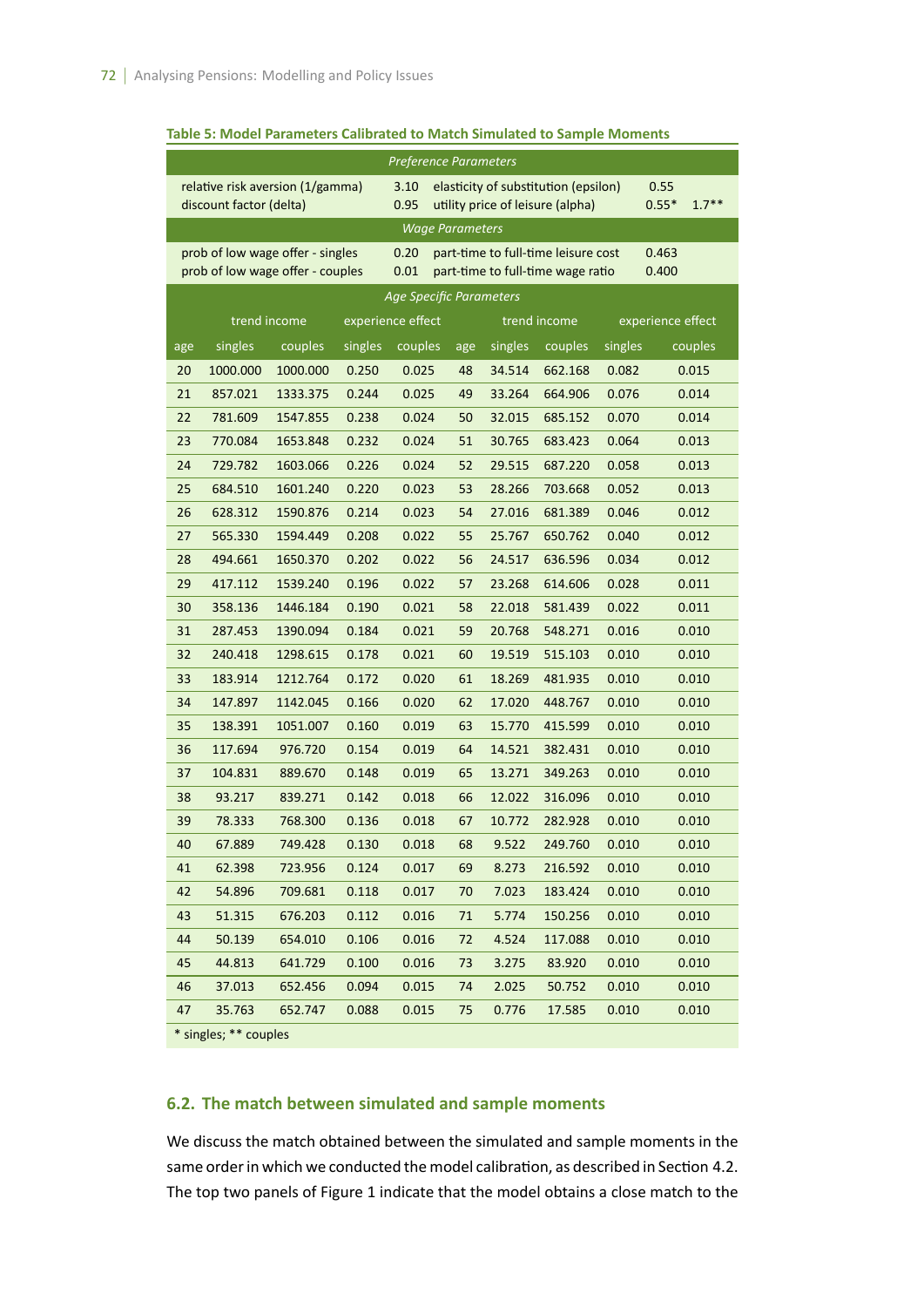**Table 5: Model Parameters Calibrated to Match Simulated to Sample Moments**

| *Preference Parameters* | | | | | | | | | |
|---|---|---|---|---|---|---|---|---|---|
| relative risk aversion (1/gamma) | | | 3.10 | elasticity of substitution (epsilon) | | | | 0.55 | |
| discount factor (delta) | | | 0.95 | utility price of leisure (alpha) | | | | 0.55* | 1.7** |
| *Wage Parameters* | | | | | | | | | |
| prob of low wage offer - singles | | | 0.20 | part-time to full-time leisure cost | | | | 0.463 | |
| prob of low wage offer - couples | | | 0.01 | part-time to full-time wage ratio | | | | 0.400 | |
| *Age Specific Parameters* | | | | | | | | | |
| | trend income | | experience effect | | | trend income | | experience effect | |
| age | singles | couples | singles | couples | age | singles | couples | singles | couples |
| 20 | 1000.000 | 1000.000 | 0.250 | 0.025 | 48 | 34.514 | 662.168 | 0.082 | 0.015 |
| 21 | 857.021 | 1333.375 | 0.244 | 0.025 | 49 | 33.264 | 664.906 | 0.076 | 0.014 |
| 22 | 781.609 | 1547.855 | 0.238 | 0.024 | 50 | 32.015 | 685.152 | 0.070 | 0.014 |
| 23 | 770.084 | 1653.848 | 0.232 | 0.024 | 51 | 30.765 | 683.423 | 0.064 | 0.013 |
| 24 | 729.782 | 1603.066 | 0.226 | 0.024 | 52 | 29.515 | 687.220 | 0.058 | 0.013 |
| 25 | 684.510 | 1601.240 | 0.220 | 0.023 | 53 | 28.266 | 703.668 | 0.052 | 0.013 |
| 26 | 628.312 | 1590.876 | 0.214 | 0.023 | 54 | 27.016 | 681.389 | 0.046 | 0.012 |
| 27 | 565.330 | 1594.449 | 0.208 | 0.022 | 55 | 25.767 | 650.762 | 0.040 | 0.012 |
| 28 | 494.661 | 1650.370 | 0.202 | 0.022 | 56 | 24.517 | 636.596 | 0.034 | 0.012 |
| 29 | 417.112 | 1539.240 | 0.196 | 0.022 | 57 | 23.268 | 614.606 | 0.028 | 0.011 |
| 30 | 358.136 | 1446.184 | 0.190 | 0.021 | 58 | 22.018 | 581.439 | 0.022 | 0.011 |
| 31 | 287.453 | 1390.094 | 0.184 | 0.021 | 59 | 20.768 | 548.271 | 0.016 | 0.010 |
| 32 | 240.418 | 1298.615 | 0.178 | 0.021 | 60 | 19.519 | 515.103 | 0.010 | 0.010 |
| 33 | 183.914 | 1212.764 | 0.172 | 0.020 | 61 | 18.269 | 481.935 | 0.010 | 0.010 |
| 34 | 147.897 | 1142.045 | 0.166 | 0.020 | 62 | 17.020 | 448.767 | 0.010 | 0.010 |
| 35 | 138.391 | 1051.007 | 0.160 | 0.019 | 63 | 15.770 | 415.599 | 0.010 | 0.010 |
| 36 | 117.694 | 976.720 | 0.154 | 0.019 | 64 | 14.521 | 382.431 | 0.010 | 0.010 |
| 37 | 104.831 | 889.670 | 0.148 | 0.019 | 65 | 13.271 | 349.263 | 0.010 | 0.010 |
| 38 | 93.217 | 839.271 | 0.142 | 0.018 | 66 | 12.022 | 316.096 | 0.010 | 0.010 |
| 39 | 78.333 | 768.300 | 0.136 | 0.018 | 67 | 10.772 | 282.928 | 0.010 | 0.010 |
| 40 | 67.889 | 749.428 | 0.130 | 0.018 | 68 | 9.522 | 249.760 | 0.010 | 0.010 |
| 41 | 62.398 | 723.956 | 0.124 | 0.017 | 69 | 8.273 | 216.592 | 0.010 | 0.010 |
| 42 | 54.896 | 709.681 | 0.118 | 0.017 | 70 | 7.023 | 183.424 | 0.010 | 0.010 |
| 43 | 51.315 | 676.203 | 0.112 | 0.016 | 71 | 5.774 | 150.256 | 0.010 | 0.010 |
| 44 | 50.139 | 654.010 | 0.106 | 0.016 | 72 | 4.524 | 117.088 | 0.010 | 0.010 |
| 45 | 44.813 | 641.729 | 0.100 | 0.016 | 73 | 3.275 | 83.920 | 0.010 | 0.010 |
| 46 | 37.013 | 652.456 | 0.094 | 0.015 | 74 | 2.025 | 50.752 | 0.010 | 0.010 |
| 47 | 35.763 | 652.747 | 0.088 | 0.015 | 75 | 0.776 | 17.585 | 0.010 | 0.010 |

\* singles; ** couples

## 6.2. The match between simulated and sample moments

We discuss the match obtained between the simulated and sample moments in the same order in which we conducted the model calibration, as described in Section 4.2. The top two panels of Figure 1 indicate that the model obtains a close match to the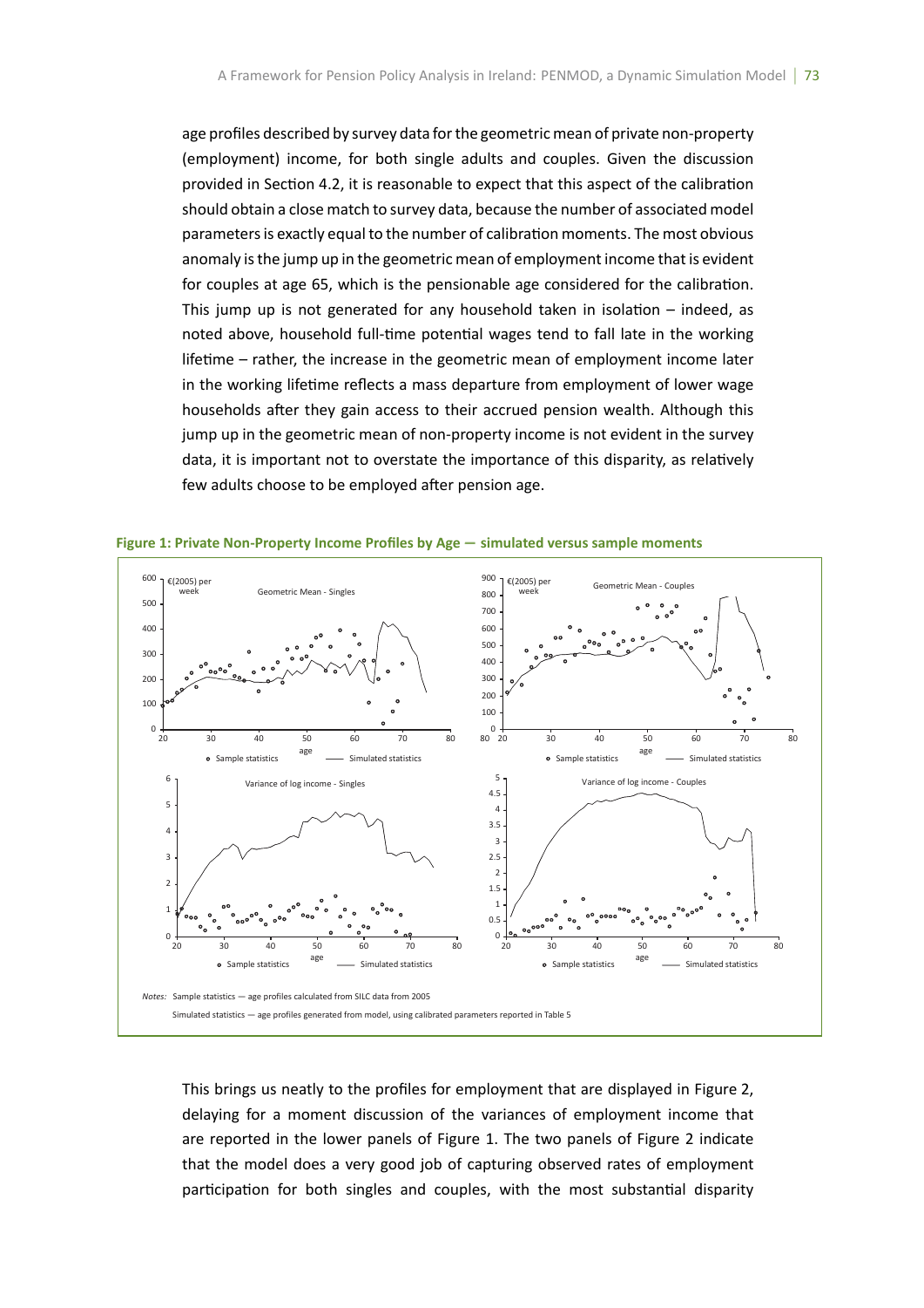age profiles described by survey data for the geometric mean of private non-property (employment) income, for both single adults and couples. Given the discussion provided in Section 4.2, it is reasonable to expect that this aspect of the calibration should obtain a close match to survey data, because the number of associated model parameters is exactly equal to the number of calibration moments. The most obvious anomaly is the jump up in the geometric mean of employment income that is evident for couples at age 65, which is the pensionable age considered for the calibration. This jump up is not generated for any household taken in isolation – indeed, as noted above, household full-time potential wages tend to fall late in the working lifetime – rather, the increase in the geometric mean of employment income later in the working lifetime reflects a mass departure from employment of lower wage households after they gain access to their accrued pension wealth. Although this jump up in the geometric mean of non-property income is not evident in the survey data, it is important not to overstate the importance of this disparity, as relatively few adults choose to be employed after pension age.

**Figure 1: Private Non-Property Income Profiles by Age — simulated versus sample moments**

*Notes:* Sample statistics — age profiles calculated from SILC data from 2005

Simulated statistics — age profiles generated from model, using calibrated parameters reported in Table 5

This brings us neatly to the profiles for employment that are displayed in Figure 2, delaying for a moment discussion of the variances of employment income that are reported in the lower panels of Figure 1. The two panels of Figure 2 indicate that the model does a very good job of capturing observed rates of employment participation for both singles and couples, with the most substantial disparity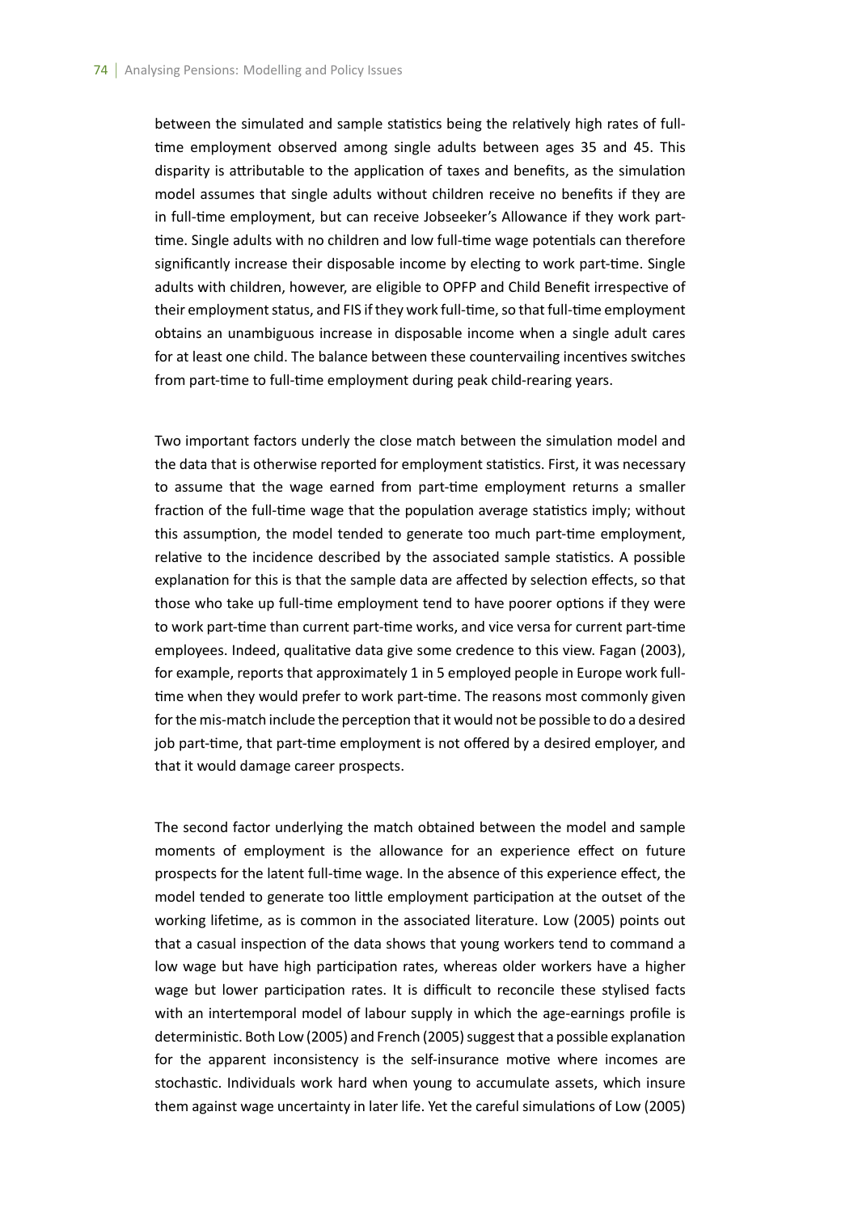between the simulated and sample statistics being the relatively high rates of full-time employment observed among single adults between ages 35 and 45. This disparity is attributable to the application of taxes and benefits, as the simulation model assumes that single adults without children receive no benefits if they are in full-time employment, but can receive Jobseeker's Allowance if they work part-time. Single adults with no children and low full-time wage potentials can therefore significantly increase their disposable income by electing to work part-time. Single adults with children, however, are eligible to OPFP and Child Benefit irrespective of their employment status, and FIS if they work full-time, so that full-time employment obtains an unambiguous increase in disposable income when a single adult cares for at least one child. The balance between these countervailing incentives switches from part-time to full-time employment during peak child-rearing years.

Two important factors underly the close match between the simulation model and the data that is otherwise reported for employment statistics. First, it was necessary to assume that the wage earned from part-time employment returns a smaller fraction of the full-time wage that the population average statistics imply; without this assumption, the model tended to generate too much part-time employment, relative to the incidence described by the associated sample statistics. A possible explanation for this is that the sample data are affected by selection effects, so that those who take up full-time employment tend to have poorer options if they were to work part-time than current part-time works, and vice versa for current part-time employees. Indeed, qualitative data give some credence to this view. Fagan (2003), for example, reports that approximately 1 in 5 employed people in Europe work full-time when they would prefer to work part-time. The reasons most commonly given for the mis-match include the perception that it would not be possible to do a desired job part-time, that part-time employment is not offered by a desired employer, and that it would damage career prospects.

The second factor underlying the match obtained between the model and sample moments of employment is the allowance for an experience effect on future prospects for the latent full-time wage. In the absence of this experience effect, the model tended to generate too little employment participation at the outset of the working lifetime, as is common in the associated literature. Low (2005) points out that a casual inspection of the data shows that young workers tend to command a low wage but have high participation rates, whereas older workers have a higher wage but lower participation rates. It is difficult to reconcile these stylised facts with an intertemporal model of labour supply in which the age-earnings profile is deterministic. Both Low (2005) and French (2005) suggest that a possible explanation for the apparent inconsistency is the self-insurance motive where incomes are stochastic. Individuals work hard when young to accumulate assets, which insure them against wage uncertainty in later life. Yet the careful simulations of Low (2005)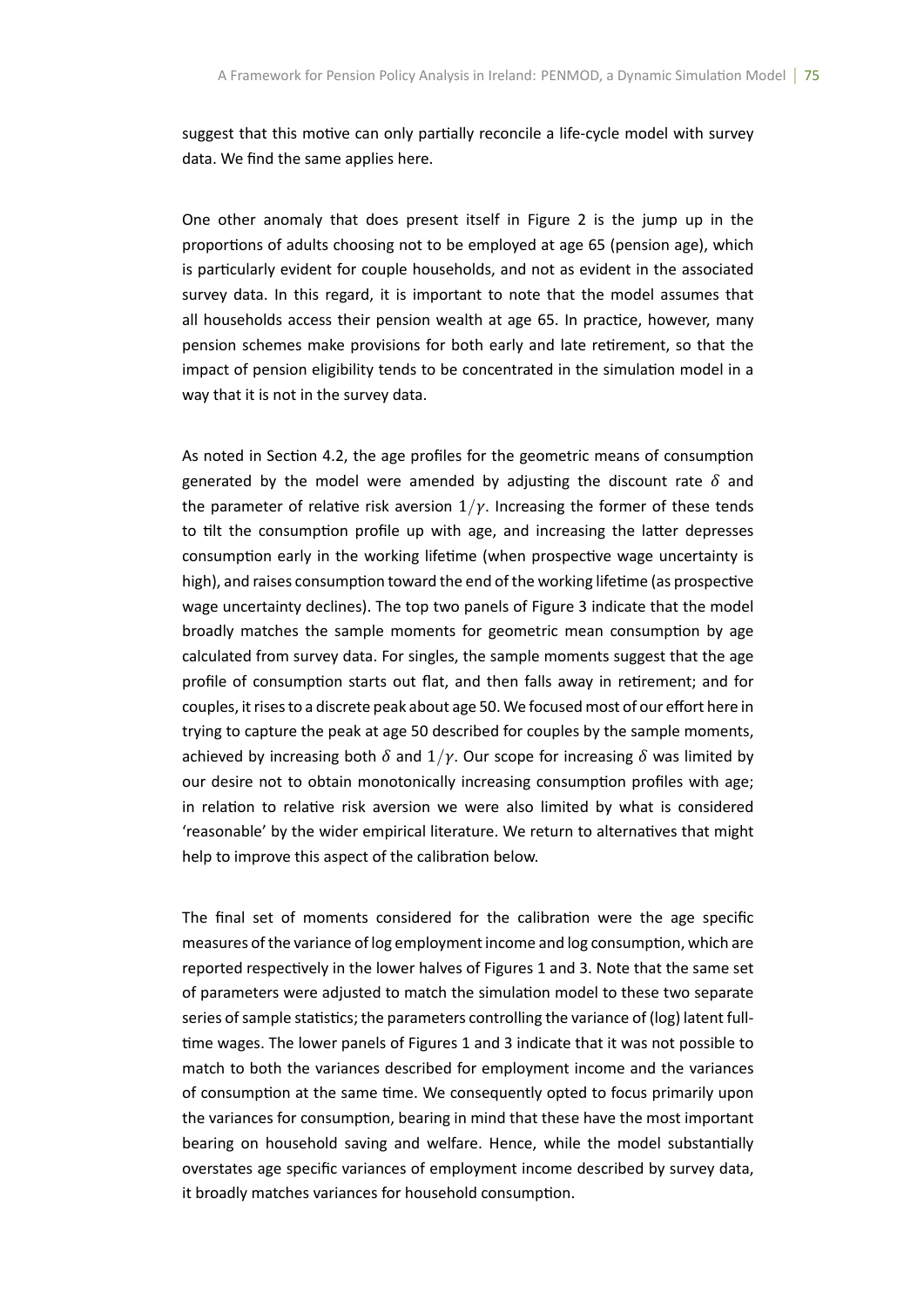suggest that this motive can only partially reconcile a life-cycle model with survey data. We find the same applies here.

One other anomaly that does present itself in Figure 2 is the jump up in the proportions of adults choosing not to be employed at age 65 (pension age), which is particularly evident for couple households, and not as evident in the associated survey data. In this regard, it is important to note that the model assumes that all households access their pension wealth at age 65. In practice, however, many pension schemes make provisions for both early and late retirement, so that the impact of pension eligibility tends to be concentrated in the simulation model in a way that it is not in the survey data.

As noted in Section 4.2, the age profiles for the geometric means of consumption generated by the model were amended by adjusting the discount rate $\delta$ and the parameter of relative risk aversion $1/\gamma$. Increasing the former of these tends to tilt the consumption profile up with age, and increasing the latter depresses consumption early in the working lifetime (when prospective wage uncertainty is high), and raises consumption toward the end of the working lifetime (as prospective wage uncertainty declines). The top two panels of Figure 3 indicate that the model broadly matches the sample moments for geometric mean consumption by age calculated from survey data. For singles, the sample moments suggest that the age profile of consumption starts out flat, and then falls away in retirement; and for couples, it rises to a discrete peak about age 50. We focused most of our effort here in trying to capture the peak at age 50 described for couples by the sample moments, achieved by increasing both $\delta$ and $1/\gamma$. Our scope for increasing $\delta$ was limited by our desire not to obtain monotonically increasing consumption profiles with age; in relation to relative risk aversion we were also limited by what is considered 'reasonable' by the wider empirical literature. We return to alternatives that might help to improve this aspect of the calibration below.

The final set of moments considered for the calibration were the age specific measures of the variance of log employment income and log consumption, which are reported respectively in the lower halves of Figures 1 and 3. Note that the same set of parameters were adjusted to match the simulation model to these two separate series of sample statistics; the parameters controlling the variance of (log) latent full-time wages. The lower panels of Figures 1 and 3 indicate that it was not possible to match to both the variances described for employment income and the variances of consumption at the same time. We consequently opted to focus primarily upon the variances for consumption, bearing in mind that these have the most important bearing on household saving and welfare. Hence, while the model substantially overstates age specific variances of employment income described by survey data, it broadly matches variances for household consumption.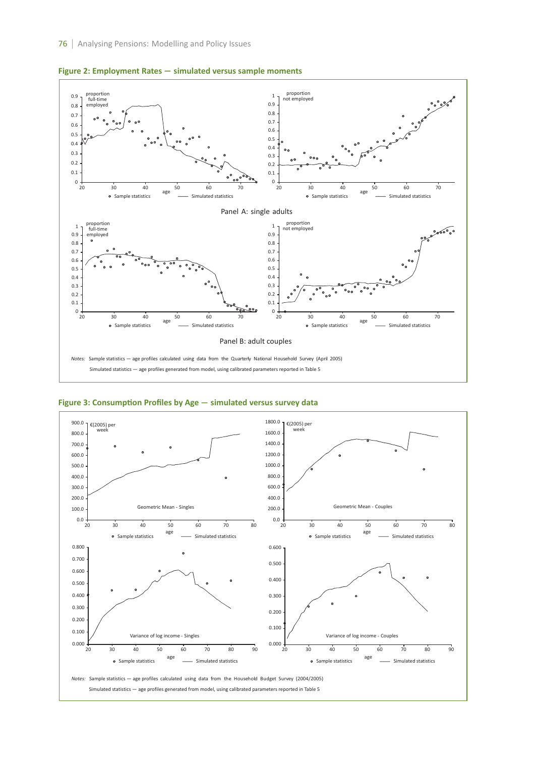**Figure 2: Employment Rates — simulated versus sample moments**

Panel A: single adults

Panel B: adult couples

*Notes:* Sample statistics — age profiles calculated using data from the Quarterly National Household Survey (April 2005)

Simulated statistics — age profiles generated from model, using calibrated parameters reported in Table 5

**Figure 3: Consumption Profiles by Age — simulated versus survey data**

*Notes:* Sample statistics — age profiles calculated using data from the Household Budget Survey (2004/2005)

Simulated statistics — age profiles generated from model, using calibrated parameters reported in Table 5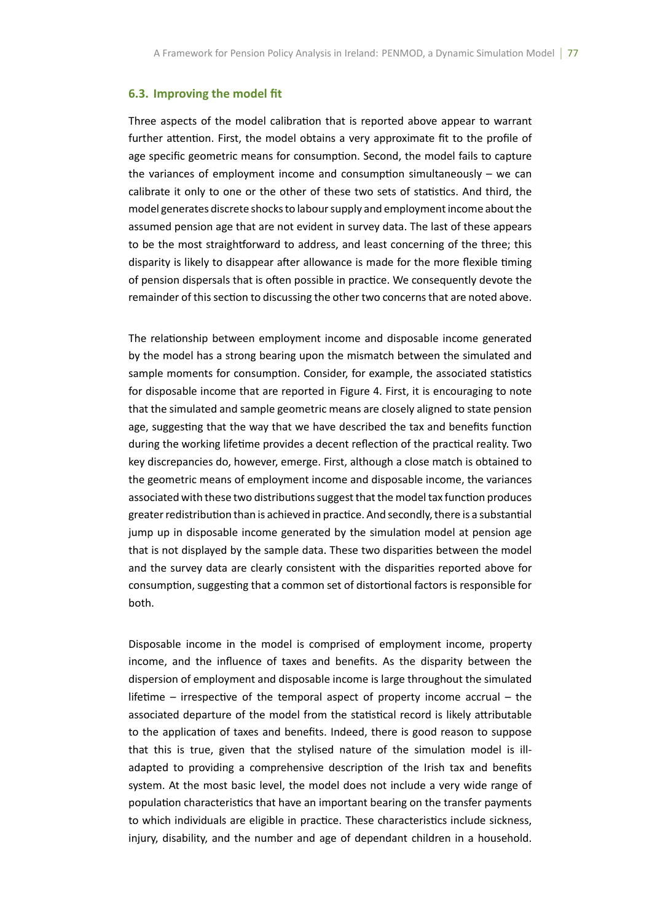### 6.3. Improving the model fit

Three aspects of the model calibration that is reported above appear to warrant further attention. First, the model obtains a very approximate fit to the profile of age specific geometric means for consumption. Second, the model fails to capture the variances of employment income and consumption simultaneously – we can calibrate it only to one or the other of these two sets of statistics. And third, the model generates discrete shocks to labour supply and employment income about the assumed pension age that are not evident in survey data. The last of these appears to be the most straightforward to address, and least concerning of the three; this disparity is likely to disappear after allowance is made for the more flexible timing of pension dispersals that is often possible in practice. We consequently devote the remainder of this section to discussing the other two concerns that are noted above.

The relationship between employment income and disposable income generated by the model has a strong bearing upon the mismatch between the simulated and sample moments for consumption. Consider, for example, the associated statistics for disposable income that are reported in Figure 4. First, it is encouraging to note that the simulated and sample geometric means are closely aligned to state pension age, suggesting that the way that we have described the tax and benefits function during the working lifetime provides a decent reflection of the practical reality. Two key discrepancies do, however, emerge. First, although a close match is obtained to the geometric means of employment income and disposable income, the variances associated with these two distributions suggest that the model tax function produces greater redistribution than is achieved in practice. And secondly, there is a substantial jump up in disposable income generated by the simulation model at pension age that is not displayed by the sample data. These two disparities between the model and the survey data are clearly consistent with the disparities reported above for consumption, suggesting that a common set of distortional factors is responsible for both.

Disposable income in the model is comprised of employment income, property income, and the influence of taxes and benefits. As the disparity between the dispersion of employment and disposable income is large throughout the simulated lifetime – irrespective of the temporal aspect of property income accrual – the associated departure of the model from the statistical record is likely attributable to the application of taxes and benefits. Indeed, there is good reason to suppose that this is true, given that the stylised nature of the simulation model is ill-adapted to providing a comprehensive description of the Irish tax and benefits system. At the most basic level, the model does not include a very wide range of population characteristics that have an important bearing on the transfer payments to which individuals are eligible in practice. These characteristics include sickness, injury, disability, and the number and age of dependant children in a household.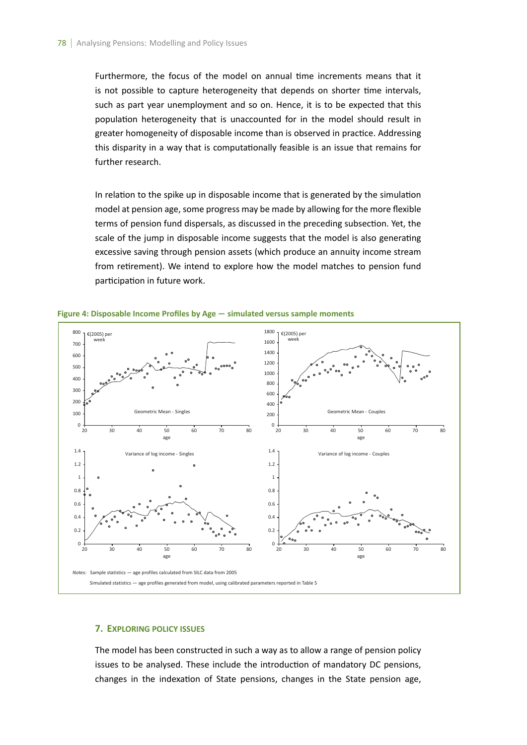Furthermore, the focus of the model on annual time increments means that it is not possible to capture heterogeneity that depends on shorter time intervals, such as part year unemployment and so on. Hence, it is to be expected that this population heterogeneity that is unaccounted for in the model should result in greater homogeneity of disposable income than is observed in practice. Addressing this disparity in a way that is computationally feasible is an issue that remains for further research.

In relation to the spike up in disposable income that is generated by the simulation model at pension age, some progress may be made by allowing for the more flexible terms of pension fund dispersals, as discussed in the preceding subsection. Yet, the scale of the jump in disposable income suggests that the model is also generating excessive saving through pension assets (which produce an annuity income stream from retirement). We intend to explore how the model matches to pension fund participation in future work.

**Figure 4: Disposable Income Profiles by Age — simulated versus sample moments**

*Notes:* Sample statistics — age profiles calculated from SILC data from 2005

Simulated statistics — age profiles generated from model, using calibrated parameters reported in Table 5

## 7. Exploring Policy Issues

The model has been constructed in such a way as to allow a range of pension policy issues to be analysed. These include the introduction of mandatory DC pensions, changes in the indexation of State pensions, changes in the State pension age,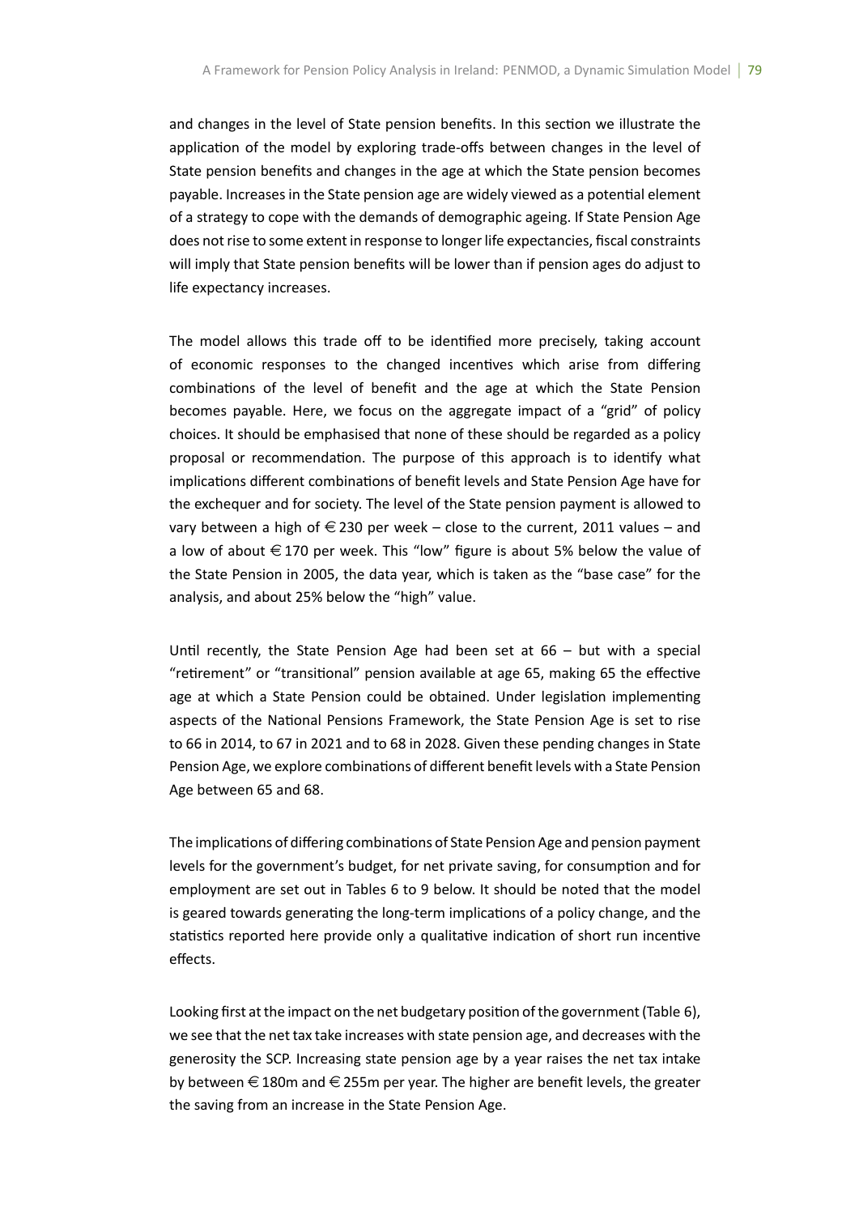and changes in the level of State pension benefits. In this section we illustrate the application of the model by exploring trade-offs between changes in the level of State pension benefits and changes in the age at which the State pension becomes payable. Increases in the State pension age are widely viewed as a potential element of a strategy to cope with the demands of demographic ageing. If State Pension Age does not rise to some extent in response to longer life expectancies, fiscal constraints will imply that State pension benefits will be lower than if pension ages do adjust to life expectancy increases.

The model allows this trade off to be identified more precisely, taking account of economic responses to the changed incentives which arise from differing combinations of the level of benefit and the age at which the State Pension becomes payable. Here, we focus on the aggregate impact of a "grid" of policy choices. It should be emphasised that none of these should be regarded as a policy proposal or recommendation. The purpose of this approach is to identify what implications different combinations of benefit levels and State Pension Age have for the exchequer and for society. The level of the State pension payment is allowed to vary between a high of €230 per week – close to the current, 2011 values – and a low of about €170 per week. This "low" figure is about 5% below the value of the State Pension in 2005, the data year, which is taken as the "base case" for the analysis, and about 25% below the "high" value.

Until recently, the State Pension Age had been set at 66 – but with a special "retirement" or "transitional" pension available at age 65, making 65 the effective age at which a State Pension could be obtained. Under legislation implementing aspects of the National Pensions Framework, the State Pension Age is set to rise to 66 in 2014, to 67 in 2021 and to 68 in 2028. Given these pending changes in State Pension Age, we explore combinations of different benefit levels with a State Pension Age between 65 and 68.

The implications of differing combinations of State Pension Age and pension payment levels for the government's budget, for net private saving, for consumption and for employment are set out in Tables 6 to 9 below. It should be noted that the model is geared towards generating the long-term implications of a policy change, and the statistics reported here provide only a qualitative indication of short run incentive effects.

Looking first at the impact on the net budgetary position of the government (Table 6), we see that the net tax take increases with state pension age, and decreases with the generosity the SCP. Increasing state pension age by a year raises the net tax intake by between €180m and €255m per year. The higher are benefit levels, the greater the saving from an increase in the State Pension Age.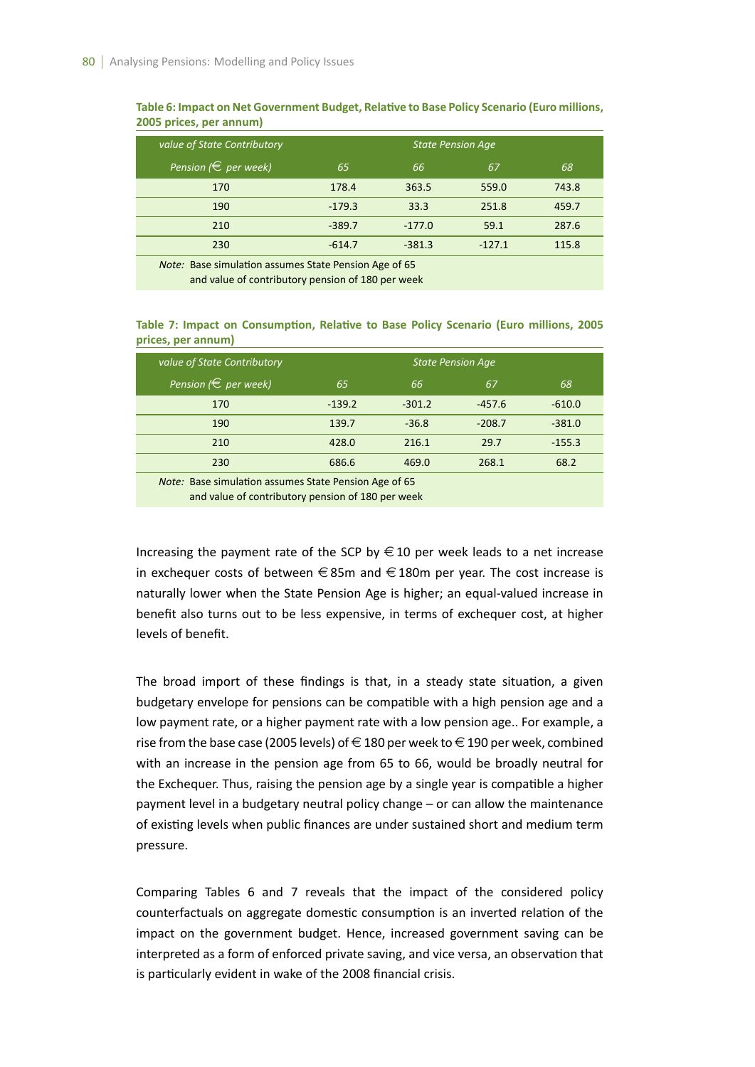**Table 6: Impact on Net Government Budget, Relative to Base Policy Scenario (Euro millions, 2005 prices, per annum)**

| *value of State Contributory* | *State Pension Age* | | | |
|---|---|---|---|---|
| *Pension (€ per week)* | *65* | *66* | *67* | *68* |
| 170 | 178.4 | 363.5 | 559.0 | 743.8 |
| 190 | -179.3 | 33.3 | 251.8 | 459.7 |
| 210 | -389.7 | -177.0 | 59.1 | 287.6 |
| 230 | -614.7 | -381.3 | -127.1 | 115.8 |

*Note:* Base simulation assumes State Pension Age of 65 and value of contributory pension of 180 per week

**Table 7: Impact on Consumption, Relative to Base Policy Scenario (Euro millions, 2005 prices, per annum)**

| *value of State Contributory* | *State Pension Age* | | | |
|---|---|---|---|---|
| *Pension (€ per week)* | *65* | *66* | *67* | *68* |
| 170 | -139.2 | -301.2 | -457.6 | -610.0 |
| 190 | 139.7 | -36.8 | -208.7 | -381.0 |
| 210 | 428.0 | 216.1 | 29.7 | -155.3 |
| 230 | 686.6 | 469.0 | 268.1 | 68.2 |

*Note:* Base simulation assumes State Pension Age of 65 and value of contributory pension of 180 per week

Increasing the payment rate of the SCP by €10 per week leads to a net increase in exchequer costs of between €85m and €180m per year. The cost increase is naturally lower when the State Pension Age is higher; an equal-valued increase in benefit also turns out to be less expensive, in terms of exchequer cost, at higher levels of benefit.

The broad import of these findings is that, in a steady state situation, a given budgetary envelope for pensions can be compatible with a high pension age and a low payment rate, or a higher payment rate with a low pension age.. For example, a rise from the base case (2005 levels) of €180 per week to €190 per week, combined with an increase in the pension age from 65 to 66, would be broadly neutral for the Exchequer. Thus, raising the pension age by a single year is compatible a higher payment level in a budgetary neutral policy change – or can allow the maintenance of existing levels when public finances are under sustained short and medium term pressure.

Comparing Tables 6 and 7 reveals that the impact of the considered policy counterfactuals on aggregate domestic consumption is an inverted relation of the impact on the government budget. Hence, increased government saving can be interpreted as a form of enforced private saving, and vice versa, an observation that is particularly evident in wake of the 2008 financial crisis.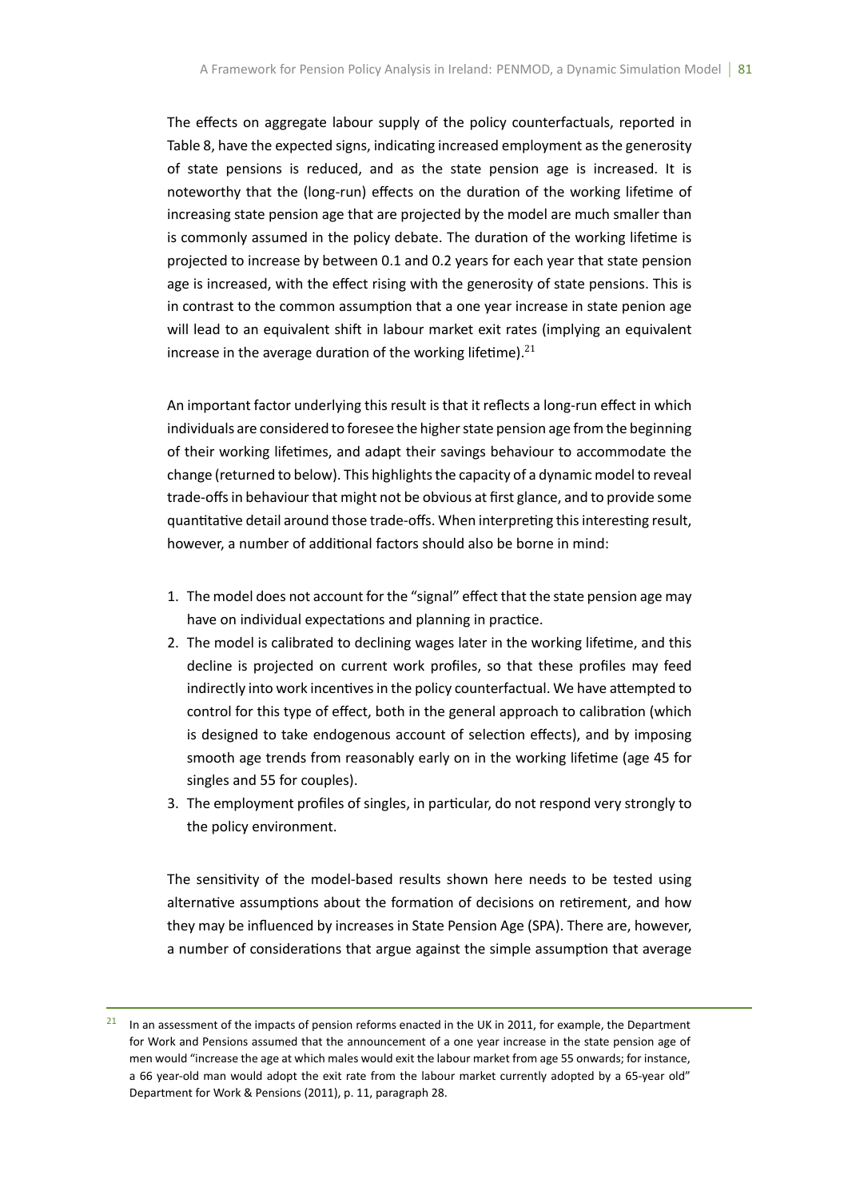The effects on aggregate labour supply of the policy counterfactuals, reported in Table 8, have the expected signs, indicating increased employment as the generosity of state pensions is reduced, and as the state pension age is increased. It is noteworthy that the (long-run) effects on the duration of the working lifetime of increasing state pension age that are projected by the model are much smaller than is commonly assumed in the policy debate. The duration of the working lifetime is projected to increase by between 0.1 and 0.2 years for each year that state pension age is increased, with the effect rising with the generosity of state pensions. This is in contrast to the common assumption that a one year increase in state penion age will lead to an equivalent shift in labour market exit rates (implying an equivalent increase in the average duration of the working lifetime).[21]

An important factor underlying this result is that it reflects a long-run effect in which individuals are considered to foresee the higher state pension age from the beginning of their working lifetimes, and adapt their savings behaviour to accommodate the change (returned to below). This highlights the capacity of a dynamic model to reveal trade-offs in behaviour that might not be obvious at first glance, and to provide some quantitative detail around those trade-offs. When interpreting this interesting result, however, a number of additional factors should also be borne in mind:

1. The model does not account for the "signal" effect that the state pension age may have on individual expectations and planning in practice.
2. The model is calibrated to declining wages later in the working lifetime, and this decline is projected on current work profiles, so that these profiles may feed indirectly into work incentives in the policy counterfactual. We have attempted to control for this type of effect, both in the general approach to calibration (which is designed to take endogenous account of selection effects), and by imposing smooth age trends from reasonably early on in the working lifetime (age 45 for singles and 55 for couples).
3. The employment profiles of singles, in particular, do not respond very strongly to the policy environment.

The sensitivity of the model-based results shown here needs to be tested using alternative assumptions about the formation of decisions on retirement, and how they may be influenced by increases in State Pension Age (SPA). There are, however, a number of considerations that argue against the simple assumption that average

[21] In an assessment of the impacts of pension reforms enacted in the UK in 2011, for example, the Department for Work and Pensions assumed that the announcement of a one year increase in the state pension age of men would "increase the age at which males would exit the labour market from age 55 onwards; for instance, a 66 year-old man would adopt the exit rate from the labour market currently adopted by a 65-year old" Department for Work & Pensions (2011), p. 11, paragraph 28.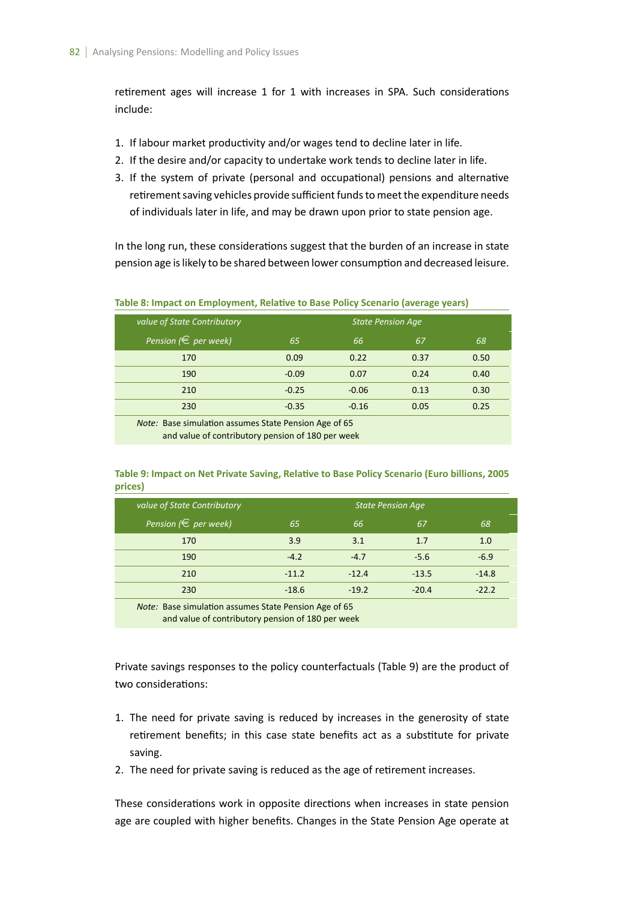retirement ages will increase 1 for 1 with increases in SPA. Such considerations include:

1. If labour market productivity and/or wages tend to decline later in life.
2. If the desire and/or capacity to undertake work tends to decline later in life.
3. If the system of private (personal and occupational) pensions and alternative retirement saving vehicles provide sufficient funds to meet the expenditure needs of individuals later in life, and may be drawn upon prior to state pension age.

In the long run, these considerations suggest that the burden of an increase in state pension age is likely to be shared between lower consumption and decreased leisure.

**Table 8: Impact on Employment, Relative to Base Policy Scenario (average years)**

| *value of State Contributory* | *State Pension Age* | | | |
|---|---|---|---|---|
| *Pension (€ per week)* | *65* | *66* | *67* | *68* |
| 170 | 0.09 | 0.22 | 0.37 | 0.50 |
| 190 | -0.09 | 0.07 | 0.24 | 0.40 |
| 210 | -0.25 | -0.06 | 0.13 | 0.30 |
| 230 | -0.35 | -0.16 | 0.05 | 0.25 |

*Note:* Base simulation assumes State Pension Age of 65 and value of contributory pension of 180 per week

**Table 9: Impact on Net Private Saving, Relative to Base Policy Scenario (Euro billions, 2005 prices)**

| *value of State Contributory* | *State Pension Age* | | | |
|---|---|---|---|---|
| *Pension (€ per week)* | *65* | *66* | *67* | *68* |
| 170 | 3.9 | 3.1 | 1.7 | 1.0 |
| 190 | -4.2 | -4.7 | -5.6 | -6.9 |
| 210 | -11.2 | -12.4 | -13.5 | -14.8 |
| 230 | -18.6 | -19.2 | -20.4 | -22.2 |

*Note:* Base simulation assumes State Pension Age of 65 and value of contributory pension of 180 per week

Private savings responses to the policy counterfactuals (Table 9) are the product of two considerations:

1. The need for private saving is reduced by increases in the generosity of state retirement benefits; in this case state benefits act as a substitute for private saving.
2. The need for private saving is reduced as the age of retirement increases.

These considerations work in opposite directions when increases in state pension age are coupled with higher benefits. Changes in the State Pension Age operate at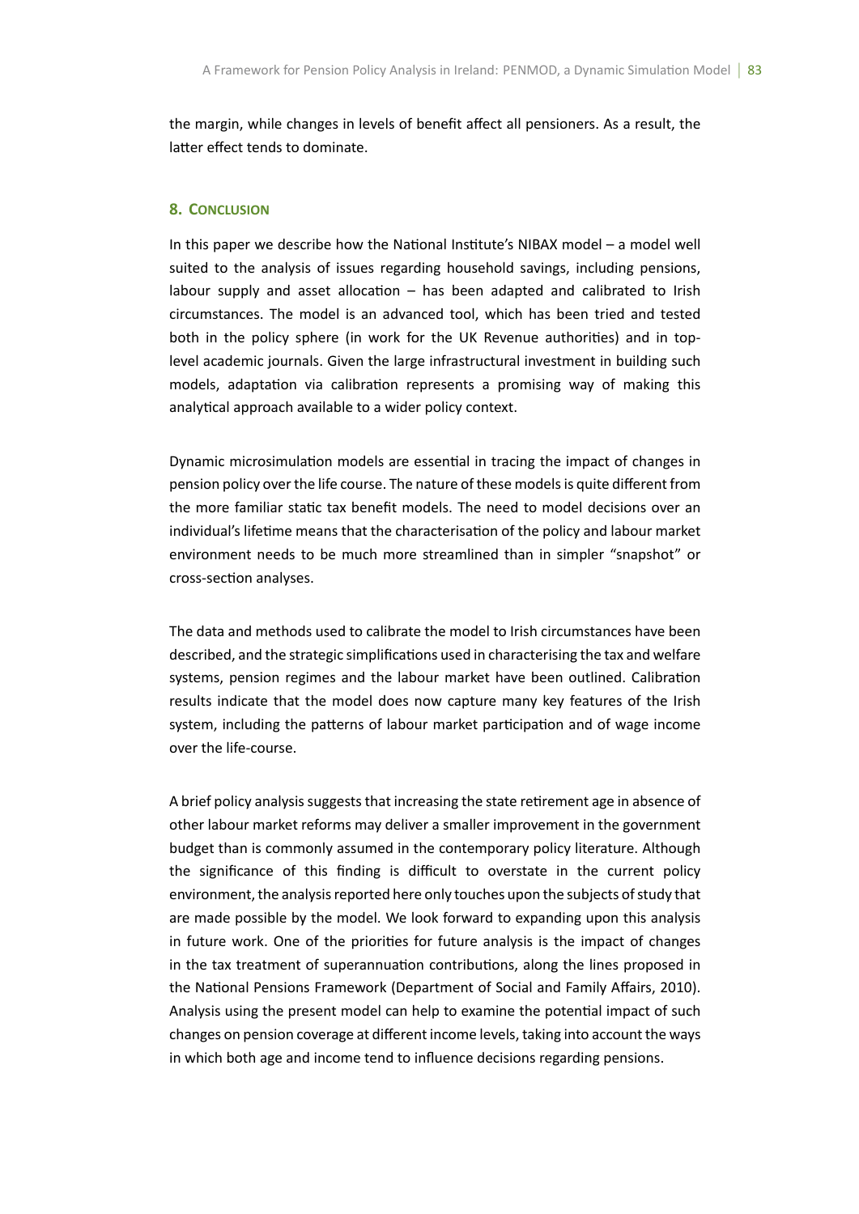the margin, while changes in levels of benefit affect all pensioners. As a result, the latter effect tends to dominate.

## 8. Conclusion

In this paper we describe how the National Institute's NIBAX model – a model well suited to the analysis of issues regarding household savings, including pensions, labour supply and asset allocation – has been adapted and calibrated to Irish circumstances. The model is an advanced tool, which has been tried and tested both in the policy sphere (in work for the UK Revenue authorities) and in top-level academic journals. Given the large infrastructural investment in building such models, adaptation via calibration represents a promising way of making this analytical approach available to a wider policy context.

Dynamic microsimulation models are essential in tracing the impact of changes in pension policy over the life course. The nature of these models is quite different from the more familiar static tax benefit models. The need to model decisions over an individual's lifetime means that the characterisation of the policy and labour market environment needs to be much more streamlined than in simpler "snapshot" or cross-section analyses.

The data and methods used to calibrate the model to Irish circumstances have been described, and the strategic simplifications used in characterising the tax and welfare systems, pension regimes and the labour market have been outlined. Calibration results indicate that the model does now capture many key features of the Irish system, including the patterns of labour market participation and of wage income over the life-course.

A brief policy analysis suggests that increasing the state retirement age in absence of other labour market reforms may deliver a smaller improvement in the government budget than is commonly assumed in the contemporary policy literature. Although the significance of this finding is difficult to overstate in the current policy environment, the analysis reported here only touches upon the subjects of study that are made possible by the model. We look forward to expanding upon this analysis in future work. One of the priorities for future analysis is the impact of changes in the tax treatment of superannuation contributions, along the lines proposed in the National Pensions Framework (Department of Social and Family Affairs, 2010). Analysis using the present model can help to examine the potential impact of such changes on pension coverage at different income levels, taking into account the ways in which both age and income tend to influence decisions regarding pensions.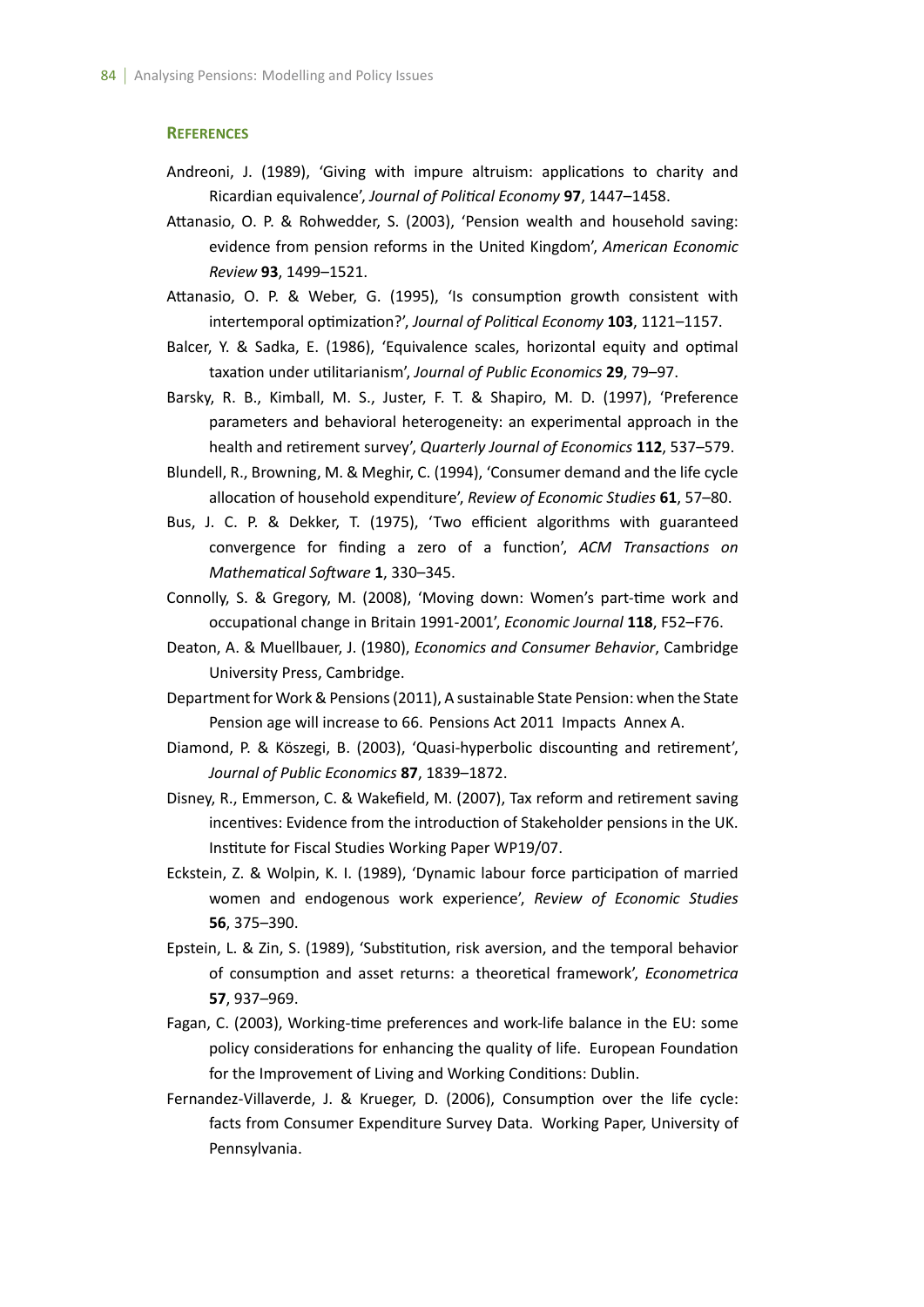## References

Andreoni, J. (1989), 'Giving with impure altruism: applications to charity and Ricardian equivalence', *Journal of Political Economy* **97**, 1447–1458.

Attanasio, O. P. & Rohwedder, S. (2003), 'Pension wealth and household saving: evidence from pension reforms in the United Kingdom', *American Economic Review* **93**, 1499–1521.

Attanasio, O. P. & Weber, G. (1995), 'Is consumption growth consistent with intertemporal optimization?', *Journal of Political Economy* **103**, 1121–1157.

Balcer, Y. & Sadka, E. (1986), 'Equivalence scales, horizontal equity and optimal taxation under utilitarianism', *Journal of Public Economics* **29**, 79–97.

Barsky, R. B., Kimball, M. S., Juster, F. T. & Shapiro, M. D. (1997), 'Preference parameters and behavioral heterogeneity: an experimental approach in the health and retirement survey', *Quarterly Journal of Economics* **112**, 537–579.

Blundell, R., Browning, M. & Meghir, C. (1994), 'Consumer demand and the life cycle allocation of household expenditure', *Review of Economic Studies* **61**, 57–80.

Bus, J. C. P. & Dekker, T. (1975), 'Two efficient algorithms with guaranteed convergence for finding a zero of a function', *ACM Transactions on Mathematical Software* **1**, 330–345.

Connolly, S. & Gregory, M. (2008), 'Moving down: Women's part-time work and occupational change in Britain 1991-2001', *Economic Journal* **118**, F52–F76.

Deaton, A. & Muellbauer, J. (1980), *Economics and Consumer Behavior*, Cambridge University Press, Cambridge.

Department for Work & Pensions (2011), A sustainable State Pension: when the State Pension age will increase to 66. Pensions Act 2011 Impacts Annex A.

Diamond, P. & Köszegi, B. (2003), 'Quasi-hyperbolic discounting and retirement', *Journal of Public Economics* **87**, 1839–1872.

Disney, R., Emmerson, C. & Wakefield, M. (2007), Tax reform and retirement saving incentives: Evidence from the introduction of Stakeholder pensions in the UK. Institute for Fiscal Studies Working Paper WP19/07.

Eckstein, Z. & Wolpin, K. I. (1989), 'Dynamic labour force participation of married women and endogenous work experience', *Review of Economic Studies* **56**, 375–390.

Epstein, L. & Zin, S. (1989), 'Substitution, risk aversion, and the temporal behavior of consumption and asset returns: a theoretical framework', *Econometrica* **57**, 937–969.

Fagan, C. (2003), Working-time preferences and work-life balance in the EU: some policy considerations for enhancing the quality of life. European Foundation for the Improvement of Living and Working Conditions: Dublin.

Fernandez-Villaverde, J. & Krueger, D. (2006), Consumption over the life cycle: facts from Consumer Expenditure Survey Data. Working Paper, University of Pennsylvania.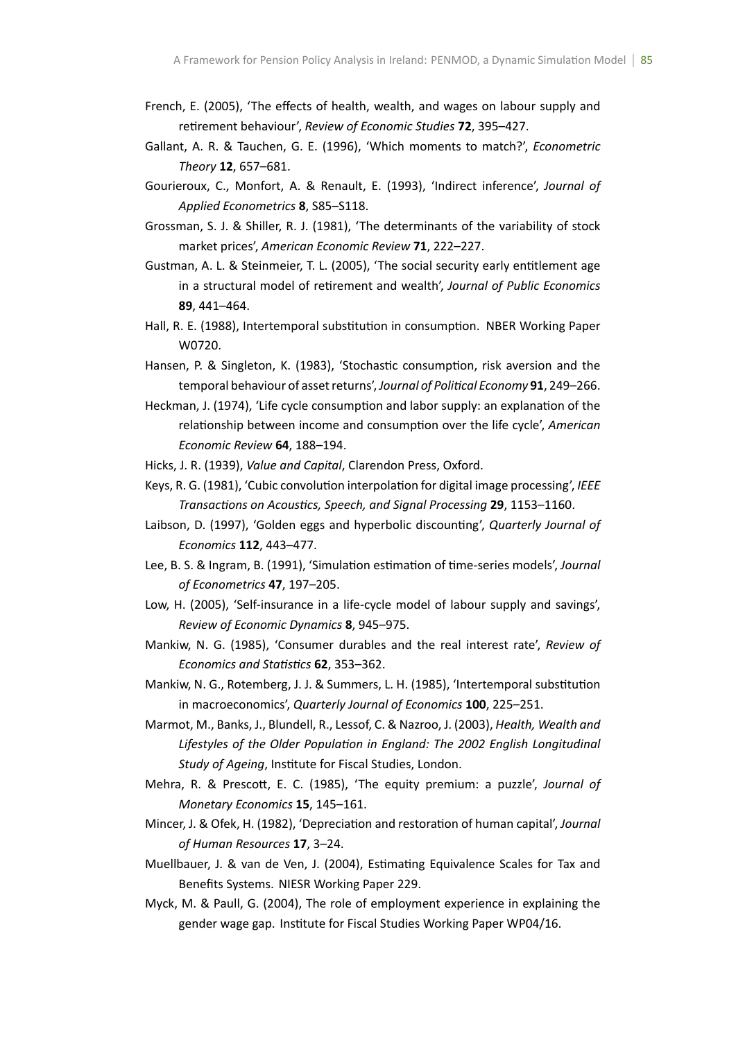French, E. (2005), 'The effects of health, wealth, and wages on labour supply and retirement behaviour', *Review of Economic Studies* **72**, 395–427.

Gallant, A. R. & Tauchen, G. E. (1996), 'Which moments to match?', *Econometric Theory* **12**, 657–681.

Gourieroux, C., Monfort, A. & Renault, E. (1993), 'Indirect inference', *Journal of Applied Econometrics* **8**, S85–S118.

Grossman, S. J. & Shiller, R. J. (1981), 'The determinants of the variability of stock market prices', *American Economic Review* **71**, 222–227.

Gustman, A. L. & Steinmeier, T. L. (2005), 'The social security early entitlement age in a structural model of retirement and wealth', *Journal of Public Economics* **89**, 441–464.

Hall, R. E. (1988), Intertemporal substitution in consumption. NBER Working Paper W0720.

Hansen, P. & Singleton, K. (1983), 'Stochastic consumption, risk aversion and the temporal behaviour of asset returns', *Journal of Political Economy* **91**, 249–266.

Heckman, J. (1974), 'Life cycle consumption and labor supply: an explanation of the relationship between income and consumption over the life cycle', *American Economic Review* **64**, 188–194.

Hicks, J. R. (1939), *Value and Capital*, Clarendon Press, Oxford.

Keys, R. G. (1981), 'Cubic convolution interpolation for digital image processing', *IEEE Transactions on Acoustics, Speech, and Signal Processing* **29**, 1153–1160.

Laibson, D. (1997), 'Golden eggs and hyperbolic discounting', *Quarterly Journal of Economics* **112**, 443–477.

Lee, B. S. & Ingram, B. (1991), 'Simulation estimation of time-series models', *Journal of Econometrics* **47**, 197–205.

Low, H. (2005), 'Self-insurance in a life-cycle model of labour supply and savings', *Review of Economic Dynamics* **8**, 945–975.

Mankiw, N. G. (1985), 'Consumer durables and the real interest rate', *Review of Economics and Statistics* **62**, 353–362.

Mankiw, N. G., Rotemberg, J. J. & Summers, L. H. (1985), 'Intertemporal substitution in macroeconomics', *Quarterly Journal of Economics* **100**, 225–251.

Marmot, M., Banks, J., Blundell, R., Lessof, C. & Nazroo, J. (2003), *Health, Wealth and Lifestyles of the Older Population in England: The 2002 English Longitudinal Study of Ageing*, Institute for Fiscal Studies, London.

Mehra, R. & Prescott, E. C. (1985), 'The equity premium: a puzzle', *Journal of Monetary Economics* **15**, 145–161.

Mincer, J. & Ofek, H. (1982), 'Depreciation and restoration of human capital', *Journal of Human Resources* **17**, 3–24.

Muellbauer, J. & van de Ven, J. (2004), Estimating Equivalence Scales for Tax and Benefits Systems. NIESR Working Paper 229.

Myck, M. & Paull, G. (2004), The role of employment experience in explaining the gender wage gap. Institute for Fiscal Studies Working Paper WP04/16.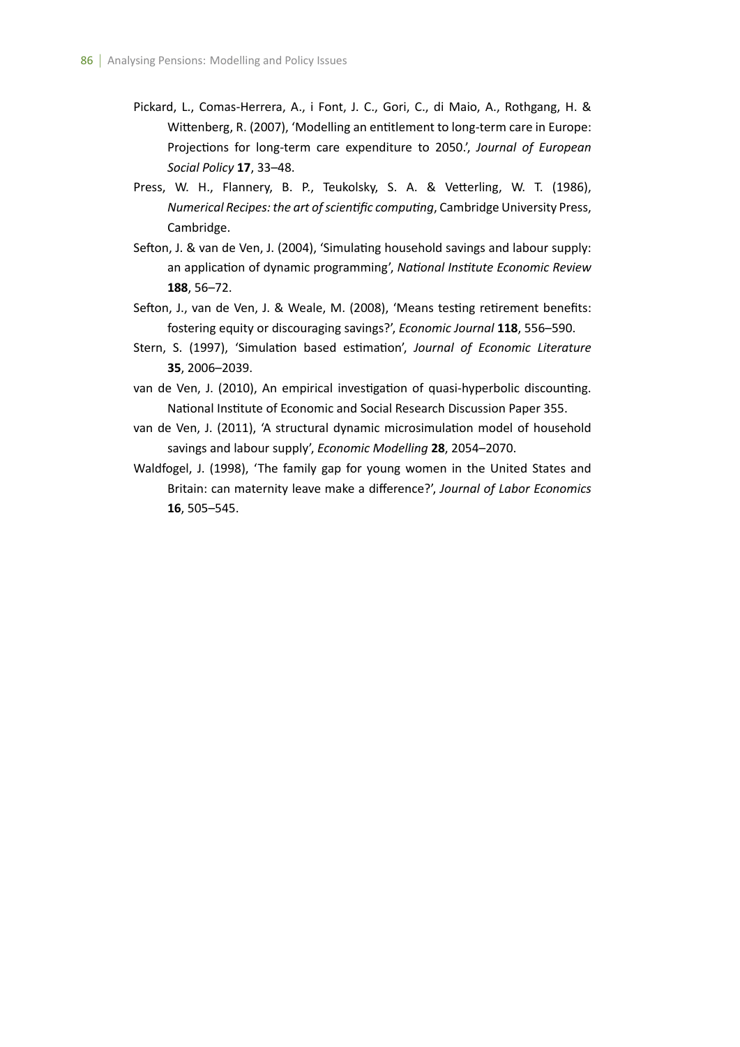Pickard, L., Comas-Herrera, A., i Font, J. C., Gori, C., di Maio, A., Rothgang, H. & Wittenberg, R. (2007), 'Modelling an entitlement to long-term care in Europe: Projections for long-term care expenditure to 2050.', *Journal of European Social Policy* **17**, 33–48.

Press, W. H., Flannery, B. P., Teukolsky, S. A. & Vetterling, W. T. (1986), *Numerical Recipes: the art of scientific computing*, Cambridge University Press, Cambridge.

Sefton, J. & van de Ven, J. (2004), 'Simulating household savings and labour supply: an application of dynamic programming', *National Institute Economic Review* **188**, 56–72.

Sefton, J., van de Ven, J. & Weale, M. (2008), 'Means testing retirement benefits: fostering equity or discouraging savings?', *Economic Journal* **118**, 556–590.

Stern, S. (1997), 'Simulation based estimation', *Journal of Economic Literature* **35**, 2006–2039.

van de Ven, J. (2010), An empirical investigation of quasi-hyperbolic discounting. National Institute of Economic and Social Research Discussion Paper 355.

van de Ven, J. (2011), 'A structural dynamic microsimulation model of household savings and labour supply', *Economic Modelling* **28**, 2054–2070.

Waldfogel, J. (1998), 'The family gap for young women in the United States and Britain: can maternity leave make a difference?', *Journal of Labor Economics* **16**, 505–545.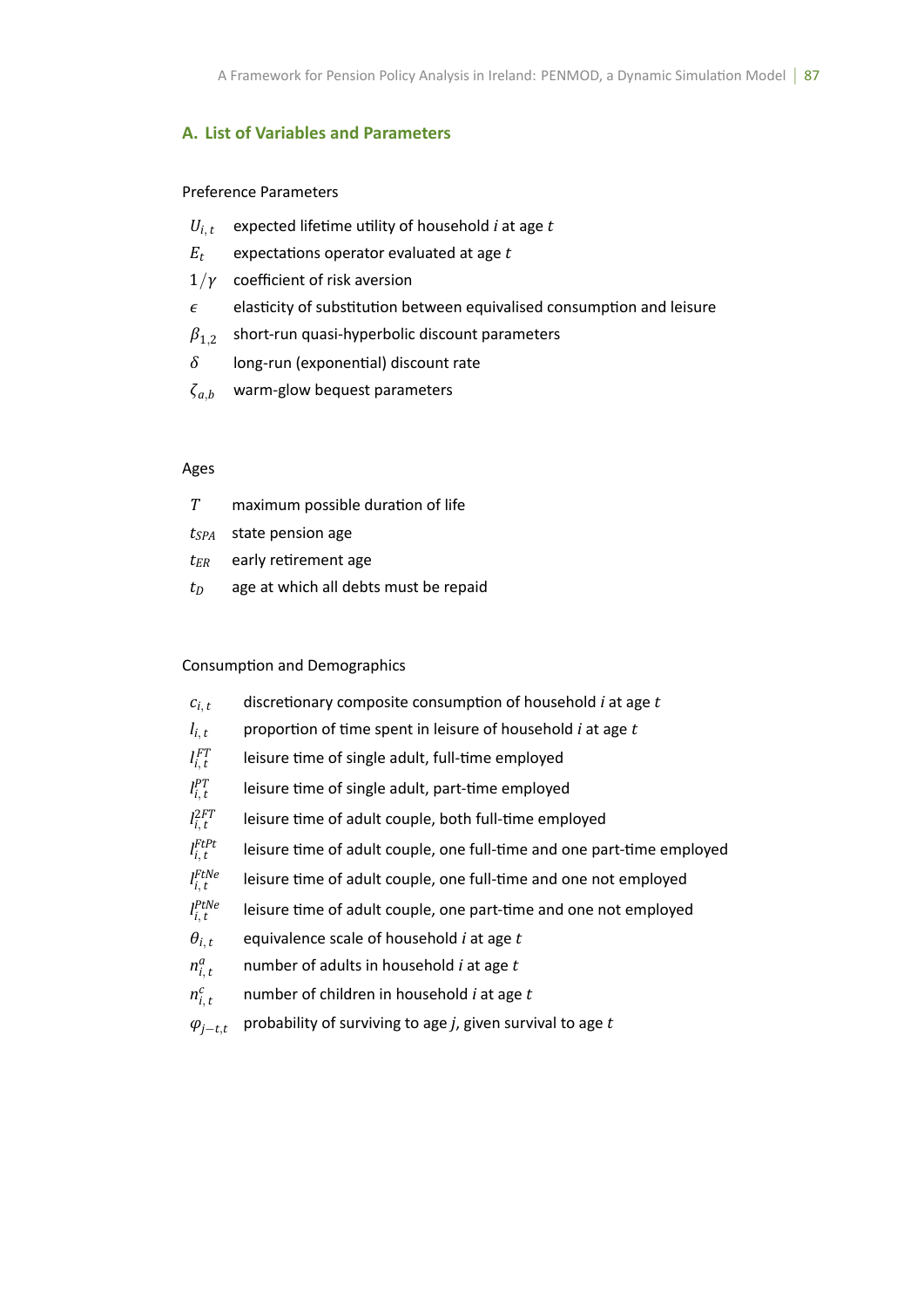## A. List of Variables and Parameters

### Preference Parameters

- $U_{i,t}$ expected lifetime utility of household *i* at age *t*
- $E_t$ expectations operator evaluated at age *t*
- $1/\gamma$ coefficient of risk aversion
- $\epsilon$ elasticity of substitution between equivalised consumption and leisure
- $\beta_{1,2}$ short-run quasi-hyperbolic discount parameters
- $\delta$ long-run (exponential) discount rate
- $\zeta_{a,b}$ warm-glow bequest parameters

### Ages

- $T$ maximum possible duration of life
- $t_{SPA}$ state pension age
- $t_{ER}$ early retirement age
- $t_D$ age at which all debts must be repaid

### Consumption and Demographics

- $c_{i,t}$ discretionary composite consumption of household *i* at age *t*
- $l_{i,t}$ proportion of time spent in leisure of household *i* at age *t*
- $l_{i,t}^{FT}$ leisure time of single adult, full-time employed
- $l_{i,t}^{PT}$ leisure time of single adult, part-time employed
- $l_{i,t}^{2FT}$ leisure time of adult couple, both full-time employed
- $l_{i,t}^{FtPt}$ leisure time of adult couple, one full-time and one part-time employed
- $l_{i,t}^{FtNe}$ leisure time of adult couple, one full-time and one not employed
- $l_{i,t}^{PtNe}$ leisure time of adult couple, one part-time and one not employed
- $\theta_{i,t}$ equivalence scale of household *i* at age *t*
- $n_{i,t}^{a}$ number of adults in household *i* at age *t*
- $n_{i,t}^{c}$ number of children in household *i* at age *t*
- $\varphi_{j-t,t}$ probability of surviving to age *j*, given survival to age *t*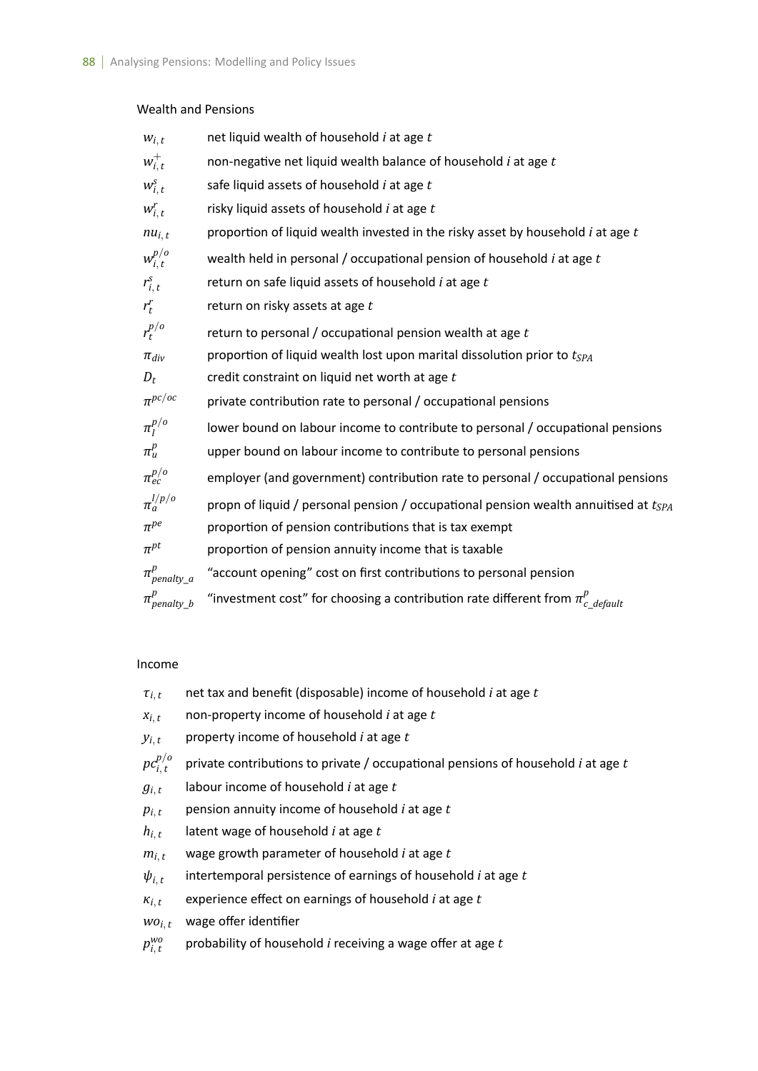Wealth and Pensions

| | |
|---|---|
| $w_{i,t}$ | net liquid wealth of household *i* at age *t* |
| $w_{i,t}^{+}$ | non-negative net liquid wealth balance of household *i* at age *t* |
| $w_{i,t}^{s}$ | safe liquid assets of household *i* at age *t* |
| $w_{i,t}^{r}$ | risky liquid assets of household *i* at age *t* |
| $nu_{i,t}$ | proportion of liquid wealth invested in the risky asset by household *i* at age *t* |
| $w_{i,t}^{p/o}$ | wealth held in personal / occupational pension of household *i* at age *t* |
| $r_{i,t}^{s}$ | return on safe liquid assets of household *i* at age *t* |
| $r_{t}^{r}$ | return on risky assets at age *t* |
| $r_{t}^{p/o}$ | return to personal / occupational pension wealth at age *t* |
| $\pi_{div}$ | proportion of liquid wealth lost upon marital dissolution prior to $t_{SPA}$ |
| $D_{t}$ | credit constraint on liquid net worth at age *t* |
| $\pi^{pc/oc}$ | private contribution rate to personal / occupational pensions |
| $\pi_{l}^{p/o}$ | lower bound on labour income to contribute to personal / occupational pensions |
| $\pi_{u}^{p}$ | upper bound on labour income to contribute to personal pensions |
| $\pi_{ec}^{p/o}$ | employer (and government) contribution rate to personal / occupational pensions |
| $\pi_{a}^{l/p/o}$ | propn of liquid / personal pension / occupational pension wealth annuitised at $t_{SPA}$ |
| $\pi^{pe}$ | proportion of pension contributions that is tax exempt |
| $\pi^{pt}$ | proportion of pension annuity income that is taxable |
| $\pi_{penalty\_a}^{p}$ | "account opening" cost on first contributions to personal pension |
| $\pi_{penalty\_b}^{p}$ | "investment cost" for choosing a contribution rate different from $\pi_{c\_default}^{p}$ |

Income

| | |
|---|---|
| $\tau_{i,t}$ | net tax and benefit (disposable) income of household *i* at age *t* |
| $x_{i,t}$ | non-property income of household *i* at age *t* |
| $y_{i,t}$ | property income of household *i* at age *t* |
| $pc_{i,t}^{p/o}$ | private contributions to private / occupational pensions of household *i* at age *t* |
| $g_{i,t}$ | labour income of household *i* at age *t* |
| $p_{i,t}$ | pension annuity income of household *i* at age *t* |
| $h_{i,t}$ | latent wage of household *i* at age *t* |
| $m_{i,t}$ | wage growth parameter of household *i* at age *t* |
| $\psi_{i,t}$ | intertemporal persistence of earnings of household *i* at age *t* |
| $\kappa_{i,t}$ | experience effect on earnings of household *i* at age *t* |
| $wo_{i,t}$ | wage offer identifier |
| $p_{i,t}^{wo}$ | probability of household *i* receiving a wage offer at age *t* |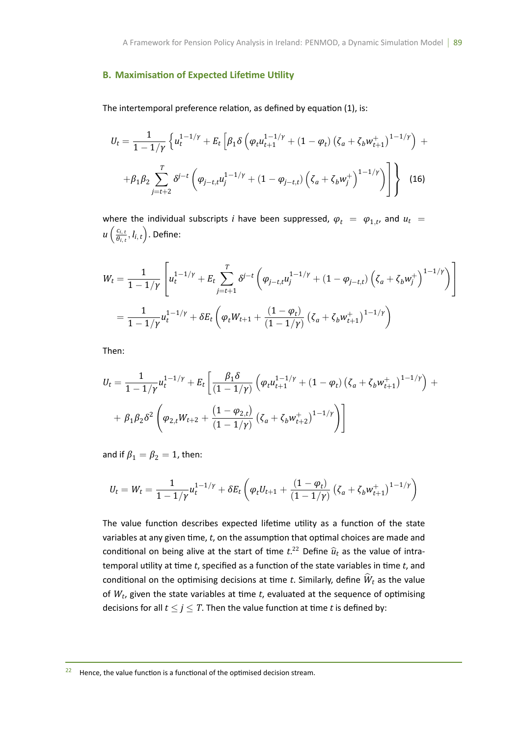### B. Maximisation of Expected Lifetime Utility

The intertemporal preference relation, as defined by equation (1), is:

$$
U_t = \frac{1}{1-1/\gamma}\left\{u_t^{1-1/\gamma} + E_t\left[\beta_1\delta\left(\varphi_t u_{t+1}^{1-1/\gamma} + (1-\varphi_t)\left(\zeta_a + \zeta_b w_{t+1}^{+}\right)^{1-1/\gamma}\right) + \right.\right.
$$

$$
\left.\left. + \beta_1\beta_2\sum_{j=t+2}^{T}\delta^{j-t}\left(\varphi_{j-t,t}u_j^{1-1/\gamma} + (1-\varphi_{j-t,t})\left(\zeta_a + \zeta_b w_j^{+}\right)^{1-1/\gamma}\right)\right]\right\} \quad (16)
$$

where the individual subscripts $i$ have been suppressed, $\varphi_t = \varphi_{1,t}$, and $u_t = u\left(\frac{c_{i,t}}{\theta_{i,t}}, l_{i,t}\right)$. Define:

$$
W_t = \frac{1}{1-1/\gamma}\left[u_t^{1-1/\gamma} + E_t\sum_{j=t+1}^{T}\delta^{j-t}\left(\varphi_{j-t,t}u_j^{1-1/\gamma} + (1-\varphi_{j-t,t})\left(\zeta_a + \zeta_b w_j^{+}\right)^{1-1/\gamma}\right)\right]
$$

$$
= \frac{1}{1-1/\gamma}u_t^{1-1/\gamma} + \delta E_t\left(\varphi_t W_{t+1} + \frac{(1-\varphi_t)}{(1-1/\gamma)}\left(\zeta_a + \zeta_b w_{t+1}^{+}\right)^{1-1/\gamma}\right)
$$

Then:

$$
U_t = \frac{1}{1-1/\gamma}u_t^{1-1/\gamma} + E_t\left[\frac{\beta_1\delta}{(1-1/\gamma)}\left(\varphi_t u_{t+1}^{1-1/\gamma} + (1-\varphi_t)\left(\zeta_a + \zeta_b w_{t+1}^{+}\right)^{1-1/\gamma}\right) + \right.
$$

$$
\left. + \beta_1\beta_2\delta^2\left(\varphi_{2,t}W_{t+2} + \frac{(1-\varphi_{2,t})}{(1-1/\gamma)}\left(\zeta_a + \zeta_b w_{t+2}^{+}\right)^{1-1/\gamma}\right)\right]
$$

and if $\beta_1 = \beta_2 = 1$, then:

$$
U_t = W_t = \frac{1}{1-1/\gamma}u_t^{1-1/\gamma} + \delta E_t\left(\varphi_t U_{t+1} + \frac{(1-\varphi_t)}{(1-1/\gamma)}\left(\zeta_a + \zeta_b w_{t+1}^{+}\right)^{1-1/\gamma}\right)
$$

The value function describes expected lifetime utility as a function of the state variables at any given time, $t$, on the assumption that optimal choices are made and conditional on being alive at the start of time $t$.[22] Define $\widehat{u}_t$ as the value of intra-temporal utility at time $t$, specified as a function of the state variables in time $t$, and conditional on the optimising decisions at time $t$. Similarly, define $\widehat{W}_t$ as the value of $W_t$, given the state variables at time $t$, evaluated at the sequence of optimising decisions for all $t \leq j \leq T$. Then the value function at time $t$ is defined by:

[22] Hence, the value function is a functional of the optimised decision stream.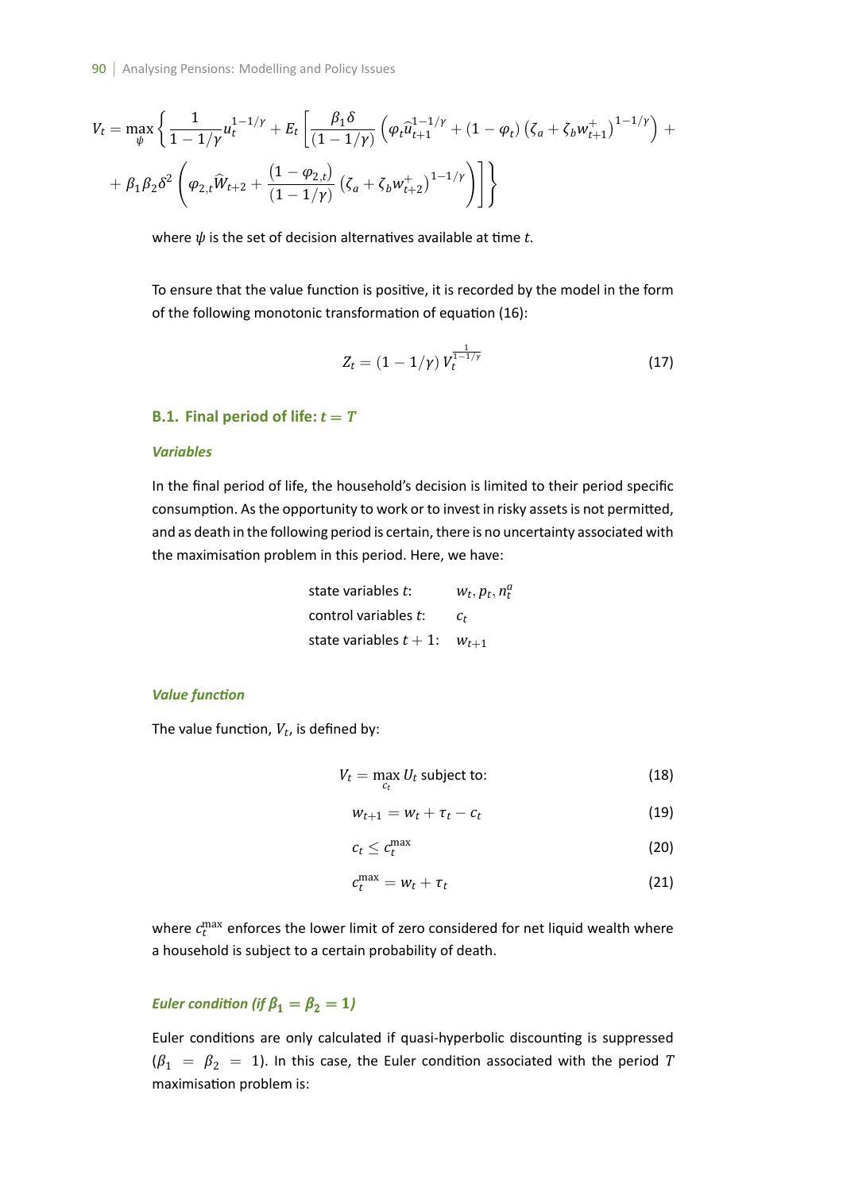$$V_t = \max_{\psi} \left\{ \frac{1}{1-1/\gamma} u_t^{1-1/\gamma} + E_t \left[ \frac{\beta_1 \delta}{(1-1/\gamma)} \left( \varphi_t \widehat{u}_{t+1}^{1-1/\gamma} + (1-\varphi_t) \left( \zeta_a + \zeta_b w_{t+1}^{+} \right)^{1-1/\gamma} \right) + \right. \right.$$

$$\left. \left. + \beta_1 \beta_2 \delta^2 \left( \varphi_{2,t} \widehat{W}_{t+2} + \frac{(1-\varphi_{2,t})}{(1-1/\gamma)} \left( \zeta_a + \zeta_b w_{t+2}^{+} \right)^{1-1/\gamma} \right) \right] \right\}$$

where $\psi$ is the set of decision alternatives available at time $t$.

To ensure that the value function is positive, it is recorded by the model in the form of the following monotonic transformation of equation (16):

$$Z_t = (1-1/\gamma)\, V_t^{\frac{1}{1-1/\gamma}} \tag{17}$$

### B.1. Final period of life: $t = T$

#### *Variables*

In the final period of life, the household's decision is limited to their period specific consumption. As the opportunity to work or to invest in risky assets is not permitted, and as death in the following period is certain, there is no uncertainty associated with the maximisation problem in this period. Here, we have:

| | |
|---|---|
| state variables $t$: | $w_t, p_t, n_t^a$ |
| control variables $t$: | $c_t$ |
| state variables $t+1$: | $w_{t+1}$ |

#### *Value function*

The value function, $V_t$, is defined by:

$$V_t = \max_{c_t} U_t \text{ subject to:} \tag{18}$$

$$w_{t+1} = w_t + \tau_t - c_t \tag{19}$$

$$c_t \leq c_t^{\max} \tag{20}$$

$$c_t^{\max} = w_t + \tau_t \tag{21}$$

where $c_t^{\max}$ enforces the lower limit of zero considered for net liquid wealth where a household is subject to a certain probability of death.

#### *Euler condition (if $\beta_1 = \beta_2 = 1$)*

Euler conditions are only calculated if quasi-hyperbolic discounting is suppressed ($\beta_1 = \beta_2 = 1$). In this case, the Euler condition associated with the period $T$ maximisation problem is: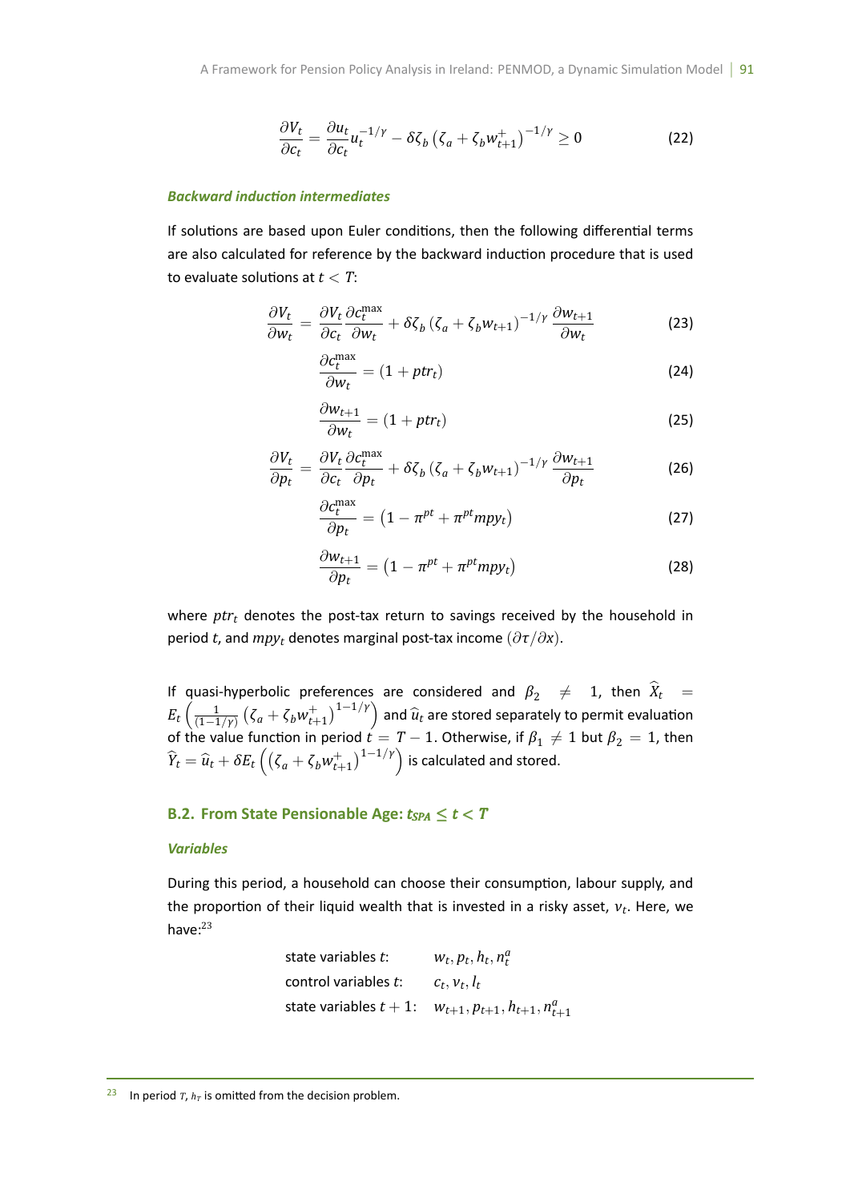$$\frac{\partial V_t}{\partial c_t} = \frac{\partial u_t}{\partial c_t} u_t^{-1/\gamma} - \delta \zeta_b \left(\zeta_a + \zeta_b w_{t+1}^{+}\right)^{-1/\gamma} \geq 0 \tag{22}$$

#### *Backward induction intermediates*

If solutions are based upon Euler conditions, then the following differential terms are also calculated for reference by the backward induction procedure that is used to evaluate solutions at $t < T$:

$$\frac{\partial V_t}{\partial w_t} = \frac{\partial V_t}{\partial c_t} \frac{\partial c_t^{\max}}{\partial w_t} + \delta \zeta_b \left(\zeta_a + \zeta_b w_{t+1}\right)^{-1/\gamma} \frac{\partial w_{t+1}}{\partial w_t} \tag{23}$$

$$\frac{\partial c_t^{\max}}{\partial w_t} = (1 + ptr_t) \tag{24}$$

$$\frac{\partial w_{t+1}}{\partial w_t} = (1 + ptr_t) \tag{25}$$

$$\frac{\partial V_t}{\partial p_t} = \frac{\partial V_t}{\partial c_t} \frac{\partial c_t^{\max}}{\partial p_t} + \delta \zeta_b \left(\zeta_a + \zeta_b w_{t+1}\right)^{-1/\gamma} \frac{\partial w_{t+1}}{\partial p_t} \tag{26}$$

$$\frac{\partial c_t^{\max}}{\partial p_t} = \left(1 - \pi^{pt} + \pi^{pt} mpy_t\right) \tag{27}$$

$$\frac{\partial w_{t+1}}{\partial p_t} = \left(1 - \pi^{pt} + \pi^{pt} mpy_t\right) \tag{28}$$

where $ptr_t$ denotes the post-tax return to savings received by the household in period $t$, and $mpy_t$ denotes marginal post-tax income $(\partial \tau / \partial x)$.

If quasi-hyperbolic preferences are considered and $\beta_2 \neq 1$, then $\widehat{X}_t = E_t\left(\frac{1}{(1-1/\gamma)}\left(\zeta_a + \zeta_b w_{t+1}^{+}\right)^{1-1/\gamma}\right)$ and $\widehat{u}_t$ are stored separately to permit evaluation of the value function in period $t = T-1$. Otherwise, if $\beta_1 \neq 1$ but $\beta_2 = 1$, then $\widehat{Y}_t = \widehat{u}_t + \delta E_t\left(\left(\zeta_a + \zeta_b w_{t+1}^{+}\right)^{1-1/\gamma}\right)$ is calculated and stored.

### B.2. From State Pensionable Age: $t_{SPA} \leq t < T$

#### *Variables*

During this period, a household can choose their consumption, labour supply, and the proportion of their liquid wealth that is invested in a risky asset, $v_t$. Here, we have:[23]

| | |
|---|---|
| state variables $t$: | $w_t, p_t, h_t, n_t^a$ |
| control variables $t$: | $c_t, v_t, l_t$ |
| state variables $t+1$: | $w_{t+1}, p_{t+1}, h_{t+1}, n_{t+1}^a$ |

[23] In period $T$, $h_T$ is omitted from the decision problem.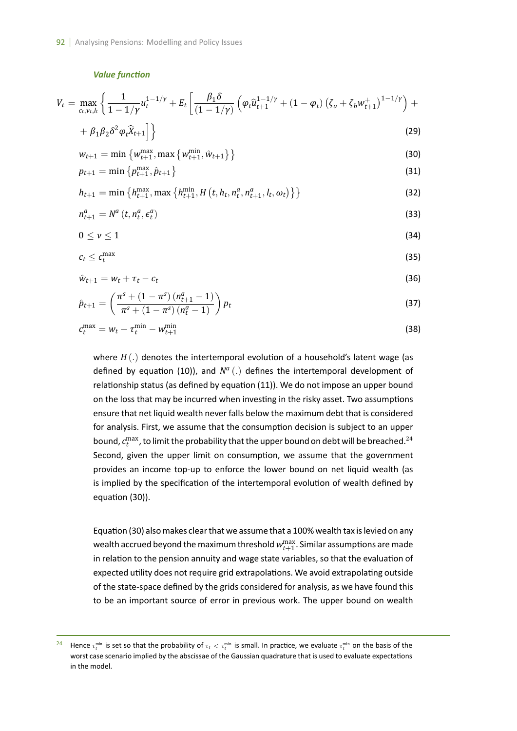***Value function***

$$V_t = \max_{c_t, v_t, l_t} \left\{ \frac{1}{1 - 1/\gamma} u_t^{1-1/\gamma} + E_t \left[ \frac{\beta_1 \delta}{(1 - 1/\gamma)} \left( \varphi_t \widehat{u}_{t+1}^{1-1/\gamma} + (1 - \varphi_t) \left( \zeta_a + \zeta_b w_{t+1}^{+} \right)^{1-1/\gamma} \right) + \right.\right.$$

$$\left.\left. + \beta_1 \beta_2 \delta^2 \varphi_t \widehat{X}_{t+1} \right] \right\} \tag{29}$$

$$w_{t+1} = \min \left\{ w_{t+1}^{\max}, \max \left\{ w_{t+1}^{\min}, \hat{w}_{t+1} \right\} \right\} \tag{30}$$

$$p_{t+1} = \min \left\{ p_{t+1}^{\max}, \hat{p}_{t+1} \right\} \tag{31}$$

$$h_{t+1} = \min \left\{ h_{t+1}^{\max}, \max \left\{ h_{t+1}^{\min}, H \left( t, h_t, n_t^a, n_{t+1}^a, l_t, \omega_t \right) \right\} \right\} \tag{32}$$

$$n_{t+1}^a = N^a \left( t, n_t^a, \epsilon_t^a \right) \tag{33}$$

$$0 \leq v \leq 1 \tag{34}$$

$$c_t \leq c_t^{\max} \tag{35}$$

$$\hat{w}_{t+1} = w_t + \tau_t - c_t \tag{36}$$

$$\hat{p}_{t+1} = \left( \frac{\pi^s + (1 - \pi^s) \left( n_{t+1}^a - 1 \right)}{\pi^s + (1 - \pi^s) \left( n_t^a - 1 \right)} \right) p_t \tag{37}$$

$$c_t^{\max} = w_t + \tau_t^{\min} - w_{t+1}^{\min} \tag{38}$$

where $H(.)$ denotes the intertemporal evolution of a household's latent wage (as defined by equation (10)), and $N^a(.)$ defines the intertemporal development of relationship status (as defined by equation (11)). We do not impose an upper bound on the loss that may be incurred when investing in the risky asset. Two assumptions ensure that net liquid wealth never falls below the maximum debt that is considered for analysis. First, we assume that the consumption decision is subject to an upper bound, $c_t^{\max}$, to limit the probability that the upper bound on debt will be breached.[24] Second, given the upper limit on consumption, we assume that the government provides an income top-up to enforce the lower bound on net liquid wealth (as is implied by the specification of the intertemporal evolution of wealth defined by equation (30)).

Equation (30) also makes clear that we assume that a 100% wealth tax is levied on any wealth accrued beyond the maximum threshold $w_{t+1}^{\max}$. Similar assumptions are made in relation to the pension annuity and wage state variables, so that the evaluation of expected utility does not require grid extrapolations. We avoid extrapolating outside of the state-space defined by the grids considered for analysis, as we have found this to be an important source of error in previous work. The upper bound on wealth

---

[24] Hence $\tau_t^{\min}$ is set so that the probability of $\tau_t < \tau_t^{\min}$ is small. In practice, we evaluate $\tau_t^{\min}$ on the basis of the worst case scenario implied by the abscissae of the Gaussian quadrature that is used to evaluate expectations in the model.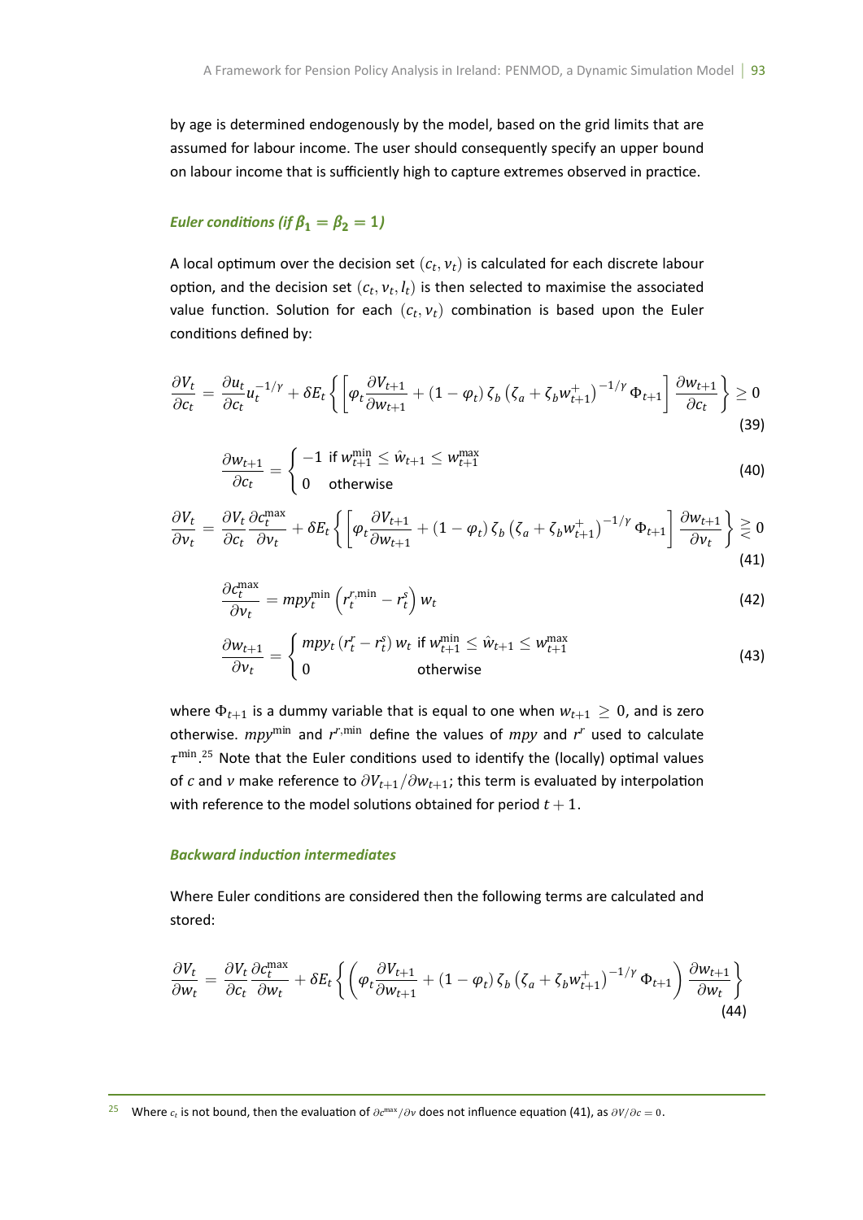by age is determined endogenously by the model, based on the grid limits that are assumed for labour income. The user should consequently specify an upper bound on labour income that is sufficiently high to capture extremes observed in practice.

#### *Euler conditions (if $\beta_1 = \beta_2 = 1$)*

A local optimum over the decision set $(c_t, v_t)$ is calculated for each discrete labour option, and the decision set $(c_t, v_t, l_t)$ is then selected to maximise the associated value function. Solution for each $(c_t, v_t)$ combination is based upon the Euler conditions defined by:

$$\frac{\partial V_t}{\partial c_t} = \frac{\partial u_t}{\partial c_t} u_t^{-1/\gamma} + \delta E_t \left\{ \left[ \varphi_t \frac{\partial V_{t+1}}{\partial w_{t+1}} + (1 - \varphi_t)\, \zeta_b \left( \zeta_a + \zeta_b w_{t+1}^{+} \right)^{-1/\gamma} \Phi_{t+1} \right] \frac{\partial w_{t+1}}{\partial c_t} \right\} \geq 0 \tag{39}$$

$$\frac{\partial w_{t+1}}{\partial c_t} = \begin{cases} -1 & \text{if } w_{t+1}^{\min} \leq \hat{w}_{t+1} \leq w_{t+1}^{\max} \\ 0 & \text{otherwise} \end{cases} \tag{40}$$

$$\frac{\partial V_t}{\partial v_t} = \frac{\partial V_t}{\partial c_t} \frac{\partial c_t^{\max}}{\partial v_t} + \delta E_t \left\{ \left[ \varphi_t \frac{\partial V_{t+1}}{\partial w_{t+1}} + (1 - \varphi_t)\, \zeta_b \left( \zeta_a + \zeta_b w_{t+1}^{+} \right)^{-1/\gamma} \Phi_{t+1} \right] \frac{\partial w_{t+1}}{\partial v_t} \right\} \gtreqless 0 \tag{41}$$

$$\frac{\partial c_t^{\max}}{\partial v_t} = mpy_t^{\min} \left( r_t^{r,\min} - r_t^{s} \right) w_t \tag{42}$$

$$\frac{\partial w_{t+1}}{\partial v_t} = \begin{cases} mpy_t \left( r_t^{r} - r_t^{s} \right) w_t & \text{if } w_{t+1}^{\min} \leq \hat{w}_{t+1} \leq w_{t+1}^{\max} \\ 0 & \text{otherwise} \end{cases} \tag{43}$$

where $\Phi_{t+1}$ is a dummy variable that is equal to one when $w_{t+1} \geq 0$, and is zero otherwise. $mpy^{\min}$ and $r^{r,\min}$ define the values of $mpy$ and $r^{r}$ used to calculate $\tau^{\min}$.[25] Note that the Euler conditions used to identify the (locally) optimal values of $c$ and $v$ make reference to $\partial V_{t+1}/\partial w_{t+1}$; this term is evaluated by interpolation with reference to the model solutions obtained for period $t+1$.

#### *Backward induction intermediates*

Where Euler conditions are considered then the following terms are calculated and stored:

$$\frac{\partial V_t}{\partial w_t} = \frac{\partial V_t}{\partial c_t} \frac{\partial c_t^{\max}}{\partial w_t} + \delta E_t \left\{ \left( \varphi_t \frac{\partial V_{t+1}}{\partial w_{t+1}} + (1 - \varphi_t)\, \zeta_b \left( \zeta_a + \zeta_b w_{t+1}^{+} \right)^{-1/\gamma} \Phi_{t+1} \right) \frac{\partial w_{t+1}}{\partial w_t} \right\} \tag{44}$$

---

[25] Where $c_t$ is not bound, then the evaluation of $\partial c^{\max}/\partial v$ does not influence equation (41), as $\partial V/\partial c = 0$.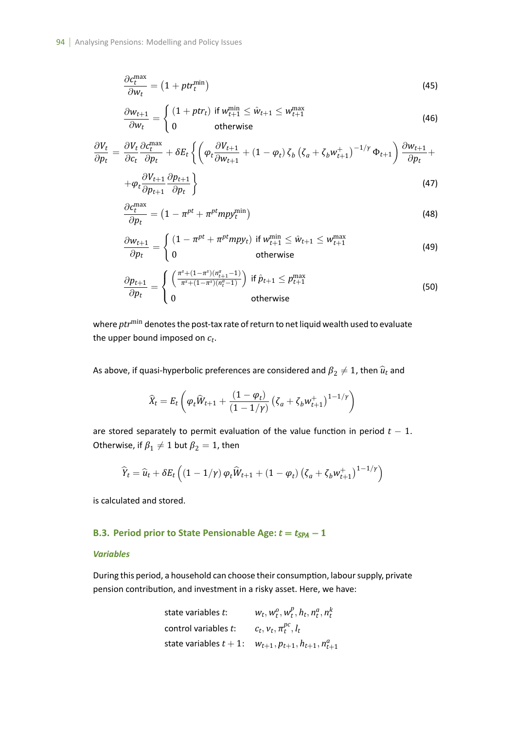$$\frac{\partial c_t^{\max}}{\partial w_t} = \left(1 + ptr_t^{\min}\right) \tag{45}$$

$$\frac{\partial w_{t+1}}{\partial w_t} = \begin{cases} (1 + ptr_t) & \text{if } w_{t+1}^{\min} \leq \hat{w}_{t+1} \leq w_{t+1}^{\max} \\ 0 & \text{otherwise} \end{cases} \tag{46}$$

$$\frac{\partial V_t}{\partial p_t} = \frac{\partial V_t}{\partial c_t}\frac{\partial c_t^{\max}}{\partial p_t} + \delta E_t \left\{ \left( \varphi_t \frac{\partial V_{t+1}}{\partial w_{t+1}} + (1 - \varphi_t)\, \zeta_b \left(\zeta_a + \zeta_b w_{t+1}^{+}\right)^{-1/\gamma} \Phi_{t+1} \right) \frac{\partial w_{t+1}}{\partial p_t} + \right.$$

$$\left. + \varphi_t \frac{\partial V_{t+1}}{\partial p_{t+1}} \frac{\partial p_{t+1}}{\partial p_t} \right\} \tag{47}$$

$$\frac{\partial c_t^{\max}}{\partial p_t} = \left(1 - \pi^{pt} + \pi^{pt} mpy_t^{\min}\right) \tag{48}$$

$$\frac{\partial w_{t+1}}{\partial p_t} = \begin{cases} \left(1 - \pi^{pt} + \pi^{pt} mpy_t\right) & \text{if } w_{t+1}^{\min} \leq \hat{w}_{t+1} \leq w_{t+1}^{\max} \\ 0 & \text{otherwise} \end{cases} \tag{49}$$

$$\frac{\partial p_{t+1}}{\partial p_t} = \begin{cases} \left( \frac{\pi^s + (1 - \pi^s)(n_{t+1}^a - 1)}{\pi^s + (1 - \pi^s)(n_t^a - 1)} \right) & \text{if } \hat{p}_{t+1} \leq p_{t+1}^{\max} \\ 0 & \text{otherwise} \end{cases} \tag{50}$$

where $ptr^{\min}$ denotes the post-tax rate of return to net liquid wealth used to evaluate the upper bound imposed on $c_t$.

As above, if quasi-hyperbolic preferences are considered and $\beta_2 \neq 1$, then $\widehat{u}_t$ and

$$\widehat{X}_t = E_t \left( \varphi_t \widehat{W}_{t+1} + \frac{(1 - \varphi_t)}{(1 - 1/\gamma)} \left(\zeta_a + \zeta_b w_{t+1}^{+}\right)^{1 - 1/\gamma} \right)$$

are stored separately to permit evaluation of the value function in period $t - 1$. Otherwise, if $\beta_1 \neq 1$ but $\beta_2 = 1$, then

$$\widehat{Y}_t = \widehat{u}_t + \delta E_t \left( (1 - 1/\gamma)\, \varphi_t \widehat{W}_{t+1} + (1 - \varphi_t) \left(\zeta_a + \zeta_b w_{t+1}^{+}\right)^{1 - 1/\gamma} \right)$$

is calculated and stored.

## B.3. Period prior to State Pensionable Age: $t = t_{SPA} - 1$

### *Variables*

During this period, a household can choose their consumption, labour supply, private pension contribution, and investment in a risky asset. Here, we have:

| | |
|---|---|
| state variables $t$: | $w_t, w_t^o, w_t^p, h_t, n_t^a, n_t^k$ |
| control variables $t$: | $c_t, v_t, \pi_t^{pc}, l_t$ |
| state variables $t+1$: | $w_{t+1}, p_{t+1}, h_{t+1}, n_{t+1}^a$ |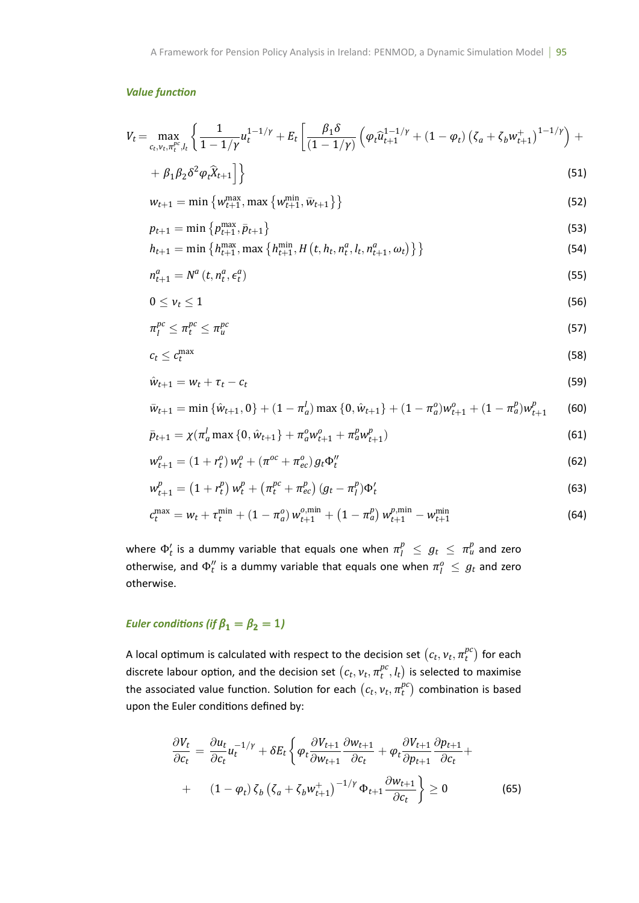### *Value function*

$$V_t = \max_{c_t, v_t, \pi_t^{pc}, l_t} \left\{ \frac{1}{1-1/\gamma} u_t^{1-1/\gamma} + E_t \left[ \frac{\beta_1 \delta}{(1-1/\gamma)} \left( \varphi_t \widehat{u}_{t+1}^{1-1/\gamma} + (1-\varphi_t) \left( \zeta_a + \zeta_b w_{t+1}^{+} \right)^{1-1/\gamma} \right) + \right. \right.$$

$$\left. \left. + \beta_1 \beta_2 \delta^2 \varphi_t \widehat{X}_{t+1} \right] \right\} \tag{51}$$

$$w_{t+1} = \min \left\{ w_{t+1}^{\max}, \max \left\{ w_{t+1}^{\min}, \bar{w}_{t+1} \right\} \right\} \tag{52}$$

$$p_{t+1} = \min \left\{ p_{t+1}^{\max}, \bar{p}_{t+1} \right\} \tag{53}$$

$$h_{t+1} = \min \left\{ h_{t+1}^{\max}, \max \left\{ h_{t+1}^{\min}, H\left(t, h_t, n_t^a, l_t, n_{t+1}^a, \omega_t\right) \right\} \right\} \tag{54}$$

$$n_{t+1}^a = N^a\left(t, n_t^a, \epsilon_t^a\right) \tag{55}$$

$$0 \le v_t \le 1 \tag{56}$$

$$\pi_l^{pc} \le \pi_t^{pc} \le \pi_u^{pc} \tag{57}$$

$$c_t \le c_t^{\max} \tag{58}$$

$$\hat{w}_{t+1} = w_t + \tau_t - c_t \tag{59}$$

$$\bar{w}_{t+1} = \min \left\{ \hat{w}_{t+1}, 0 \right\} + (1-\pi_a^l) \max \left\{ 0, \hat{w}_{t+1} \right\} + (1-\pi_a^o) w_{t+1}^o + (1-\pi_a^p) w_{t+1}^p \tag{60}$$

$$\bar{p}_{t+1} = \chi(\pi_a^l \max \left\{ 0, \hat{w}_{t+1} \right\} + \pi_a^o w_{t+1}^o + \pi_a^p w_{t+1}^p) \tag{61}$$

$$w_{t+1}^o = \left(1 + r_t^o\right) w_t^o + \left(\pi^{oc} + \pi_{ec}^o\right) g_t \Phi_t'' \tag{62}$$

$$w_{t+1}^p = \left(1 + r_t^p\right) w_t^p + \left(\pi_t^{pc} + \pi_{ec}^p\right) \left(g_t - \pi_l^p\right) \Phi_t' \tag{63}$$

$$c_t^{\max} = w_t + \tau_t^{\min} + \left(1 - \pi_a^o\right) w_{t+1}^{o,\min} + \left(1 - \pi_a^p\right) w_{t+1}^{p,\min} - w_{t+1}^{\min} \tag{64}$$

where $\Phi_t'$ is a dummy variable that equals one when $\pi_l^p \le g_t \le \pi_u^p$ and zero otherwise, and $\Phi_t''$ is a dummy variable that equals one when $\pi_l^o \le g_t$ and zero otherwise.

### *Euler conditions (if $\beta_1 = \beta_2 = 1$)*

A local optimum is calculated with respect to the decision set $\left(c_t, v_t, \pi_t^{pc}\right)$ for each discrete labour option, and the decision set $\left(c_t, v_t, \pi_t^{pc}, l_t\right)$ is selected to maximise the associated value function. Solution for each $\left(c_t, v_t, \pi_t^{pc}\right)$ combination is based upon the Euler conditions defined by:

$$\frac{\partial V_t}{\partial c_t} = \frac{\partial u_t}{\partial c_t} u_t^{-1/\gamma} + \delta E_t \left\{ \varphi_t \frac{\partial V_{t+1}}{\partial w_{t+1}} \frac{\partial w_{t+1}}{\partial c_t} + \varphi_t \frac{\partial V_{t+1}}{\partial p_{t+1}} \frac{\partial p_{t+1}}{\partial c_t} + \right.$$

$$\left. + \quad (1-\varphi_t) \zeta_b \left( \zeta_a + \zeta_b w_{t+1}^{+} \right)^{-1/\gamma} \Phi_{t+1} \frac{\partial w_{t+1}}{\partial c_t} \right\} \ge 0 \tag{65}$$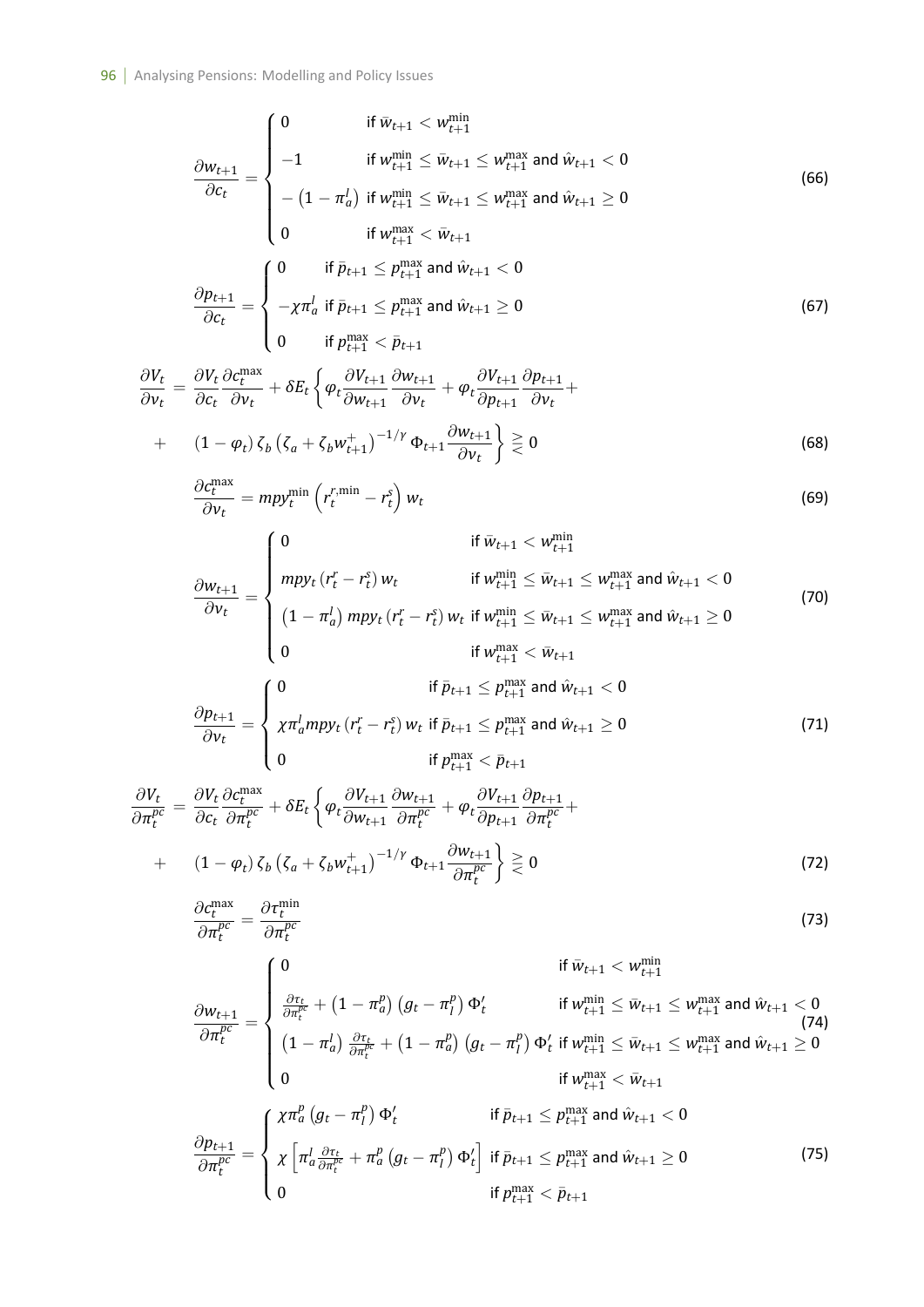$$
\frac{\partial w_{t+1}}{\partial c_t} = \begin{cases} 0 & \text{if } \bar{w}_{t+1} < w_{t+1}^{\min} \\ -1 & \text{if } w_{t+1}^{\min} \leq \bar{w}_{t+1} \leq w_{t+1}^{\max} \text{ and } \hat{w}_{t+1} < 0 \\ -\left(1-\pi_a^l\right) & \text{if } w_{t+1}^{\min} \leq \bar{w}_{t+1} \leq w_{t+1}^{\max} \text{ and } \hat{w}_{t+1} \geq 0 \\ 0 & \text{if } w_{t+1}^{\max} < \bar{w}_{t+1} \end{cases} \tag{66}
$$

$$
\frac{\partial p_{t+1}}{\partial c_t} = \begin{cases} 0 & \text{if } \bar{p}_{t+1} \leq p_{t+1}^{\max} \text{ and } \hat{w}_{t+1} < 0 \\ -\chi\pi_a^l & \text{if } \bar{p}_{t+1} \leq p_{t+1}^{\max} \text{ and } \hat{w}_{t+1} \geq 0 \\ 0 & \text{if } p_{t+1}^{\max} < \bar{p}_{t+1} \end{cases} \tag{67}
$$

$$
\begin{aligned}
\frac{\partial V_t}{\partial v_t} &= \frac{\partial V_t}{\partial c_t}\frac{\partial c_t^{\max}}{\partial v_t} + \delta E_t\left\{\varphi_t\frac{\partial V_{t+1}}{\partial w_{t+1}}\frac{\partial w_{t+1}}{\partial v_t} + \varphi_t\frac{\partial V_{t+1}}{\partial p_{t+1}}\frac{\partial p_{t+1}}{\partial v_t} + \right. \\
&+ \quad \left.(1-\varphi_t)\,\zeta_b\left(\zeta_a+\zeta_b w_{t+1}^{+}\right)^{-1/\gamma}\Phi_{t+1}\frac{\partial w_{t+1}}{\partial v_t}\right\} \gtreqless 0
\end{aligned} \tag{68}
$$

$$
\frac{\partial c_t^{\max}}{\partial v_t} = mpy_t^{\min}\left(r_t^{r,\min} - r_t^s\right)w_t \tag{69}
$$

$$
\frac{\partial w_{t+1}}{\partial v_t} = \begin{cases} 0 & \text{if } \bar{w}_{t+1} < w_{t+1}^{\min} \\ mpy_t\left(r_t^r - r_t^s\right)w_t & \text{if } w_{t+1}^{\min} \leq \bar{w}_{t+1} \leq w_{t+1}^{\max} \text{ and } \hat{w}_{t+1} < 0 \\ \left(1-\pi_a^l\right)mpy_t\left(r_t^r - r_t^s\right)w_t & \text{if } w_{t+1}^{\min} \leq \bar{w}_{t+1} \leq w_{t+1}^{\max} \text{ and } \hat{w}_{t+1} \geq 0 \\ 0 & \text{if } w_{t+1}^{\max} < \bar{w}_{t+1} \end{cases} \tag{70}
$$

$$
\frac{\partial p_{t+1}}{\partial v_t} = \begin{cases} 0 & \text{if } \bar{p}_{t+1} \leq p_{t+1}^{\max} \text{ and } \hat{w}_{t+1} < 0 \\ \chi\pi_a^l mpy_t\left(r_t^r - r_t^s\right)w_t & \text{if } \bar{p}_{t+1} \leq p_{t+1}^{\max} \text{ and } \hat{w}_{t+1} \geq 0 \\ 0 & \text{if } p_{t+1}^{\max} < \bar{p}_{t+1} \end{cases} \tag{71}
$$

$$
\begin{aligned}
\frac{\partial V_t}{\partial \pi_t^{pc}} &= \frac{\partial V_t}{\partial c_t}\frac{\partial c_t^{\max}}{\partial \pi_t^{pc}} + \delta E_t\left\{\varphi_t\frac{\partial V_{t+1}}{\partial w_{t+1}}\frac{\partial w_{t+1}}{\partial \pi_t^{pc}} + \varphi_t\frac{\partial V_{t+1}}{\partial p_{t+1}}\frac{\partial p_{t+1}}{\partial \pi_t^{pc}} + \right. \\
&+ \quad \left.(1-\varphi_t)\,\zeta_b\left(\zeta_a+\zeta_b w_{t+1}^{+}\right)^{-1/\gamma}\Phi_{t+1}\frac{\partial w_{t+1}}{\partial \pi_t^{pc}}\right\} \gtreqless 0
\end{aligned} \tag{72}
$$

$$
\frac{\partial c_t^{\max}}{\partial \pi_t^{pc}} = \frac{\partial \tau_t^{\min}}{\partial \pi_t^{pc}} \tag{73}
$$

$$
\frac{\partial w_{t+1}}{\partial \pi_t^{pc}} = \begin{cases} 0 & \text{if } \bar{w}_{t+1} < w_{t+1}^{\min} \\ \frac{\partial \tau_t}{\partial \pi_t^{pc}} + \left(1-\pi_a^p\right)\left(g_t - \pi_l^p\right)\Phi_t' & \text{if } w_{t+1}^{\min} \leq \bar{w}_{t+1} \leq w_{t+1}^{\max} \text{ and } \hat{w}_{t+1} < 0 \\ \left(1-\pi_a^l\right)\frac{\partial \tau_t}{\partial \pi_t^{pc}} + \left(1-\pi_a^p\right)\left(g_t - \pi_l^p\right)\Phi_t' & \text{if } w_{t+1}^{\min} \leq \bar{w}_{t+1} \leq w_{t+1}^{\max} \text{ and } \hat{w}_{t+1} \geq 0 \\ 0 & \text{if } w_{t+1}^{\max} < \bar{w}_{t+1} \end{cases} \tag{74}
$$

$$
\frac{\partial p_{t+1}}{\partial \pi_t^{pc}} = \begin{cases} \chi\pi_a^p\left(g_t - \pi_l^p\right)\Phi_t' & \text{if } \bar{p}_{t+1} \leq p_{t+1}^{\max} \text{ and } \hat{w}_{t+1} < 0 \\ \chi\left[\pi_a^l\frac{\partial \tau_t}{\partial \pi_t^{pc}} + \pi_a^p\left(g_t - \pi_l^p\right)\Phi_t'\right] & \text{if } \bar{p}_{t+1} \leq p_{t+1}^{\max} \text{ and } \hat{w}_{t+1} \geq 0 \\ 0 & \text{if } p_{t+1}^{\max} < \bar{p}_{t+1} \end{cases} \tag{75}
$$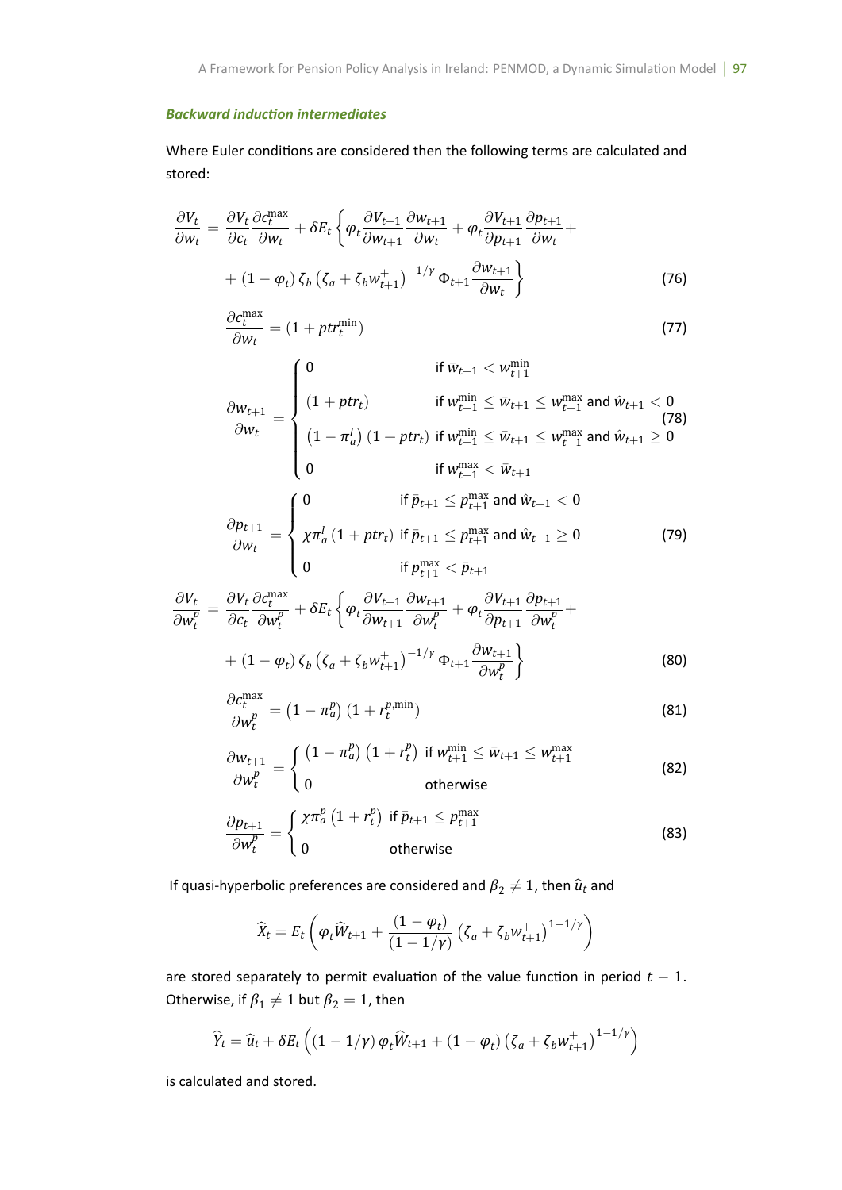### *Backward induction intermediates*

Where Euler conditions are considered then the following terms are calculated and stored:

$$\frac{\partial V_t}{\partial w_t} = \frac{\partial V_t}{\partial c_t}\frac{\partial c_t^{\max}}{\partial w_t} + \delta E_t \left\{ \varphi_t \frac{\partial V_{t+1}}{\partial w_{t+1}}\frac{\partial w_{t+1}}{\partial w_t} + \varphi_t \frac{\partial V_{t+1}}{\partial p_{t+1}}\frac{\partial p_{t+1}}{\partial w_t} + \right.$$
$$\left. + \left(1-\varphi_t\right)\zeta_b\left(\zeta_a + \zeta_b w_{t+1}^{+}\right)^{-1/\gamma}\Phi_{t+1}\frac{\partial w_{t+1}}{\partial w_t}\right\} \tag{76}$$

$$\frac{\partial c_t^{\max}}{\partial w_t} = \left(1 + ptr_t^{\min}\right) \tag{77}$$

$$\frac{\partial w_{t+1}}{\partial w_t} = \begin{cases} 0 & \text{if } \bar{w}_{t+1} < w_{t+1}^{\min} \\ \left(1+ptr_t\right) & \text{if } w_{t+1}^{\min} \leq \bar{w}_{t+1} \leq w_{t+1}^{\max} \text{ and } \hat{w}_{t+1} < 0 \\ \left(1-\pi_a^l\right)\left(1+ptr_t\right) & \text{if } w_{t+1}^{\min} \leq \bar{w}_{t+1} \leq w_{t+1}^{\max} \text{ and } \hat{w}_{t+1} \geq 0 \\ 0 & \text{if } w_{t+1}^{\max} < \bar{w}_{t+1} \end{cases} \tag{78}$$

$$\frac{\partial p_{t+1}}{\partial w_t} = \begin{cases} 0 & \text{if } \bar{p}_{t+1} \leq p_{t+1}^{\max} \text{ and } \hat{w}_{t+1} < 0 \\ \chi\pi_a^l\left(1+ptr_t\right) & \text{if } \bar{p}_{t+1} \leq p_{t+1}^{\max} \text{ and } \hat{w}_{t+1} \geq 0 \\ 0 & \text{if } p_{t+1}^{\max} < \bar{p}_{t+1} \end{cases} \tag{79}$$

$$\frac{\partial V_t}{\partial w_t^p} = \frac{\partial V_t}{\partial c_t}\frac{\partial c_t^{\max}}{\partial w_t^p} + \delta E_t \left\{ \varphi_t \frac{\partial V_{t+1}}{\partial w_{t+1}}\frac{\partial w_{t+1}}{\partial w_t^p} + \varphi_t \frac{\partial V_{t+1}}{\partial p_{t+1}}\frac{\partial p_{t+1}}{\partial w_t^p} + \right.$$
$$\left. + \left(1-\varphi_t\right)\zeta_b\left(\zeta_a + \zeta_b w_{t+1}^{+}\right)^{-1/\gamma}\Phi_{t+1}\frac{\partial w_{t+1}}{\partial w_t^p}\right\} \tag{80}$$

$$\frac{\partial c_t^{\max}}{\partial w_t^p} = \left(1-\pi_a^p\right)\left(1 + r_t^{p,\min}\right) \tag{81}$$

$$\frac{\partial w_{t+1}}{\partial w_t^p} = \begin{cases} \left(1-\pi_a^p\right)\left(1+r_t^p\right) & \text{if } w_{t+1}^{\min} \leq \bar{w}_{t+1} \leq w_{t+1}^{\max} \\ 0 & \text{otherwise} \end{cases} \tag{82}$$

$$\frac{\partial p_{t+1}}{\partial w_t^p} = \begin{cases} \chi\pi_a^p\left(1+r_t^p\right) & \text{if } \bar{p}_{t+1} \leq p_{t+1}^{\max} \\ 0 & \text{otherwise} \end{cases} \tag{83}$$

If quasi-hyperbolic preferences are considered and $\beta_2 \neq 1$, then $\widehat{u}_t$ and

$$\widehat{X}_t = E_t\left(\varphi_t \widehat{W}_{t+1} + \frac{\left(1-\varphi_t\right)}{\left(1-1/\gamma\right)}\left(\zeta_a + \zeta_b w_{t+1}^{+}\right)^{1-1/\gamma}\right)$$

are stored separately to permit evaluation of the value function in period $t-1$. Otherwise, if $\beta_1 \neq 1$ but $\beta_2 = 1$, then

$$\widehat{Y}_t = \widehat{u}_t + \delta E_t\left(\left(1-1/\gamma\right)\varphi_t \widehat{W}_{t+1} + \left(1-\varphi_t\right)\left(\zeta_a + \zeta_b w_{t+1}^{+}\right)^{1-1/\gamma}\right)$$

is calculated and stored.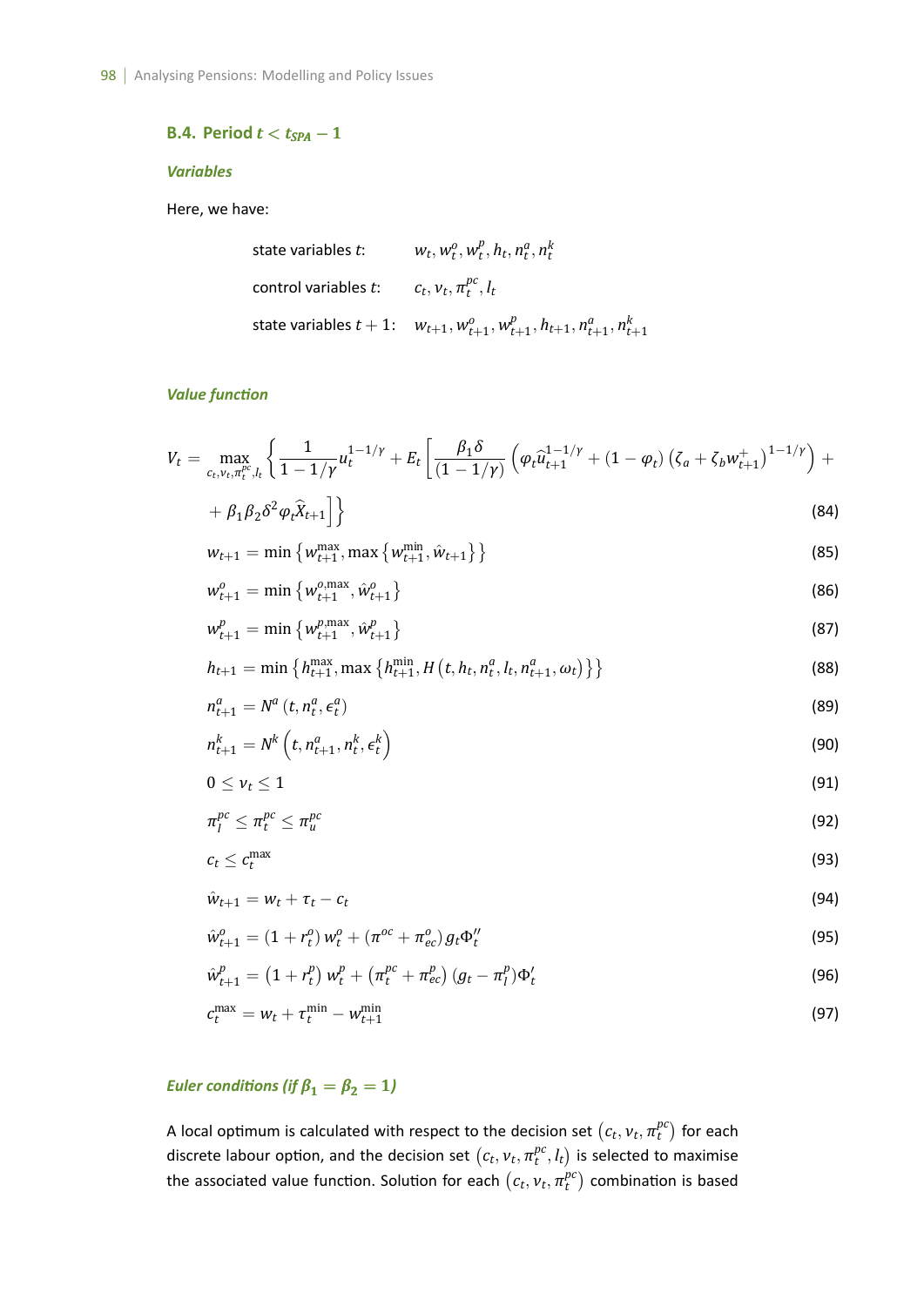### B.4. Period $t < t_{SPA} - 1$

***Variables***

Here, we have:

state variables $t$: $w_t, w_t^o, w_t^p, h_t, n_t^a, n_t^k$

control variables $t$: $c_t, v_t, \pi_t^{pc}, l_t$

state variables $t+1$: $w_{t+1}, w_{t+1}^o, w_{t+1}^p, h_{t+1}, n_{t+1}^a, n_{t+1}^k$

***Value function***

$$V_t = \max_{c_t, v_t, \pi_t^{pc}, l_t} \left\{ \frac{1}{1 - 1/\gamma} u_t^{1-1/\gamma} + E_t \left[ \frac{\beta_1 \delta}{(1 - 1/\gamma)} \left( \varphi_t \hat{u}_{t+1}^{1-1/\gamma} + (1 - \varphi_t) \left( \zeta_a + \zeta_b w_{t+1}^{+} \right)^{1-1/\gamma} \right) + \right. \right.$$

$$\left. \left. + \beta_1 \beta_2 \delta^2 \varphi_t \widehat{X}_{t+1} \right] \right\} \tag{84}$$

$$w_{t+1} = \min \left\{ w_{t+1}^{\max}, \max \left\{ w_{t+1}^{\min}, \hat{w}_{t+1} \right\} \right\} \tag{85}$$

$$w_{t+1}^o = \min \left\{ w_{t+1}^{o,\max}, \hat{w}_{t+1}^o \right\} \tag{86}$$

$$w_{t+1}^p = \min \left\{ w_{t+1}^{p,\max}, \hat{w}_{t+1}^p \right\} \tag{87}$$

$$h_{t+1} = \min \left\{ h_{t+1}^{\max}, \max \left\{ h_{t+1}^{\min}, H\left(t, h_t, n_t^a, l_t, n_{t+1}^a, \omega_t\right) \right\} \right\} \tag{88}$$

$$n_{t+1}^a = N^a \left(t, n_t^a, \epsilon_t^a\right) \tag{89}$$

$$n_{t+1}^k = N^k \left(t, n_{t+1}^a, n_t^k, \epsilon_t^k\right) \tag{90}$$

$$0 \leq v_t \leq 1 \tag{91}$$

$$\pi_l^{pc} \leq \pi_t^{pc} \leq \pi_u^{pc} \tag{92}$$

$$c_t \leq c_t^{\max} \tag{93}$$

$$\hat{w}_{t+1} = w_t + \tau_t - c_t \tag{94}$$

$$\hat{w}_{t+1}^o = \left(1 + r_t^o\right) w_t^o + \left(\pi^{oc} + \pi_{ec}^o\right) g_t \Phi_t'' \tag{95}$$

$$\hat{w}_{t+1}^p = \left(1 + r_t^p\right) w_t^p + \left(\pi_t^{pc} + \pi_{ec}^p\right) \left(g_t - \pi_l^p\right) \Phi_t' \tag{96}$$

$$c_t^{\max} = w_t + \tau_t^{\min} - w_{t+1}^{\min} \tag{97}$$

***Euler conditions (if $\beta_1 = \beta_2 = 1$)***

A local optimum is calculated with respect to the decision set $\left(c_t, v_t, \pi_t^{pc}\right)$ for each discrete labour option, and the decision set $\left(c_t, v_t, \pi_t^{pc}, l_t\right)$ is selected to maximise the associated value function. Solution for each $\left(c_t, v_t, \pi_t^{pc}\right)$ combination is based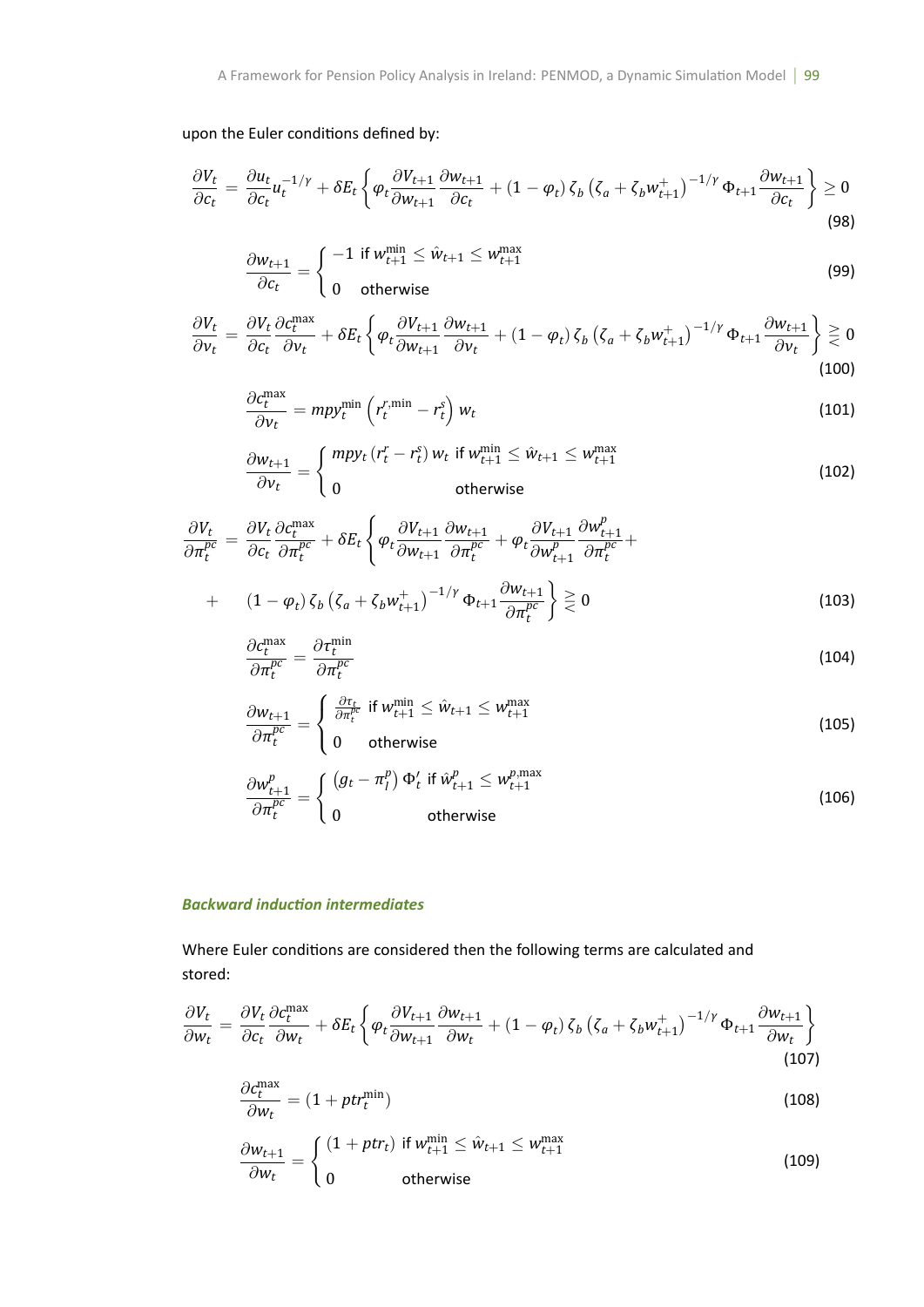upon the Euler conditions defined by:

$$\frac{\partial V_t}{\partial c_t} = \frac{\partial u_t}{\partial c_t} u_t^{-1/\gamma} + \delta E_t \left\{ \varphi_t \frac{\partial V_{t+1}}{\partial w_{t+1}} \frac{\partial w_{t+1}}{\partial c_t} + (1-\varphi_t)\, \zeta_b \left(\zeta_a + \zeta_b w_{t+1}^{+}\right)^{-1/\gamma} \Phi_{t+1} \frac{\partial w_{t+1}}{\partial c_t} \right\} \geq 0 \tag{98}$$

$$\frac{\partial w_{t+1}}{\partial c_t} = \begin{cases} -1 & \text{if } w_{t+1}^{\min} \leq \hat{w}_{t+1} \leq w_{t+1}^{\max} \\ 0 & \text{otherwise} \end{cases} \tag{99}$$

$$\frac{\partial V_t}{\partial \nu_t} = \frac{\partial V_t}{\partial c_t} \frac{\partial c_t^{\max}}{\partial \nu_t} + \delta E_t \left\{ \varphi_t \frac{\partial V_{t+1}}{\partial w_{t+1}} \frac{\partial w_{t+1}}{\partial \nu_t} + (1-\varphi_t)\, \zeta_b \left(\zeta_a + \zeta_b w_{t+1}^{+}\right)^{-1/\gamma} \Phi_{t+1} \frac{\partial w_{t+1}}{\partial \nu_t} \right\} \gtreqless 0 \tag{100}$$

$$\frac{\partial c_t^{\max}}{\partial \nu_t} = mpy_t^{\min} \left( r_t^{r,\min} - r_t^{s} \right) w_t \tag{101}$$

$$\frac{\partial w_{t+1}}{\partial \nu_t} = \begin{cases} mpy_t \left(r_t^r - r_t^s\right) w_t & \text{if } w_{t+1}^{\min} \leq \hat{w}_{t+1} \leq w_{t+1}^{\max} \\ 0 & \text{otherwise} \end{cases} \tag{102}$$

$$\frac{\partial V_t}{\partial \pi_t^{pc}} = \frac{\partial V_t}{\partial c_t} \frac{\partial c_t^{\max}}{\partial \pi_t^{pc}} + \delta E_t \left\{ \varphi_t \frac{\partial V_{t+1}}{\partial w_{t+1}} \frac{\partial w_{t+1}}{\partial \pi_t^{pc}} + \varphi_t \frac{\partial V_{t+1}}{\partial w_{t+1}^p} \frac{\partial w_{t+1}^p}{\partial \pi_t^{pc}} + \right.$$

$$+ \quad \left. (1-\varphi_t)\, \zeta_b \left(\zeta_a + \zeta_b w_{t+1}^{+}\right)^{-1/\gamma} \Phi_{t+1} \frac{\partial w_{t+1}}{\partial \pi_t^{pc}} \right\} \gtreqless 0 \tag{103}$$

$$\frac{\partial c_t^{\max}}{\partial \pi_t^{pc}} = \frac{\partial \tau_t^{\min}}{\partial \pi_t^{pc}} \tag{104}$$

$$\frac{\partial w_{t+1}}{\partial \pi_t^{pc}} = \begin{cases} \frac{\partial \tau_t}{\partial \pi_t^{pc}} & \text{if } w_{t+1}^{\min} \leq \hat{w}_{t+1} \leq w_{t+1}^{\max} \\ 0 & \text{otherwise} \end{cases} \tag{105}$$

$$\frac{\partial w_{t+1}^p}{\partial \pi_t^{pc}} = \begin{cases} \left(g_t - \pi_l^p\right) \Phi_t' & \text{if } \hat{w}_{t+1}^p \leq w_{t+1}^{p,\max} \\ 0 & \text{otherwise} \end{cases} \tag{106}$$

### *Backward induction intermediates*

Where Euler conditions are considered then the following terms are calculated and stored:

$$\frac{\partial V_t}{\partial w_t} = \frac{\partial V_t}{\partial c_t} \frac{\partial c_t^{\max}}{\partial w_t} + \delta E_t \left\{ \varphi_t \frac{\partial V_{t+1}}{\partial w_{t+1}} \frac{\partial w_{t+1}}{\partial w_t} + (1-\varphi_t)\, \zeta_b \left(\zeta_a + \zeta_b w_{t+1}^{+}\right)^{-1/\gamma} \Phi_{t+1} \frac{\partial w_{t+1}}{\partial w_t} \right\} \tag{107}$$

$$\frac{\partial c_t^{\max}}{\partial w_t} = \left(1 + ptr_t^{\min}\right) \tag{108}$$

$$\frac{\partial w_{t+1}}{\partial w_t} = \begin{cases} \left(1 + ptr_t\right) & \text{if } w_{t+1}^{\min} \leq \hat{w}_{t+1} \leq w_{t+1}^{\max} \\ 0 & \text{otherwise} \end{cases} \tag{109}$$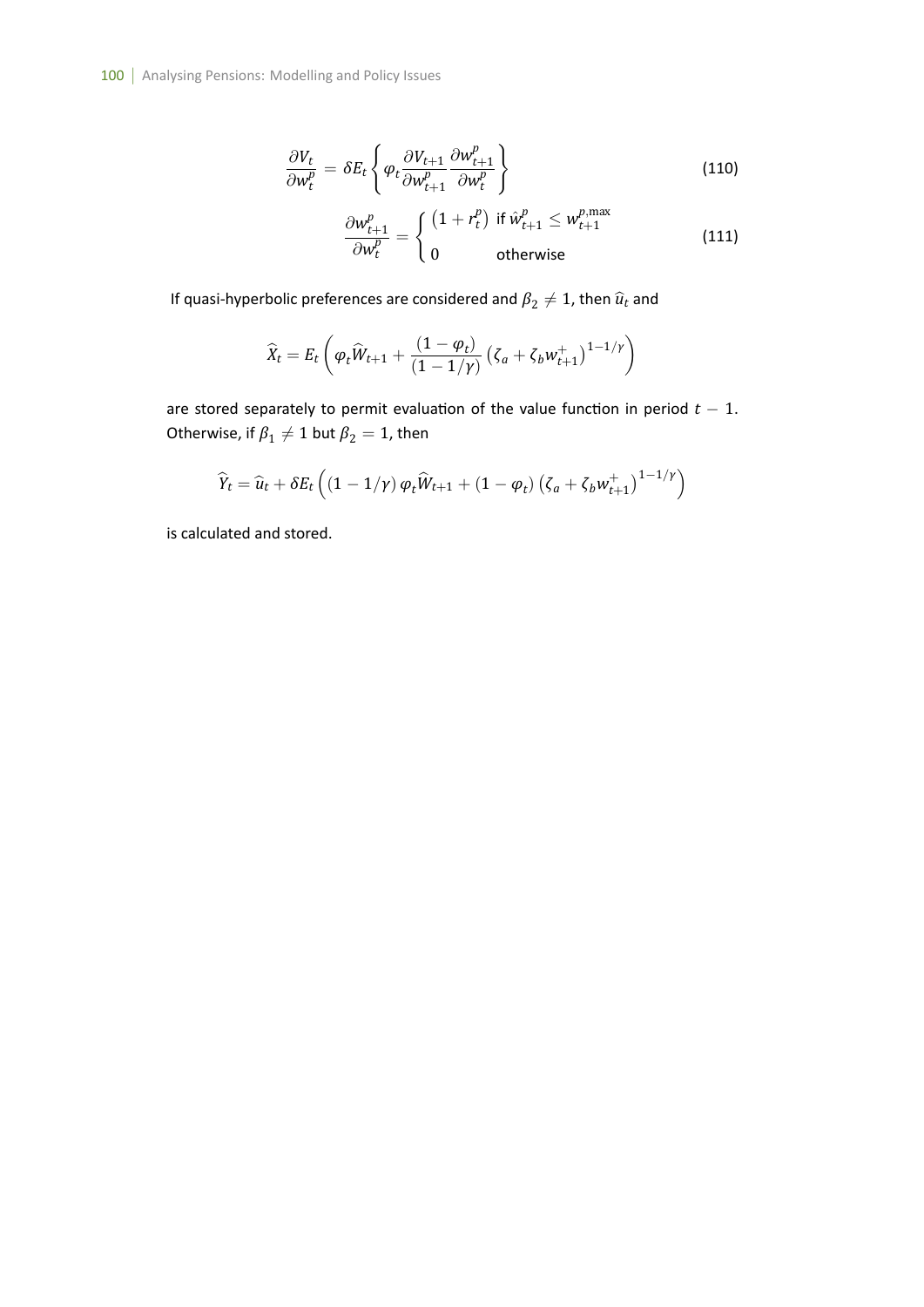$$\frac{\partial V_t}{\partial w_t^p} = \delta E_t \left\{ \varphi_t \frac{\partial V_{t+1}}{\partial w_{t+1}^p} \frac{\partial w_{t+1}^p}{\partial w_t^p} \right\} \tag{110}$$

$$\frac{\partial w_{t+1}^p}{\partial w_t^p} = \begin{cases} \left(1 + r_t^p\right) & \text{if } \hat{w}_{t+1}^p \leq w_{t+1}^{p,\max} \\ 0 & \text{otherwise} \end{cases} \tag{111}$$

If quasi-hyperbolic preferences are considered and $\beta_2 \neq 1$, then $\widehat{u}_t$ and

$$\widehat{X}_t = E_t \left( \varphi_t \widehat{W}_{t+1} + \frac{(1 - \varphi_t)}{(1 - 1/\gamma)} \left( \zeta_a + \zeta_b w_{t+1}^+ \right)^{1-1/\gamma} \right)$$

are stored separately to permit evaluation of the value function in period $t - 1$. Otherwise, if $\beta_1 \neq 1$ but $\beta_2 = 1$, then

$$\widehat{Y}_t = \widehat{u}_t + \delta E_t \left( (1 - 1/\gamma) \varphi_t \widehat{W}_{t+1} + (1 - \varphi_t) \left( \zeta_a + \zeta_b w_{t+1}^+ \right)^{1-1/\gamma} \right)$$

is calculated and stored.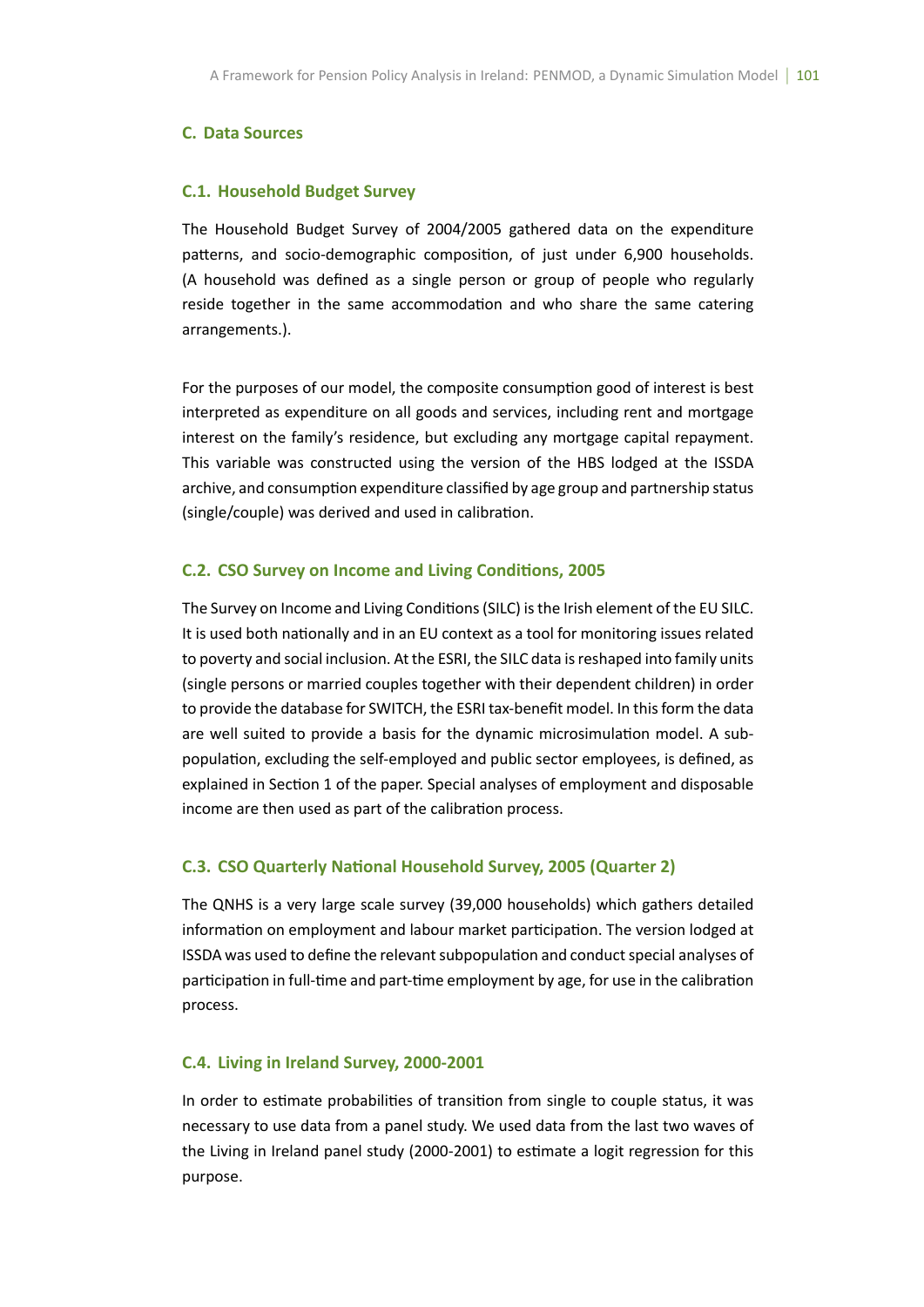## C. Data Sources

### C.1. Household Budget Survey

The Household Budget Survey of 2004/2005 gathered data on the expenditure patterns, and socio-demographic composition, of just under 6,900 households. (A household was defined as a single person or group of people who regularly reside together in the same accommodation and who share the same catering arrangements.).

For the purposes of our model, the composite consumption good of interest is best interpreted as expenditure on all goods and services, including rent and mortgage interest on the family's residence, but excluding any mortgage capital repayment. This variable was constructed using the version of the HBS lodged at the ISSDA archive, and consumption expenditure classified by age group and partnership status (single/couple) was derived and used in calibration.

### C.2. CSO Survey on Income and Living Conditions, 2005

The Survey on Income and Living Conditions (SILC) is the Irish element of the EU SILC. It is used both nationally and in an EU context as a tool for monitoring issues related to poverty and social inclusion. At the ESRI, the SILC data is reshaped into family units (single persons or married couples together with their dependent children) in order to provide the database for SWITCH, the ESRI tax-benefit model. In this form the data are well suited to provide a basis for the dynamic microsimulation model. A sub-population, excluding the self-employed and public sector employees, is defined, as explained in Section 1 of the paper. Special analyses of employment and disposable income are then used as part of the calibration process.

### C.3. CSO Quarterly National Household Survey, 2005 (Quarter 2)

The QNHS is a very large scale survey (39,000 households) which gathers detailed information on employment and labour market participation. The version lodged at ISSDA was used to define the relevant subpopulation and conduct special analyses of participation in full-time and part-time employment by age, for use in the calibration process.

### C.4. Living in Ireland Survey, 2000-2001

In order to estimate probabilities of transition from single to couple status, it was necessary to use data from a panel study. We used data from the last two waves of the Living in Ireland panel study (2000-2001) to estimate a logit regression for this purpose.